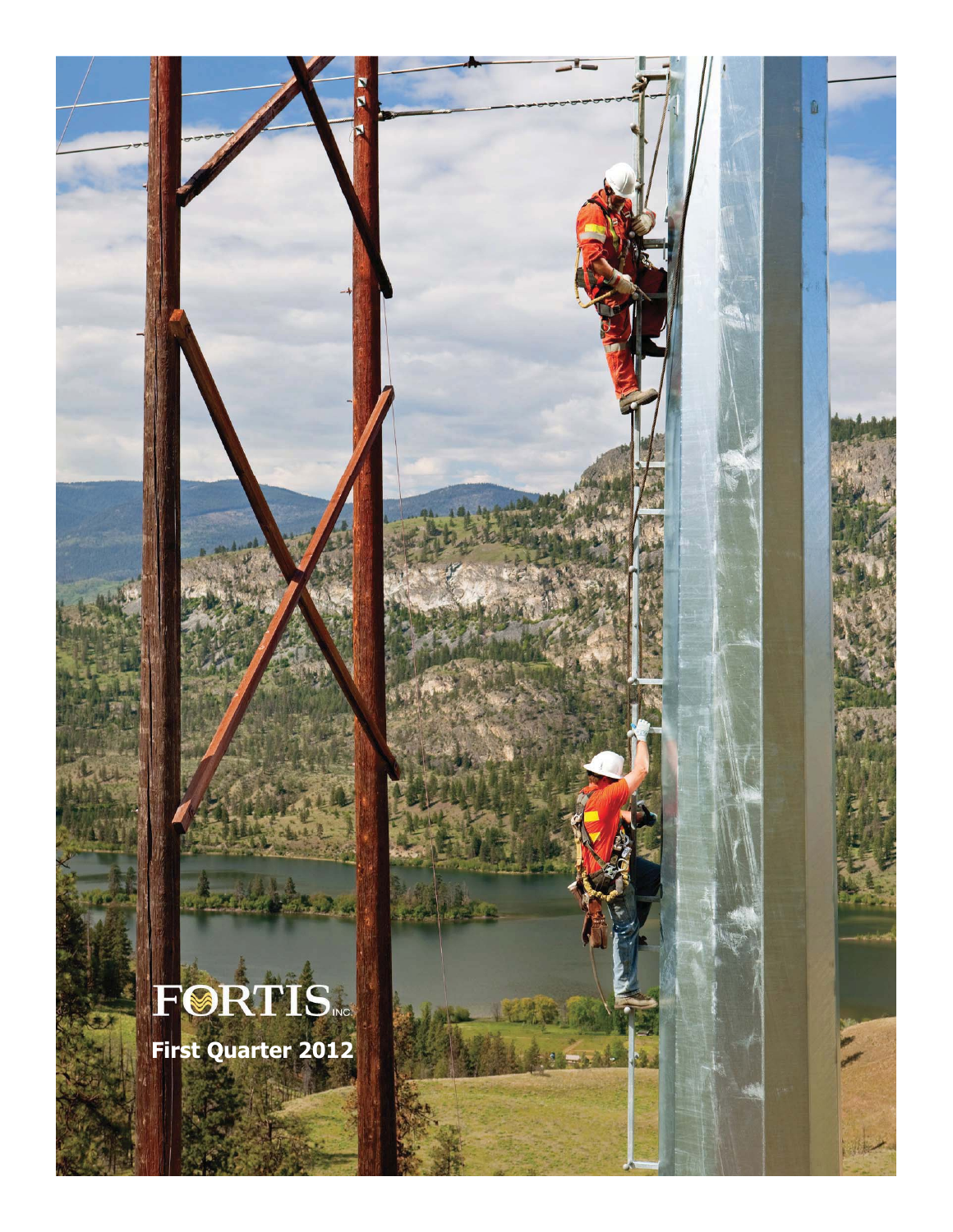FORTIS INC.

**First Quarter 2012**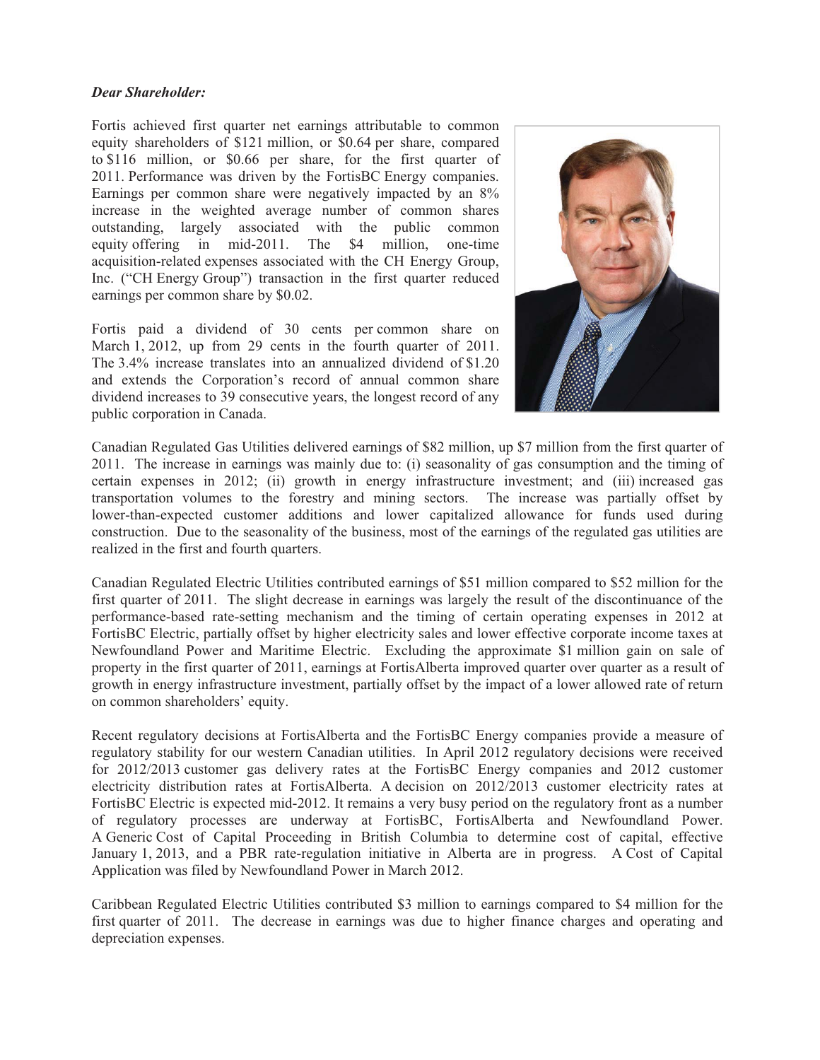***Dear Shareholder:***

Fortis achieved first quarter net earnings attributable to common equity shareholders of $121 million, or $0.64 per share, compared to $116 million, or $0.66 per share, for the first quarter of 2011. Performance was driven by the FortisBC Energy companies. Earnings per common share were negatively impacted by an 8% increase in the weighted average number of common shares outstanding, largely associated with the public common equity offering in mid-2011. The $4 million, one-time acquisition-related expenses associated with the CH Energy Group, Inc. ("CH Energy Group") transaction in the first quarter reduced earnings per common share by $0.02.

Fortis paid a dividend of 30 cents per common share on March 1, 2012, up from 29 cents in the fourth quarter of 2011. The 3.4% increase translates into an annualized dividend of $1.20 and extends the Corporation's record of annual common share dividend increases to 39 consecutive years, the longest record of any public corporation in Canada.

Canadian Regulated Gas Utilities delivered earnings of $82 million, up $7 million from the first quarter of 2011. The increase in earnings was mainly due to: (i) seasonality of gas consumption and the timing of certain expenses in 2012; (ii) growth in energy infrastructure investment; and (iii) increased gas transportation volumes to the forestry and mining sectors. The increase was partially offset by lower-than-expected customer additions and lower capitalized allowance for funds used during construction. Due to the seasonality of the business, most of the earnings of the regulated gas utilities are realized in the first and fourth quarters.

Canadian Regulated Electric Utilities contributed earnings of $51 million compared to $52 million for the first quarter of 2011. The slight decrease in earnings was largely the result of the discontinuance of the performance-based rate-setting mechanism and the timing of certain operating expenses in 2012 at FortisBC Electric, partially offset by higher electricity sales and lower effective corporate income taxes at Newfoundland Power and Maritime Electric. Excluding the approximate $1 million gain on sale of property in the first quarter of 2011, earnings at FortisAlberta improved quarter over quarter as a result of growth in energy infrastructure investment, partially offset by the impact of a lower allowed rate of return on common shareholders' equity.

Recent regulatory decisions at FortisAlberta and the FortisBC Energy companies provide a measure of regulatory stability for our western Canadian utilities. In April 2012 regulatory decisions were received for 2012/2013 customer gas delivery rates at the FortisBC Energy companies and 2012 customer electricity distribution rates at FortisAlberta. A decision on 2012/2013 customer electricity rates at FortisBC Electric is expected mid-2012. It remains a very busy period on the regulatory front as a number of regulatory processes are underway at FortisBC, FortisAlberta and Newfoundland Power. A Generic Cost of Capital Proceeding in British Columbia to determine cost of capital, effective January 1, 2013, and a PBR rate-regulation initiative in Alberta are in progress. A Cost of Capital Application was filed by Newfoundland Power in March 2012.

Caribbean Regulated Electric Utilities contributed $3 million to earnings compared to $4 million for the first quarter of 2011. The decrease in earnings was due to higher finance charges and operating and depreciation expenses.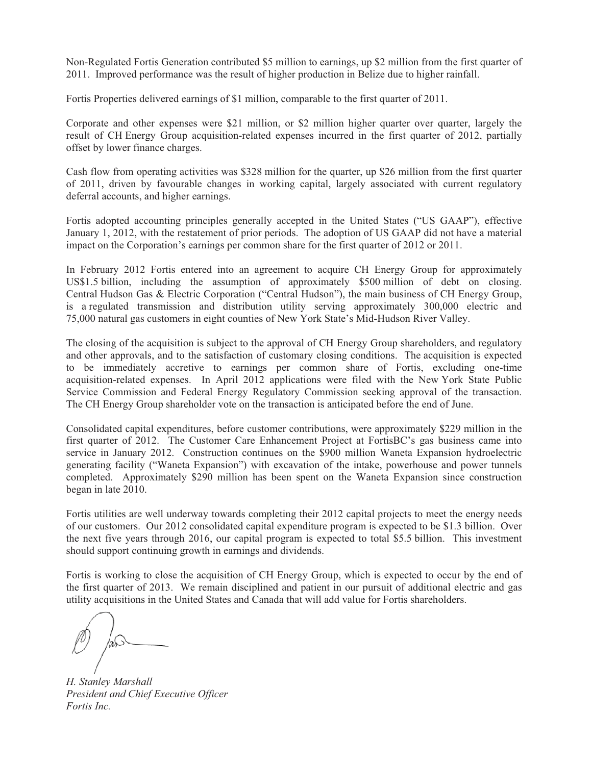Non-Regulated Fortis Generation contributed $5 million to earnings, up $2 million from the first quarter of 2011. Improved performance was the result of higher production in Belize due to higher rainfall.

Fortis Properties delivered earnings of $1 million, comparable to the first quarter of 2011.

Corporate and other expenses were $21 million, or $2 million higher quarter over quarter, largely the result of CH Energy Group acquisition-related expenses incurred in the first quarter of 2012, partially offset by lower finance charges.

Cash flow from operating activities was $328 million for the quarter, up $26 million from the first quarter of 2011, driven by favourable changes in working capital, largely associated with current regulatory deferral accounts, and higher earnings.

Fortis adopted accounting principles generally accepted in the United States ("US GAAP"), effective January 1, 2012, with the restatement of prior periods. The adoption of US GAAP did not have a material impact on the Corporation's earnings per common share for the first quarter of 2012 or 2011.

In February 2012 Fortis entered into an agreement to acquire CH Energy Group for approximately US$1.5 billion, including the assumption of approximately $500 million of debt on closing. Central Hudson Gas & Electric Corporation ("Central Hudson"), the main business of CH Energy Group, is a regulated transmission and distribution utility serving approximately 300,000 electric and 75,000 natural gas customers in eight counties of New York State's Mid-Hudson River Valley.

The closing of the acquisition is subject to the approval of CH Energy Group shareholders, and regulatory and other approvals, and to the satisfaction of customary closing conditions. The acquisition is expected to be immediately accretive to earnings per common share of Fortis, excluding one-time acquisition-related expenses. In April 2012 applications were filed with the New York State Public Service Commission and Federal Energy Regulatory Commission seeking approval of the transaction. The CH Energy Group shareholder vote on the transaction is anticipated before the end of June.

Consolidated capital expenditures, before customer contributions, were approximately $229 million in the first quarter of 2012. The Customer Care Enhancement Project at FortisBC's gas business came into service in January 2012. Construction continues on the $900 million Waneta Expansion hydroelectric generating facility ("Waneta Expansion") with excavation of the intake, powerhouse and power tunnels completed. Approximately $290 million has been spent on the Waneta Expansion since construction began in late 2010.

Fortis utilities are well underway towards completing their 2012 capital projects to meet the energy needs of our customers. Our 2012 consolidated capital expenditure program is expected to be $1.3 billion. Over the next five years through 2016, our capital program is expected to total $5.5 billion. This investment should support continuing growth in earnings and dividends.

Fortis is working to close the acquisition of CH Energy Group, which is expected to occur by the end of the first quarter of 2013. We remain disciplined and patient in our pursuit of additional electric and gas utility acquisitions in the United States and Canada that will add value for Fortis shareholders.

*H. Stanley Marshall*
*President and Chief Executive Officer*
*Fortis Inc.*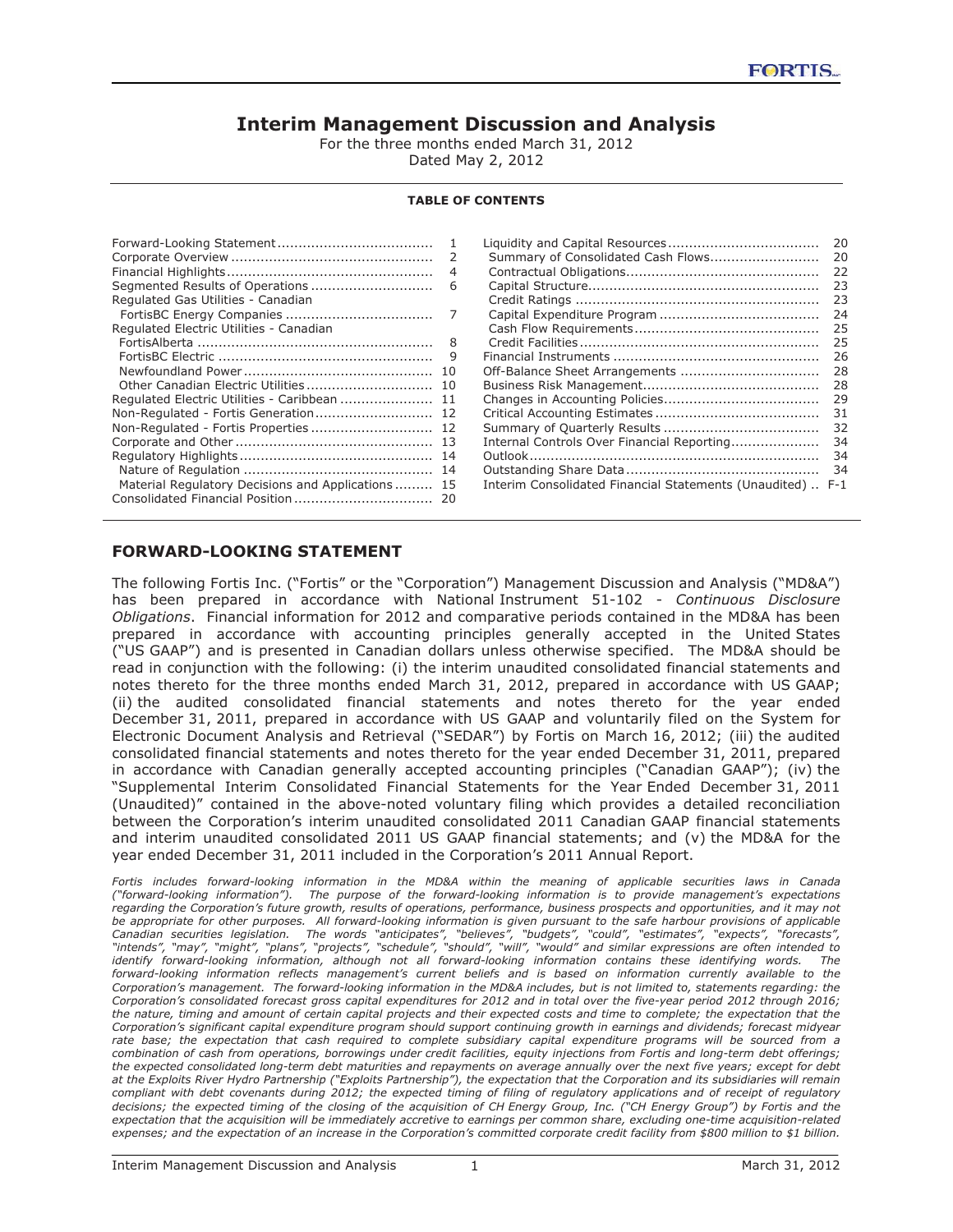# Interim Management Discussion and Analysis

For the three months ended March 31, 2012
Dated May 2, 2012

**TABLE OF CONTENTS**

| | |
|---|---|
| Forward-Looking Statement | 1 |
| Corporate Overview | 2 |
| Financial Highlights | 4 |
| Segmented Results of Operations | 6 |
| Regulated Gas Utilities - Canadian | |
| FortisBC Energy Companies | 7 |
| Regulated Electric Utilities - Canadian | |
| FortisAlberta | 8 |
| FortisBC Electric | 9 |
| Newfoundland Power | 10 |
| Other Canadian Electric Utilities | 10 |
| Regulated Electric Utilities - Caribbean | 11 |
| Non-Regulated - Fortis Generation | 12 |
| Non-Regulated - Fortis Properties | 12 |
| Corporate and Other | 13 |
| Regulatory Highlights | 14 |
| Nature of Regulation | 14 |
| Material Regulatory Decisions and Applications | 15 |
| Consolidated Financial Position | 20 |
| Liquidity and Capital Resources | 20 |
| Summary of Consolidated Cash Flows | 20 |
| Contractual Obligations | 22 |
| Capital Structure | 23 |
| Credit Ratings | 23 |
| Capital Expenditure Program | 24 |
| Cash Flow Requirements | 25 |
| Credit Facilities | 25 |
| Financial Instruments | 26 |
| Off-Balance Sheet Arrangements | 28 |
| Business Risk Management | 28 |
| Changes in Accounting Policies | 29 |
| Critical Accounting Estimates | 31 |
| Summary of Quarterly Results | 32 |
| Internal Controls Over Financial Reporting | 34 |
| Outlook | 34 |
| Outstanding Share Data | 34 |
| Interim Consolidated Financial Statements (Unaudited) | F-1 |

## FORWARD-LOOKING STATEMENT

The following Fortis Inc. ("Fortis" or the "Corporation") Management Discussion and Analysis ("MD&A") has been prepared in accordance with National Instrument 51-102 - *Continuous Disclosure Obligations*. Financial information for 2012 and comparative periods contained in the MD&A has been prepared in accordance with accounting principles generally accepted in the United States ("US GAAP") and is presented in Canadian dollars unless otherwise specified. The MD&A should be read in conjunction with the following: (i) the interim unaudited consolidated financial statements and notes thereto for the three months ended March 31, 2012, prepared in accordance with US GAAP; (ii) the audited consolidated financial statements and notes thereto for the year ended December 31, 2011, prepared in accordance with US GAAP and voluntarily filed on the System for Electronic Document Analysis and Retrieval ("SEDAR") by Fortis on March 16, 2012; (iii) the audited consolidated financial statements and notes thereto for the year ended December 31, 2011, prepared in accordance with Canadian generally accepted accounting principles ("Canadian GAAP"); (iv) the "Supplemental Interim Consolidated Financial Statements for the Year Ended December 31, 2011 (Unaudited)" contained in the above-noted voluntary filing which provides a detailed reconciliation between the Corporation's interim unaudited consolidated 2011 Canadian GAAP financial statements and interim unaudited consolidated 2011 US GAAP financial statements; and (v) the MD&A for the year ended December 31, 2011 included in the Corporation's 2011 Annual Report.

*Fortis includes forward-looking information in the MD&A within the meaning of applicable securities laws in Canada ("forward-looking information"). The purpose of the forward-looking information is to provide management's expectations regarding the Corporation's future growth, results of operations, performance, business prospects and opportunities, and it may not be appropriate for other purposes. All forward-looking information is given pursuant to the safe harbour provisions of applicable Canadian securities legislation. The words "anticipates", "believes", "budgets", "could", "estimates", "expects", "forecasts", "intends", "may", "might", "plans", "projects", "schedule", "should", "will", "would" and similar expressions are often intended to identify forward-looking information, although not all forward-looking information contains these identifying words. The forward-looking information reflects management's current beliefs and is based on information currently available to the Corporation's management. The forward-looking information in the MD&A includes, but is not limited to, statements regarding: the Corporation's consolidated forecast gross capital expenditures for 2012 and in total over the five-year period 2012 through 2016; the nature, timing and amount of certain capital projects and their expected costs and time to complete; the expectation that the Corporation's significant capital expenditure program should support continuing growth in earnings and dividends; forecast midyear rate base; the expectation that cash required to complete subsidiary capital expenditure programs will be sourced from a combination of cash from operations, borrowings under credit facilities, equity injections from Fortis and long-term debt offerings; the expected consolidated long-term debt maturities and repayments on average annually over the next five years; except for debt at the Exploits River Hydro Partnership ("Exploits Partnership"), the expectation that the Corporation and its subsidiaries will remain compliant with debt covenants during 2012; the expected timing of filing of regulatory applications and of receipt of regulatory decisions; the expected timing of the closing of the acquisition of CH Energy Group, Inc. ("CH Energy Group") by Fortis and the expectation that the acquisition will be immediately accretive to earnings per common share, excluding one-time acquisition-related expenses; and the expectation of an increase in the Corporation's committed corporate credit facility from $800 million to $1 billion.*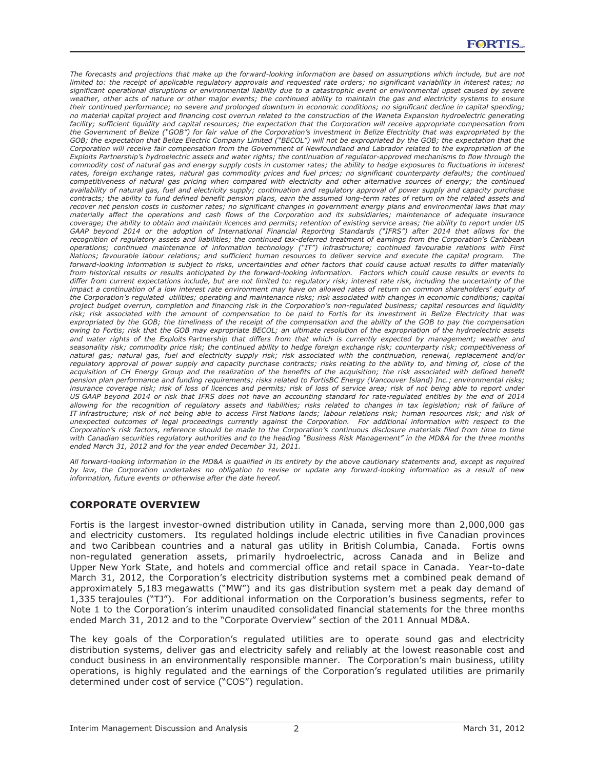*The forecasts and projections that make up the forward-looking information are based on assumptions which include, but are not limited to: the receipt of applicable regulatory approvals and requested rate orders; no significant variability in interest rates; no significant operational disruptions or environmental liability due to a catastrophic event or environmental upset caused by severe weather, other acts of nature or other major events; the continued ability to maintain the gas and electricity systems to ensure their continued performance; no severe and prolonged downturn in economic conditions; no significant decline in capital spending; no material capital project and financing cost overrun related to the construction of the Waneta Expansion hydroelectric generating facility; sufficient liquidity and capital resources; the expectation that the Corporation will receive appropriate compensation from the Government of Belize ("GOB") for fair value of the Corporation's investment in Belize Electricity that was expropriated by the GOB; the expectation that Belize Electric Company Limited ("BECOL") will not be expropriated by the GOB; the expectation that the Corporation will receive fair compensation from the Government of Newfoundland and Labrador related to the expropriation of the Exploits Partnership's hydroelectric assets and water rights; the continuation of regulator-approved mechanisms to flow through the commodity cost of natural gas and energy supply costs in customer rates; the ability to hedge exposures to fluctuations in interest rates, foreign exchange rates, natural gas commodity prices and fuel prices; no significant counterparty defaults; the continued competitiveness of natural gas pricing when compared with electricity and other alternative sources of energy; the continued availability of natural gas, fuel and electricity supply; continuation and regulatory approval of power supply and capacity purchase contracts; the ability to fund defined benefit pension plans, earn the assumed long-term rates of return on the related assets and recover net pension costs in customer rates; no significant changes in government energy plans and environmental laws that may materially affect the operations and cash flows of the Corporation and its subsidiaries; maintenance of adequate insurance coverage; the ability to obtain and maintain licences and permits; retention of existing service areas; the ability to report under US GAAP beyond 2014 or the adoption of International Financial Reporting Standards ("IFRS") after 2014 that allows for the recognition of regulatory assets and liabilities; the continued tax-deferred treatment of earnings from the Corporation's Caribbean operations; continued maintenance of information technology ("IT") infrastructure; continued favourable relations with First Nations; favourable labour relations; and sufficient human resources to deliver service and execute the capital program. The forward-looking information is subject to risks, uncertainties and other factors that could cause actual results to differ materially from historical results or results anticipated by the forward-looking information. Factors which could cause results or events to differ from current expectations include, but are not limited to: regulatory risk; interest rate risk, including the uncertainty of the impact a continuation of a low interest rate environment may have on allowed rates of return on common shareholders' equity of the Corporation's regulated utilities; operating and maintenance risks; risk associated with changes in economic conditions; capital project budget overrun, completion and financing risk in the Corporation's non-regulated business; capital resources and liquidity risk; risk associated with the amount of compensation to be paid to Fortis for its investment in Belize Electricity that was expropriated by the GOB; the timeliness of the receipt of the compensation and the ability of the GOB to pay the compensation owing to Fortis; risk that the GOB may expropriate BECOL; an ultimate resolution of the expropriation of the hydroelectric assets and water rights of the Exploits Partnership that differs from that which is currently expected by management; weather and seasonality risk; commodity price risk; the continued ability to hedge foreign exchange risk; counterparty risk; competitiveness of natural gas; natural gas, fuel and electricity supply risk; risk associated with the continuation, renewal, replacement and/or regulatory approval of power supply and capacity purchase contracts; risks relating to the ability to, and timing of, close of the acquisition of CH Energy Group and the realization of the benefits of the acquisition; the risk associated with defined benefit pension plan performance and funding requirements; risks related to FortisBC Energy (Vancouver Island) Inc.; environmental risks; insurance coverage risk; risk of loss of licences and permits; risk of loss of service area; risk of not being able to report under US GAAP beyond 2014 or risk that IFRS does not have an accounting standard for rate-regulated entities by the end of 2014 allowing for the recognition of regulatory assets and liabilities; risks related to changes in tax legislation; risk of failure of IT infrastructure; risk of not being able to access First Nations lands; labour relations risk; human resources risk; and risk of unexpected outcomes of legal proceedings currently against the Corporation. For additional information with respect to the Corporation's risk factors, reference should be made to the Corporation's continuous disclosure materials filed from time to time with Canadian securities regulatory authorities and to the heading "Business Risk Management" in the MD&A for the three months ended March 31, 2012 and for the year ended December 31, 2011.*

*All forward-looking information in the MD&A is qualified in its entirety by the above cautionary statements and, except as required by law, the Corporation undertakes no obligation to revise or update any forward-looking information as a result of new information, future events or otherwise after the date hereof.*

## CORPORATE OVERVIEW

Fortis is the largest investor-owned distribution utility in Canada, serving more than 2,000,000 gas and electricity customers. Its regulated holdings include electric utilities in five Canadian provinces and two Caribbean countries and a natural gas utility in British Columbia, Canada. Fortis owns non-regulated generation assets, primarily hydroelectric, across Canada and in Belize and Upper New York State, and hotels and commercial office and retail space in Canada. Year-to-date March 31, 2012, the Corporation's electricity distribution systems met a combined peak demand of approximately 5,183 megawatts ("MW") and its gas distribution system met a peak day demand of 1,335 terajoules ("TJ"). For additional information on the Corporation's business segments, refer to Note 1 to the Corporation's interim unaudited consolidated financial statements for the three months ended March 31, 2012 and to the "Corporate Overview" section of the 2011 Annual MD&A.

The key goals of the Corporation's regulated utilities are to operate sound gas and electricity distribution systems, deliver gas and electricity safely and reliably at the lowest reasonable cost and conduct business in an environmentally responsible manner. The Corporation's main business, utility operations, is highly regulated and the earnings of the Corporation's regulated utilities are primarily determined under cost of service ("COS") regulation.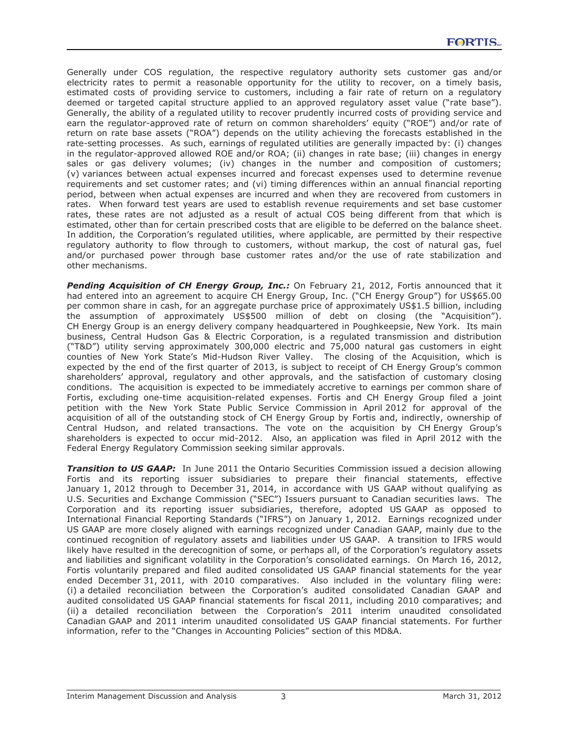Generally under COS regulation, the respective regulatory authority sets customer gas and/or electricity rates to permit a reasonable opportunity for the utility to recover, on a timely basis, estimated costs of providing service to customers, including a fair rate of return on a regulatory deemed or targeted capital structure applied to an approved regulatory asset value ("rate base"). Generally, the ability of a regulated utility to recover prudently incurred costs of providing service and earn the regulator-approved rate of return on common shareholders' equity ("ROE") and/or rate of return on rate base assets ("ROA") depends on the utility achieving the forecasts established in the rate-setting processes. As such, earnings of regulated utilities are generally impacted by: (i) changes in the regulator-approved allowed ROE and/or ROA; (ii) changes in rate base; (iii) changes in energy sales or gas delivery volumes; (iv) changes in the number and composition of customers; (v) variances between actual expenses incurred and forecast expenses used to determine revenue requirements and set customer rates; and (vi) timing differences within an annual financial reporting period, between when actual expenses are incurred and when they are recovered from customers in rates. When forward test years are used to establish revenue requirements and set base customer rates, these rates are not adjusted as a result of actual COS being different from that which is estimated, other than for certain prescribed costs that are eligible to be deferred on the balance sheet. In addition, the Corporation's regulated utilities, where applicable, are permitted by their respective regulatory authority to flow through to customers, without markup, the cost of natural gas, fuel and/or purchased power through base customer rates and/or the use of rate stabilization and other mechanisms.

***Pending Acquisition of CH Energy Group, Inc.:*** On February 21, 2012, Fortis announced that it had entered into an agreement to acquire CH Energy Group, Inc. ("CH Energy Group") for US$65.00 per common share in cash, for an aggregate purchase price of approximately US$1.5 billion, including the assumption of approximately US$500 million of debt on closing (the "Acquisition"). CH Energy Group is an energy delivery company headquartered in Poughkeepsie, New York. Its main business, Central Hudson Gas & Electric Corporation, is a regulated transmission and distribution ("T&D") utility serving approximately 300,000 electric and 75,000 natural gas customers in eight counties of New York State's Mid-Hudson River Valley. The closing of the Acquisition, which is expected by the end of the first quarter of 2013, is subject to receipt of CH Energy Group's common shareholders' approval, regulatory and other approvals, and the satisfaction of customary closing conditions. The acquisition is expected to be immediately accretive to earnings per common share of Fortis, excluding one-time acquisition-related expenses. Fortis and CH Energy Group filed a joint petition with the New York State Public Service Commission in April 2012 for approval of the acquisition of all of the outstanding stock of CH Energy Group by Fortis and, indirectly, ownership of Central Hudson, and related transactions. The vote on the acquisition by CH Energy Group's shareholders is expected to occur mid-2012. Also, an application was filed in April 2012 with the Federal Energy Regulatory Commission seeking similar approvals.

***Transition to US GAAP:*** In June 2011 the Ontario Securities Commission issued a decision allowing Fortis and its reporting issuer subsidiaries to prepare their financial statements, effective January 1, 2012 through to December 31, 2014, in accordance with US GAAP without qualifying as U.S. Securities and Exchange Commission ("SEC") Issuers pursuant to Canadian securities laws. The Corporation and its reporting issuer subsidiaries, therefore, adopted US GAAP as opposed to International Financial Reporting Standards ("IFRS") on January 1, 2012. Earnings recognized under US GAAP are more closely aligned with earnings recognized under Canadian GAAP, mainly due to the continued recognition of regulatory assets and liabilities under US GAAP. A transition to IFRS would likely have resulted in the derecognition of some, or perhaps all, of the Corporation's regulatory assets and liabilities and significant volatility in the Corporation's consolidated earnings. On March 16, 2012, Fortis voluntarily prepared and filed audited consolidated US GAAP financial statements for the year ended December 31, 2011, with 2010 comparatives. Also included in the voluntary filing were: (i) a detailed reconciliation between the Corporation's audited consolidated Canadian GAAP and audited consolidated US GAAP financial statements for fiscal 2011, including 2010 comparatives; and (ii) a detailed reconciliation between the Corporation's 2011 interim unaudited consolidated Canadian GAAP and 2011 interim unaudited consolidated US GAAP financial statements. For further information, refer to the "Changes in Accounting Policies" section of this MD&A.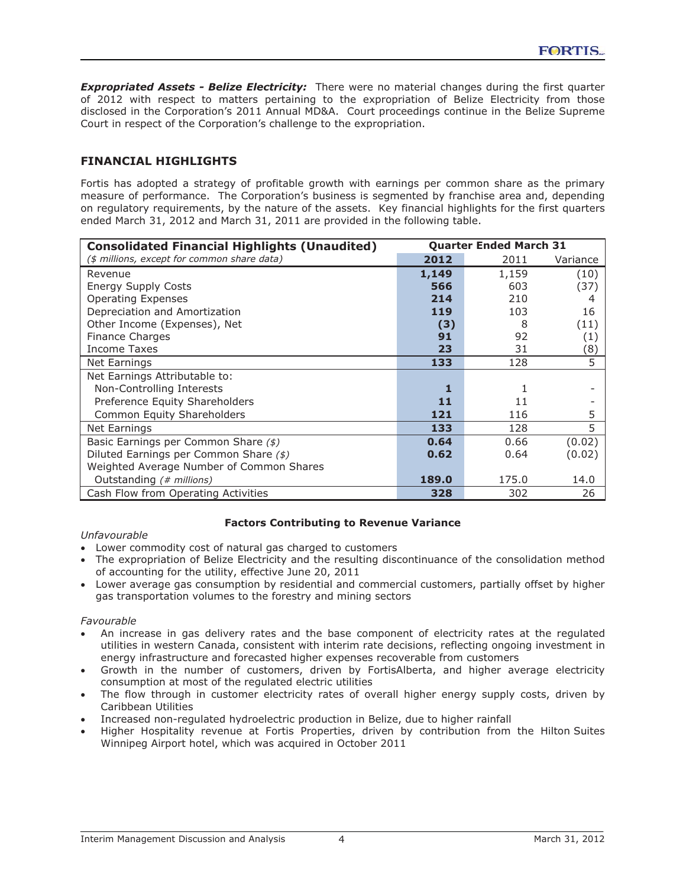***Expropriated Assets - Belize Electricity:*** There were no material changes during the first quarter of 2012 with respect to matters pertaining to the expropriation of Belize Electricity from those disclosed in the Corporation's 2011 Annual MD&A. Court proceedings continue in the Belize Supreme Court in respect of the Corporation's challenge to the expropriation.

## FINANCIAL HIGHLIGHTS

Fortis has adopted a strategy of profitable growth with earnings per common share as the primary measure of performance. The Corporation's business is segmented by franchise area and, depending on regulatory requirements, by the nature of the assets. Key financial highlights for the first quarters ended March 31, 2012 and March 31, 2011 are provided in the following table.

| **Consolidated Financial Highlights (Unaudited)** | **Quarter Ended March 31** | | |
|---|---|---|---|
| *($ millions, except for common share data)* | **2012** | 2011 | Variance |
| Revenue | **1,149** | 1,159 | (10) |
| Energy Supply Costs | **566** | 603 | (37) |
| Operating Expenses | **214** | 210 | 4 |
| Depreciation and Amortization | **119** | 103 | 16 |
| Other Income (Expenses), Net | **(3)** | 8 | (11) |
| Finance Charges | **91** | 92 | (1) |
| Income Taxes | **23** | 31 | (8) |
| Net Earnings | **133** | 128 | 5 |
| Net Earnings Attributable to: | | | |
| Non-Controlling Interests | **1** | 1 | - |
| Preference Equity Shareholders | **11** | 11 | - |
| Common Equity Shareholders | **121** | 116 | 5 |
| Net Earnings | **133** | 128 | 5 |
| Basic Earnings per Common Share *($)* | **0.64** | 0.66 | (0.02) |
| Diluted Earnings per Common Share *($)* | **0.62** | 0.64 | (0.02) |
| Weighted Average Number of Common Shares Outstanding *(# millions)* | **189.0** | 175.0 | 14.0 |
| Cash Flow from Operating Activities | **328** | 302 | 26 |

**Factors Contributing to Revenue Variance**

*Unfavourable*

- Lower commodity cost of natural gas charged to customers
- The expropriation of Belize Electricity and the resulting discontinuance of the consolidation method of accounting for the utility, effective June 20, 2011
- Lower average gas consumption by residential and commercial customers, partially offset by higher gas transportation volumes to the forestry and mining sectors

*Favourable*

- An increase in gas delivery rates and the base component of electricity rates at the regulated utilities in western Canada, consistent with interim rate decisions, reflecting ongoing investment in energy infrastructure and forecasted higher expenses recoverable from customers
- Growth in the number of customers, driven by FortisAlberta, and higher average electricity consumption at most of the regulated electric utilities
- The flow through in customer electricity rates of overall higher energy supply costs, driven by Caribbean Utilities
- Increased non-regulated hydroelectric production in Belize, due to higher rainfall
- Higher Hospitality revenue at Fortis Properties, driven by contribution from the Hilton Suites Winnipeg Airport hotel, which was acquired in October 2011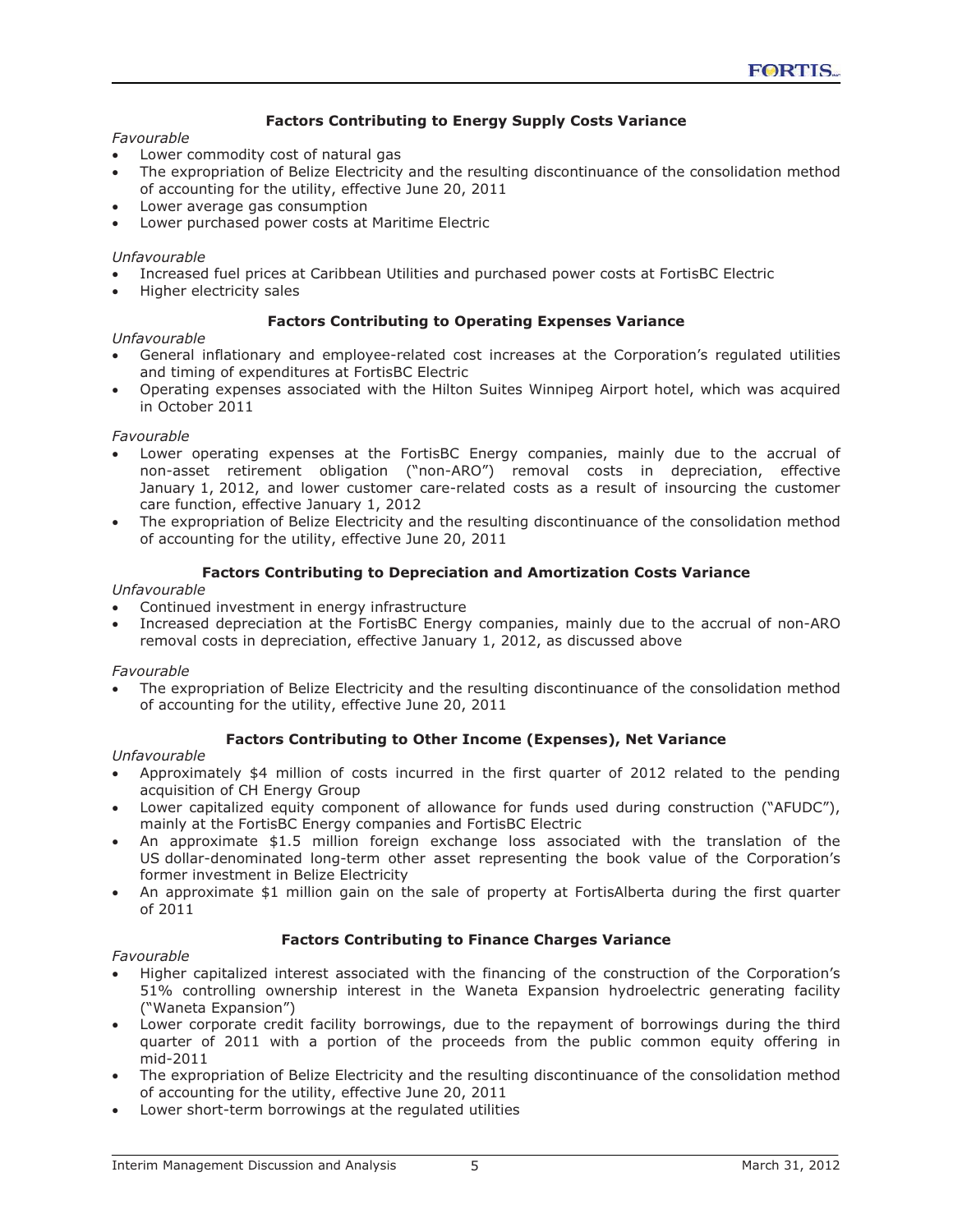#### Factors Contributing to Energy Supply Costs Variance

*Favourable*

- Lower commodity cost of natural gas
- The expropriation of Belize Electricity and the resulting discontinuance of the consolidation method of accounting for the utility, effective June 20, 2011
- Lower average gas consumption
- Lower purchased power costs at Maritime Electric

*Unfavourable*

- Increased fuel prices at Caribbean Utilities and purchased power costs at FortisBC Electric
- Higher electricity sales

#### Factors Contributing to Operating Expenses Variance

*Unfavourable*

- General inflationary and employee-related cost increases at the Corporation's regulated utilities and timing of expenditures at FortisBC Electric
- Operating expenses associated with the Hilton Suites Winnipeg Airport hotel, which was acquired in October 2011

*Favourable*

- Lower operating expenses at the FortisBC Energy companies, mainly due to the accrual of non-asset retirement obligation ("non-ARO") removal costs in depreciation, effective January 1, 2012, and lower customer care-related costs as a result of insourcing the customer care function, effective January 1, 2012
- The expropriation of Belize Electricity and the resulting discontinuance of the consolidation method of accounting for the utility, effective June 20, 2011

#### Factors Contributing to Depreciation and Amortization Costs Variance

*Unfavourable*

- Continued investment in energy infrastructure
- Increased depreciation at the FortisBC Energy companies, mainly due to the accrual of non-ARO removal costs in depreciation, effective January 1, 2012, as discussed above

*Favourable*

- The expropriation of Belize Electricity and the resulting discontinuance of the consolidation method of accounting for the utility, effective June 20, 2011

#### Factors Contributing to Other Income (Expenses), Net Variance

*Unfavourable*

- Approximately $4 million of costs incurred in the first quarter of 2012 related to the pending acquisition of CH Energy Group
- Lower capitalized equity component of allowance for funds used during construction ("AFUDC"), mainly at the FortisBC Energy companies and FortisBC Electric
- An approximate $1.5 million foreign exchange loss associated with the translation of the US dollar-denominated long-term other asset representing the book value of the Corporation's former investment in Belize Electricity
- An approximate $1 million gain on the sale of property at FortisAlberta during the first quarter of 2011

#### Factors Contributing to Finance Charges Variance

*Favourable*

- Higher capitalized interest associated with the financing of the construction of the Corporation's 51% controlling ownership interest in the Waneta Expansion hydroelectric generating facility ("Waneta Expansion")
- Lower corporate credit facility borrowings, due to the repayment of borrowings during the third quarter of 2011 with a portion of the proceeds from the public common equity offering in mid-2011
- The expropriation of Belize Electricity and the resulting discontinuance of the consolidation method of accounting for the utility, effective June 20, 2011
- Lower short-term borrowings at the regulated utilities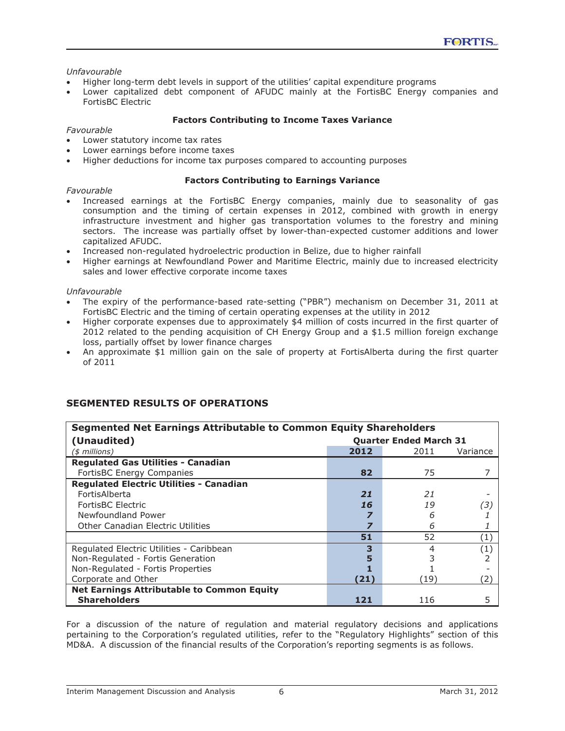*Unfavourable*

- Higher long-term debt levels in support of the utilities' capital expenditure programs
- Lower capitalized debt component of AFUDC mainly at the FortisBC Energy companies and FortisBC Electric

**Factors Contributing to Income Taxes Variance**

*Favourable*

- Lower statutory income tax rates
- Lower earnings before income taxes
- Higher deductions for income tax purposes compared to accounting purposes

**Factors Contributing to Earnings Variance**

*Favourable*

- Increased earnings at the FortisBC Energy companies, mainly due to seasonality of gas consumption and the timing of certain expenses in 2012, combined with growth in energy infrastructure investment and higher gas transportation volumes to the forestry and mining sectors. The increase was partially offset by lower-than-expected customer additions and lower capitalized AFUDC.
- Increased non-regulated hydroelectric production in Belize, due to higher rainfall
- Higher earnings at Newfoundland Power and Maritime Electric, mainly due to increased electricity sales and lower effective corporate income taxes

*Unfavourable*

- The expiry of the performance-based rate-setting ("PBR") mechanism on December 31, 2011 at FortisBC Electric and the timing of certain operating expenses at the utility in 2012
- Higher corporate expenses due to approximately $4 million of costs incurred in the first quarter of 2012 related to the pending acquisition of CH Energy Group and a $1.5 million foreign exchange loss, partially offset by lower finance charges
- An approximate $1 million gain on the sale of property at FortisAlberta during the first quarter of 2011

## SEGMENTED RESULTS OF OPERATIONS

| **Segmented Net Earnings Attributable to Common Equity Shareholders (Unaudited)** | **Quarter Ended March 31** | | |
|---|---|---|---|
| *($ millions)* | **2012** | 2011 | Variance |
| **Regulated Gas Utilities - Canadian** | | | |
| FortisBC Energy Companies | **82** | 75 | 7 |
| **Regulated Electric Utilities - Canadian** | | | |
| FortisAlberta | ***21*** | *21* | *-* |
| FortisBC Electric | ***16*** | *19* | *(3)* |
| Newfoundland Power | ***7*** | *6* | *1* |
| Other Canadian Electric Utilities | ***7*** | *6* | *1* |
| | **51** | 52 | (1) |
| Regulated Electric Utilities - Caribbean | **3** | 4 | (1) |
| Non-Regulated - Fortis Generation | **5** | 3 | 2 |
| Non-Regulated - Fortis Properties | **1** | 1 | - |
| Corporate and Other | **(21)** | (19) | (2) |
| **Net Earnings Attributable to Common Equity Shareholders** | **121** | 116 | 5 |

For a discussion of the nature of regulation and material regulatory decisions and applications pertaining to the Corporation's regulated utilities, refer to the "Regulatory Highlights" section of this MD&A. A discussion of the financial results of the Corporation's reporting segments is as follows.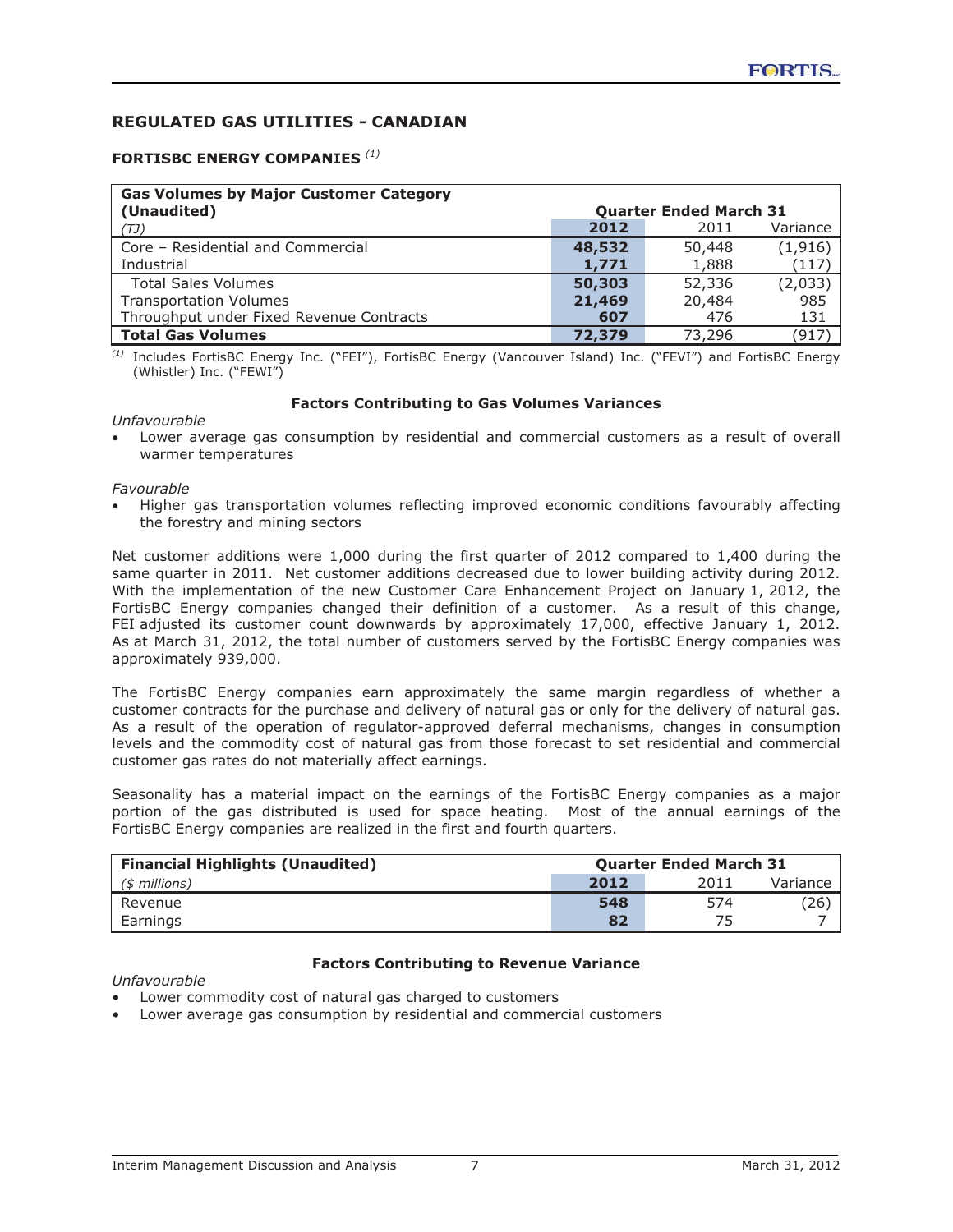## REGULATED GAS UTILITIES - CANADIAN

### FORTISBC ENERGY COMPANIES [(1)]

| Gas Volumes by Major Customer Category (Unaudited) | Quarter Ended March 31 | | |
|---|---|---|---|
| *(TJ)* | **2012** | 2011 | Variance |
| Core – Residential and Commercial | **48,532** | 50,448 | (1,916) |
| Industrial | **1,771** | 1,888 | (117) |
| Total Sales Volumes | **50,303** | 52,336 | (2,033) |
| Transportation Volumes | **21,469** | 20,484 | 985 |
| Throughput under Fixed Revenue Contracts | **607** | 476 | 131 |
| **Total Gas Volumes** | **72,379** | 73,296 | (917) |

[(1)] Includes FortisBC Energy Inc. ("FEI"), FortisBC Energy (Vancouver Island) Inc. ("FEVI") and FortisBC Energy (Whistler) Inc. ("FEWI")

**Factors Contributing to Gas Volumes Variances**

*Unfavourable*

- Lower average gas consumption by residential and commercial customers as a result of overall warmer temperatures

*Favourable*

- Higher gas transportation volumes reflecting improved economic conditions favourably affecting the forestry and mining sectors

Net customer additions were 1,000 during the first quarter of 2012 compared to 1,400 during the same quarter in 2011. Net customer additions decreased due to lower building activity during 2012. With the implementation of the new Customer Care Enhancement Project on January 1, 2012, the FortisBC Energy companies changed their definition of a customer. As a result of this change, FEI adjusted its customer count downwards by approximately 17,000, effective January 1, 2012. As at March 31, 2012, the total number of customers served by the FortisBC Energy companies was approximately 939,000.

The FortisBC Energy companies earn approximately the same margin regardless of whether a customer contracts for the purchase and delivery of natural gas or only for the delivery of natural gas. As a result of the operation of regulator-approved deferral mechanisms, changes in consumption levels and the commodity cost of natural gas from those forecast to set residential and commercial customer gas rates do not materially affect earnings.

Seasonality has a material impact on the earnings of the FortisBC Energy companies as a major portion of the gas distributed is used for space heating. Most of the annual earnings of the FortisBC Energy companies are realized in the first and fourth quarters.

| Financial Highlights (Unaudited) | Quarter Ended March 31 | | |
|---|---|---|---|
| *($ millions)* | **2012** | 2011 | Variance |
| Revenue | **548** | 574 | (26) |
| Earnings | **82** | 75 | 7 |

**Factors Contributing to Revenue Variance**

*Unfavourable*

- Lower commodity cost of natural gas charged to customers
- Lower average gas consumption by residential and commercial customers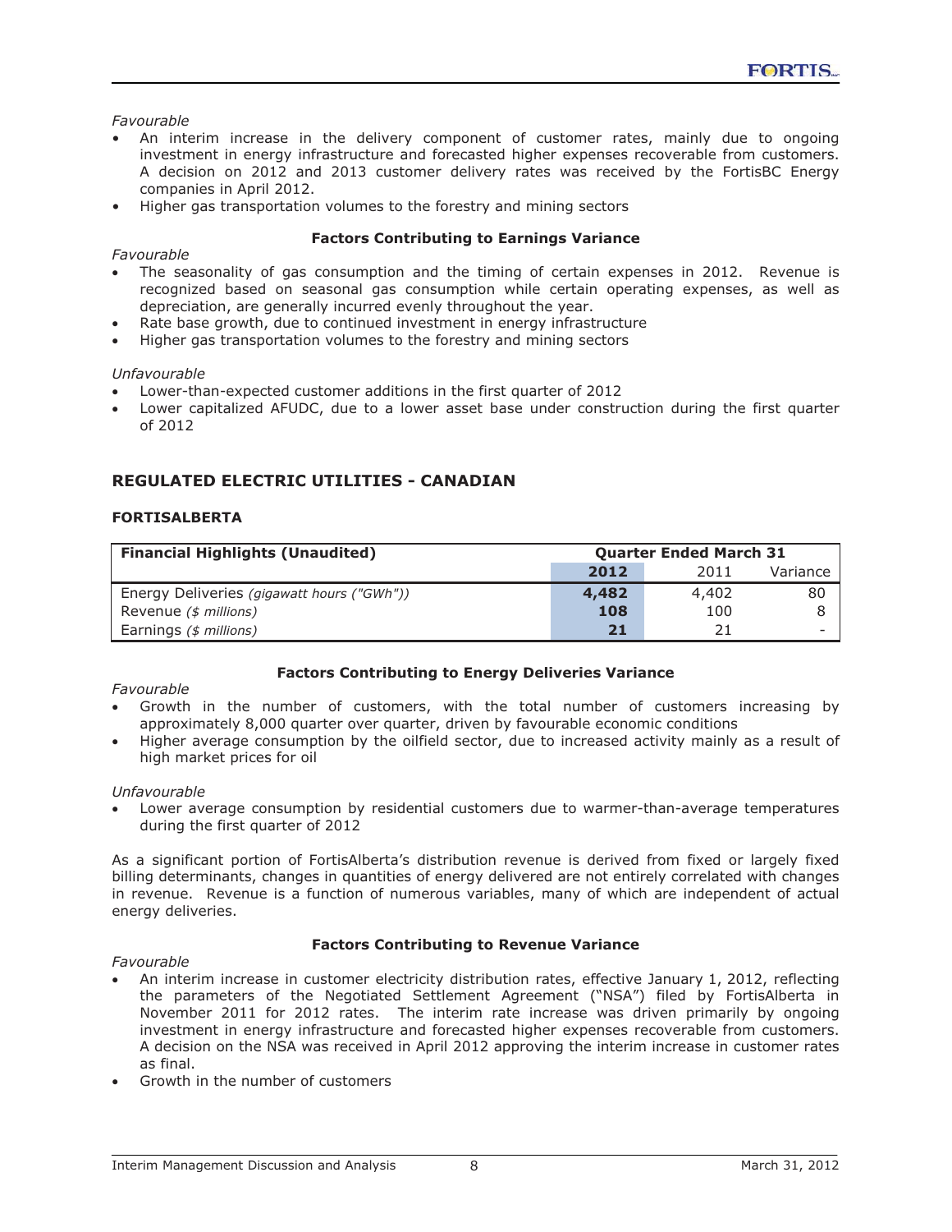*Favourable*

- An interim increase in the delivery component of customer rates, mainly due to ongoing investment in energy infrastructure and forecasted higher expenses recoverable from customers. A decision on 2012 and 2013 customer delivery rates was received by the FortisBC Energy companies in April 2012.
- Higher gas transportation volumes to the forestry and mining sectors

**Factors Contributing to Earnings Variance**

*Favourable*

- The seasonality of gas consumption and the timing of certain expenses in 2012. Revenue is recognized based on seasonal gas consumption while certain operating expenses, as well as depreciation, are generally incurred evenly throughout the year.
- Rate base growth, due to continued investment in energy infrastructure
- Higher gas transportation volumes to the forestry and mining sectors

*Unfavourable*

- Lower-than-expected customer additions in the first quarter of 2012
- Lower capitalized AFUDC, due to a lower asset base under construction during the first quarter of 2012

## REGULATED ELECTRIC UTILITIES - CANADIAN

### FORTISALBERTA

| Financial Highlights (Unaudited) | Quarter Ended March 31 | | |
|---|---|---|---|
| | **2012** | 2011 | Variance |
| Energy Deliveries *(gigawatt hours ("GWh"))* | **4,482** | 4,402 | 80 |
| Revenue *($ millions)* | **108** | 100 | 8 |
| Earnings *($ millions)* | **21** | 21 | - |

**Factors Contributing to Energy Deliveries Variance**

*Favourable*

- Growth in the number of customers, with the total number of customers increasing by approximately 8,000 quarter over quarter, driven by favourable economic conditions
- Higher average consumption by the oilfield sector, due to increased activity mainly as a result of high market prices for oil

*Unfavourable*

- Lower average consumption by residential customers due to warmer-than-average temperatures during the first quarter of 2012

As a significant portion of FortisAlberta's distribution revenue is derived from fixed or largely fixed billing determinants, changes in quantities of energy delivered are not entirely correlated with changes in revenue. Revenue is a function of numerous variables, many of which are independent of actual energy deliveries.

**Factors Contributing to Revenue Variance**

*Favourable*

- An interim increase in customer electricity distribution rates, effective January 1, 2012, reflecting the parameters of the Negotiated Settlement Agreement ("NSA") filed by FortisAlberta in November 2011 for 2012 rates. The interim rate increase was driven primarily by ongoing investment in energy infrastructure and forecasted higher expenses recoverable from customers. A decision on the NSA was received in April 2012 approving the interim increase in customer rates as final.
- Growth in the number of customers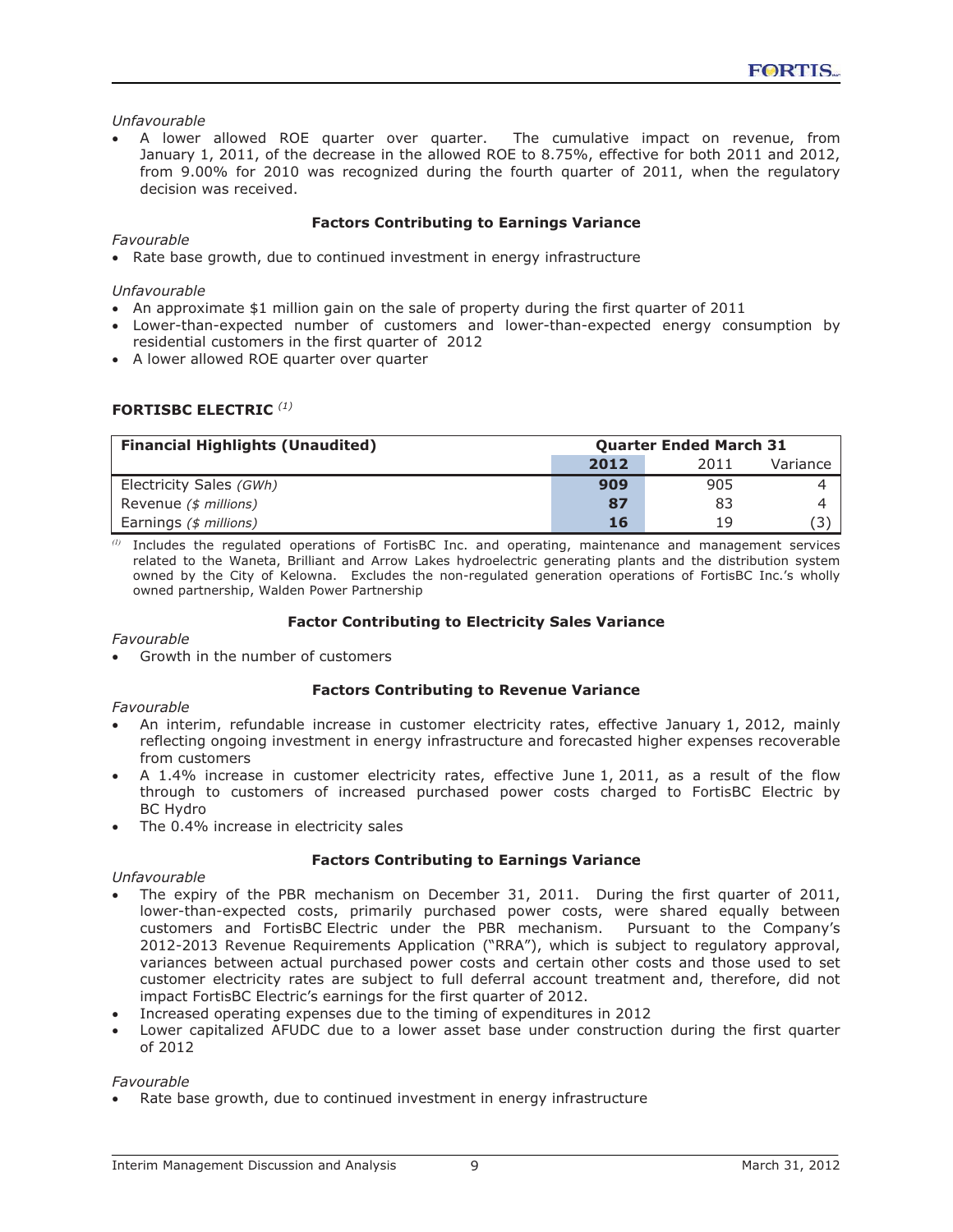*Unfavourable*

- A lower allowed ROE quarter over quarter. The cumulative impact on revenue, from January 1, 2011, of the decrease in the allowed ROE to 8.75%, effective for both 2011 and 2012, from 9.00% for 2010 was recognized during the fourth quarter of 2011, when the regulatory decision was received.

**Factors Contributing to Earnings Variance**

*Favourable*

- Rate base growth, due to continued investment in energy infrastructure

*Unfavourable*

- An approximate $1 million gain on the sale of property during the first quarter of 2011
- Lower-than-expected number of customers and lower-than-expected energy consumption by residential customers in the first quarter of 2012
- A lower allowed ROE quarter over quarter

## FORTISBC ELECTRIC [(1)]

| Financial Highlights (Unaudited) | Quarter Ended March 31 | | |
|---|---|---|---|
| | **2012** | 2011 | Variance |
| Electricity Sales *(GWh)* | **909** | 905 | 4 |
| Revenue *($ millions)* | **87** | 83 | 4 |
| Earnings *($ millions)* | **16** | 19 | (3) |

[(1)] Includes the regulated operations of FortisBC Inc. and operating, maintenance and management services related to the Waneta, Brilliant and Arrow Lakes hydroelectric generating plants and the distribution system owned by the City of Kelowna. Excludes the non-regulated generation operations of FortisBC Inc.'s wholly owned partnership, Walden Power Partnership

**Factor Contributing to Electricity Sales Variance**

*Favourable*

- Growth in the number of customers

**Factors Contributing to Revenue Variance**

*Favourable*

- An interim, refundable increase in customer electricity rates, effective January 1, 2012, mainly reflecting ongoing investment in energy infrastructure and forecasted higher expenses recoverable from customers
- A 1.4% increase in customer electricity rates, effective June 1, 2011, as a result of the flow through to customers of increased purchased power costs charged to FortisBC Electric by BC Hydro
- The 0.4% increase in electricity sales

**Factors Contributing to Earnings Variance**

*Unfavourable*

- The expiry of the PBR mechanism on December 31, 2011. During the first quarter of 2011, lower-than-expected costs, primarily purchased power costs, were shared equally between customers and FortisBC Electric under the PBR mechanism. Pursuant to the Company's 2012-2013 Revenue Requirements Application ("RRA"), which is subject to regulatory approval, variances between actual purchased power costs and certain other costs and those used to set customer electricity rates are subject to full deferral account treatment and, therefore, did not impact FortisBC Electric's earnings for the first quarter of 2012.
- Increased operating expenses due to the timing of expenditures in 2012
- Lower capitalized AFUDC due to a lower asset base under construction during the first quarter of 2012

*Favourable*

- Rate base growth, due to continued investment in energy infrastructure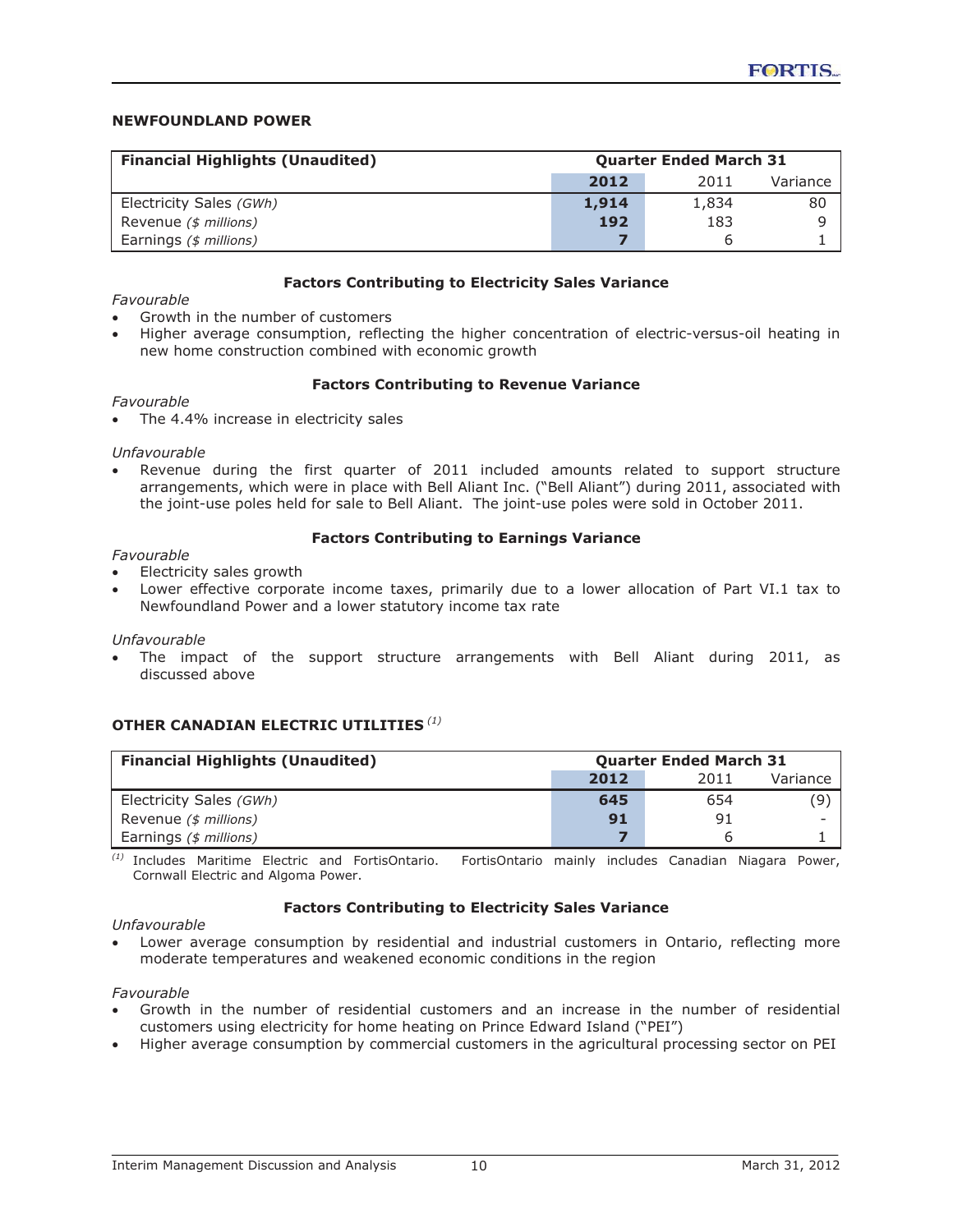## NEWFOUNDLAND POWER

| Financial Highlights (Unaudited) | Quarter Ended March 31 | | |
|---|---|---|---|
| | **2012** | 2011 | Variance |
| Electricity Sales *(GWh)* | **1,914** | 1,834 | 80 |
| Revenue *($ millions)* | **192** | 183 | 9 |
| Earnings *($ millions)* | **7** | 6 | 1 |

### Factors Contributing to Electricity Sales Variance

*Favourable*

- Growth in the number of customers
- Higher average consumption, reflecting the higher concentration of electric-versus-oil heating in new home construction combined with economic growth

### Factors Contributing to Revenue Variance

*Favourable*

- The 4.4% increase in electricity sales

*Unfavourable*

- Revenue during the first quarter of 2011 included amounts related to support structure arrangements, which were in place with Bell Aliant Inc. ("Bell Aliant") during 2011, associated with the joint-use poles held for sale to Bell Aliant. The joint-use poles were sold in October 2011.

### Factors Contributing to Earnings Variance

*Favourable*

- Electricity sales growth
- Lower effective corporate income taxes, primarily due to a lower allocation of Part VI.1 tax to Newfoundland Power and a lower statutory income tax rate

*Unfavourable*

- The impact of the support structure arrangements with Bell Aliant during 2011, as discussed above

## OTHER CANADIAN ELECTRIC UTILITIES [(1)]

| Financial Highlights (Unaudited) | Quarter Ended March 31 | | |
|---|---|---|---|
| | **2012** | 2011 | Variance |
| Electricity Sales *(GWh)* | **645** | 654 | (9) |
| Revenue *($ millions)* | **91** | 91 | - |
| Earnings *($ millions)* | **7** | 6 | 1 |

[(1)] Includes Maritime Electric and FortisOntario. FortisOntario mainly includes Canadian Niagara Power, Cornwall Electric and Algoma Power.

### Factors Contributing to Electricity Sales Variance

*Unfavourable*

- Lower average consumption by residential and industrial customers in Ontario, reflecting more moderate temperatures and weakened economic conditions in the region

*Favourable*

- Growth in the number of residential customers and an increase in the number of residential customers using electricity for home heating on Prince Edward Island ("PEI")
- Higher average consumption by commercial customers in the agricultural processing sector on PEI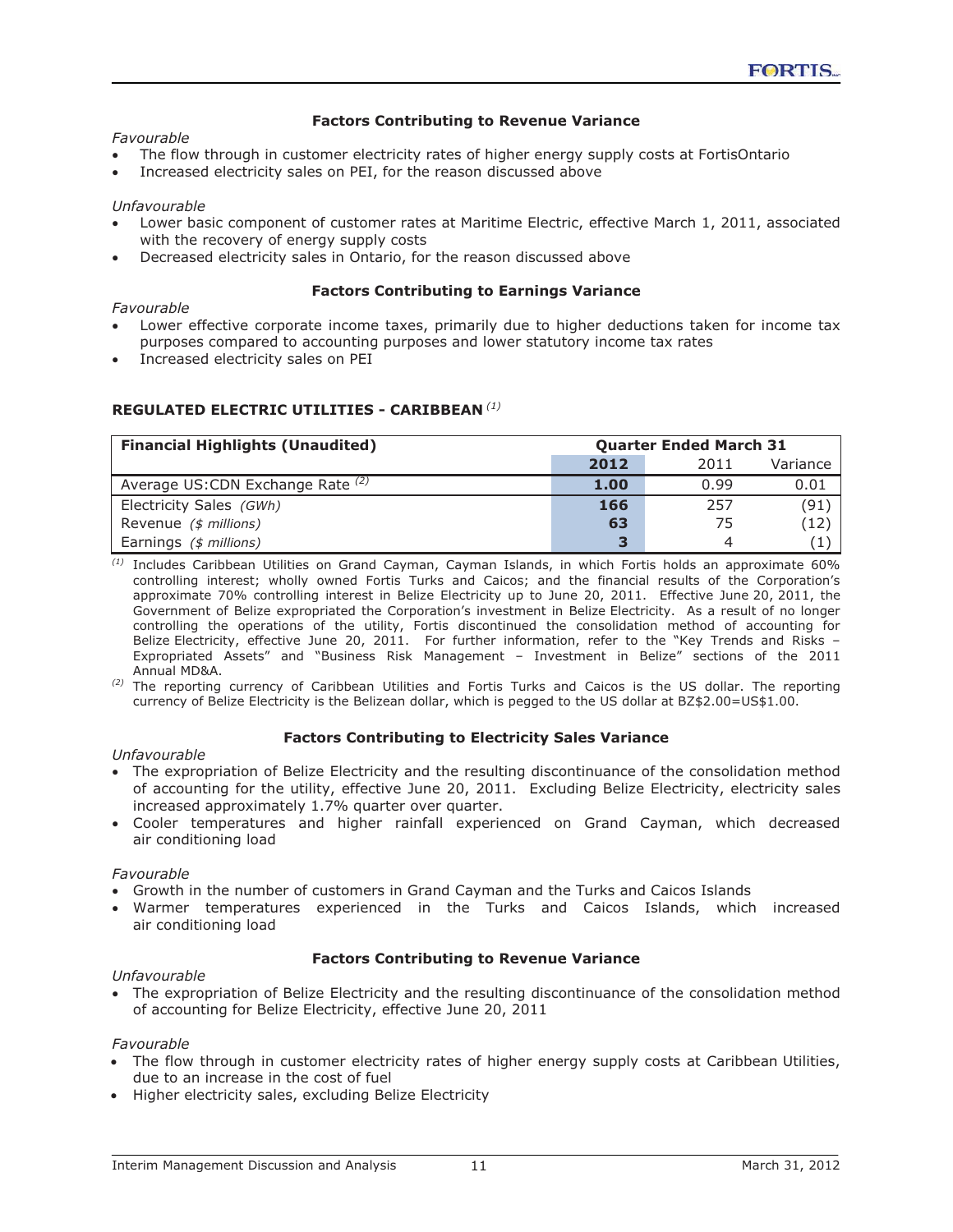### Factors Contributing to Revenue Variance

*Favourable*

- The flow through in customer electricity rates of higher energy supply costs at FortisOntario
- Increased electricity sales on PEI, for the reason discussed above

*Unfavourable*

- Lower basic component of customer rates at Maritime Electric, effective March 1, 2011, associated with the recovery of energy supply costs
- Decreased electricity sales in Ontario, for the reason discussed above

### Factors Contributing to Earnings Variance

*Favourable*

- Lower effective corporate income taxes, primarily due to higher deductions taken for income tax purposes compared to accounting purposes and lower statutory income tax rates
- Increased electricity sales on PEI

## REGULATED ELECTRIC UTILITIES - CARIBBEAN [(1)]

| Financial Highlights (Unaudited) | Quarter Ended March 31 | | |
|---|---|---|---|
| | **2012** | 2011 | Variance |
| Average US:CDN Exchange Rate [(2)] | **1.00** | 0.99 | 0.01 |
| Electricity Sales *(GWh)* | **166** | 257 | (91) |
| Revenue *($ millions)* | **63** | 75 | (12) |
| Earnings *($ millions)* | **3** | 4 | (1) |

[(1)] Includes Caribbean Utilities on Grand Cayman, Cayman Islands, in which Fortis holds an approximate 60% controlling interest; wholly owned Fortis Turks and Caicos; and the financial results of the Corporation's approximate 70% controlling interest in Belize Electricity up to June 20, 2011. Effective June 20, 2011, the Government of Belize expropriated the Corporation's investment in Belize Electricity. As a result of no longer controlling the operations of the utility, Fortis discontinued the consolidation method of accounting for Belize Electricity, effective June 20, 2011. For further information, refer to the "Key Trends and Risks – Expropriated Assets" and "Business Risk Management – Investment in Belize" sections of the 2011 Annual MD&A.

[(2)] The reporting currency of Caribbean Utilities and Fortis Turks and Caicos is the US dollar. The reporting currency of Belize Electricity is the Belizean dollar, which is pegged to the US dollar at BZ$2.00=US$1.00.

### Factors Contributing to Electricity Sales Variance

*Unfavourable*

- The expropriation of Belize Electricity and the resulting discontinuance of the consolidation method of accounting for the utility, effective June 20, 2011. Excluding Belize Electricity, electricity sales increased approximately 1.7% quarter over quarter.
- Cooler temperatures and higher rainfall experienced on Grand Cayman, which decreased air conditioning load

*Favourable*

- Growth in the number of customers in Grand Cayman and the Turks and Caicos Islands
- Warmer temperatures experienced in the Turks and Caicos Islands, which increased air conditioning load

### Factors Contributing to Revenue Variance

*Unfavourable*

- The expropriation of Belize Electricity and the resulting discontinuance of the consolidation method of accounting for Belize Electricity, effective June 20, 2011

*Favourable*

- The flow through in customer electricity rates of higher energy supply costs at Caribbean Utilities, due to an increase in the cost of fuel
- Higher electricity sales, excluding Belize Electricity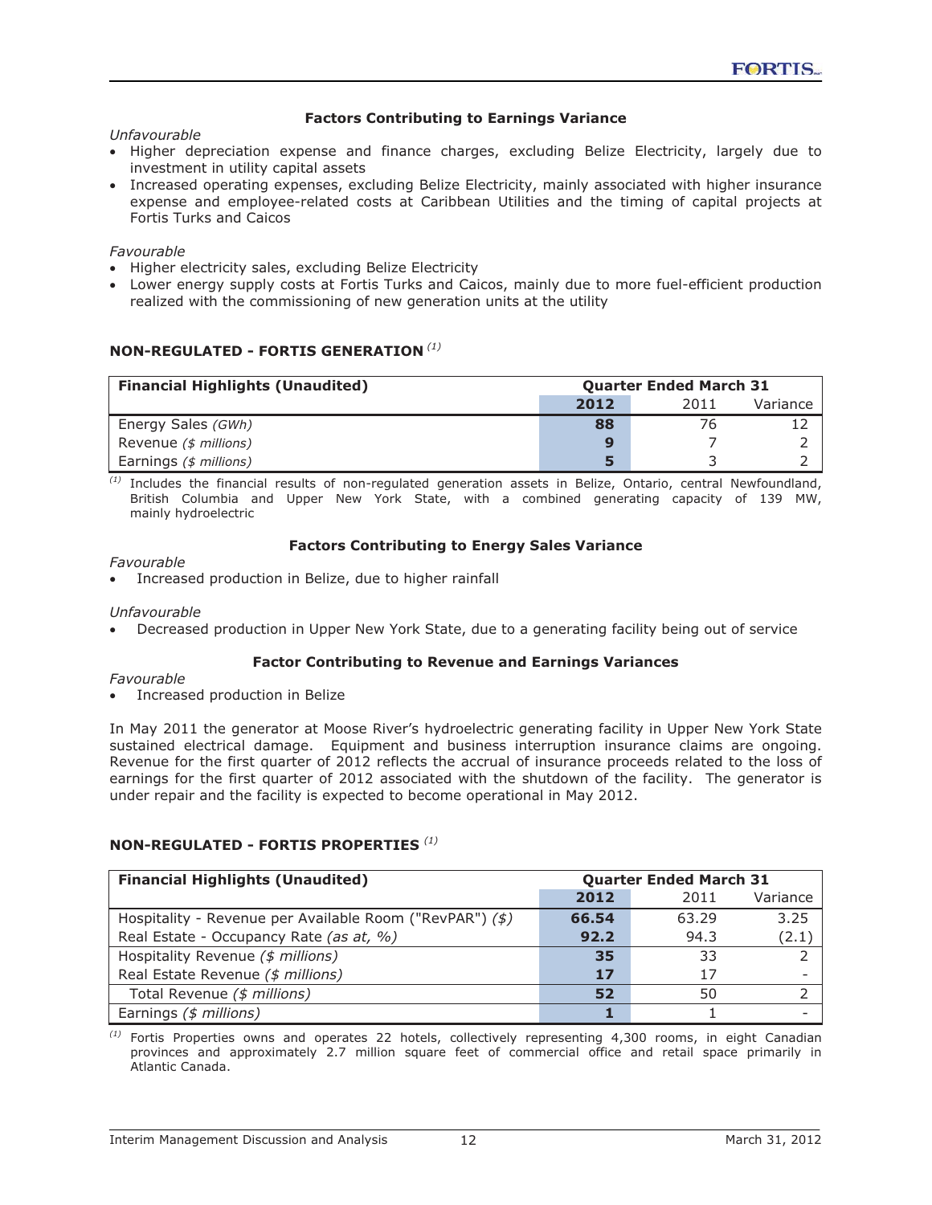**Factors Contributing to Earnings Variance**

*Unfavourable*

- Higher depreciation expense and finance charges, excluding Belize Electricity, largely due to investment in utility capital assets
- Increased operating expenses, excluding Belize Electricity, mainly associated with higher insurance expense and employee-related costs at Caribbean Utilities and the timing of capital projects at Fortis Turks and Caicos

*Favourable*

- Higher electricity sales, excluding Belize Electricity
- Lower energy supply costs at Fortis Turks and Caicos, mainly due to more fuel-efficient production realized with the commissioning of new generation units at the utility

## NON-REGULATED - FORTIS GENERATION [(1)]

| Financial Highlights (Unaudited) | Quarter Ended March 31 | | |
|---|---|---|---|
| | **2012** | 2011 | Variance |
| Energy Sales *(GWh)* | **88** | 76 | 12 |
| Revenue *($ millions)* | **9** | 7 | 2 |
| Earnings *($ millions)* | **5** | 3 | 2 |

[(1)] Includes the financial results of non-regulated generation assets in Belize, Ontario, central Newfoundland, British Columbia and Upper New York State, with a combined generating capacity of 139 MW, mainly hydroelectric

**Factors Contributing to Energy Sales Variance**

*Favourable*

- Increased production in Belize, due to higher rainfall

*Unfavourable*

- Decreased production in Upper New York State, due to a generating facility being out of service

**Factor Contributing to Revenue and Earnings Variances**

*Favourable*

- Increased production in Belize

In May 2011 the generator at Moose River's hydroelectric generating facility in Upper New York State sustained electrical damage. Equipment and business interruption insurance claims are ongoing. Revenue for the first quarter of 2012 reflects the accrual of insurance proceeds related to the loss of earnings for the first quarter of 2012 associated with the shutdown of the facility. The generator is under repair and the facility is expected to become operational in May 2012.

## NON-REGULATED - FORTIS PROPERTIES [(1)]

| Financial Highlights (Unaudited) | Quarter Ended March 31 | | |
|---|---|---|---|
| | **2012** | 2011 | Variance |
| Hospitality - Revenue per Available Room ("RevPAR") *($)* | **66.54** | 63.29 | 3.25 |
| Real Estate - Occupancy Rate *(as at, %)* | **92.2** | 94.3 | (2.1) |
| Hospitality Revenue *($ millions)* | **35** | 33 | 2 |
| Real Estate Revenue *($ millions)* | **17** | 17 | - |
| Total Revenue *($ millions)* | **52** | 50 | 2 |
| Earnings *($ millions)* | **1** | 1 | - |

[(1)] Fortis Properties owns and operates 22 hotels, collectively representing 4,300 rooms, in eight Canadian provinces and approximately 2.7 million square feet of commercial office and retail space primarily in Atlantic Canada.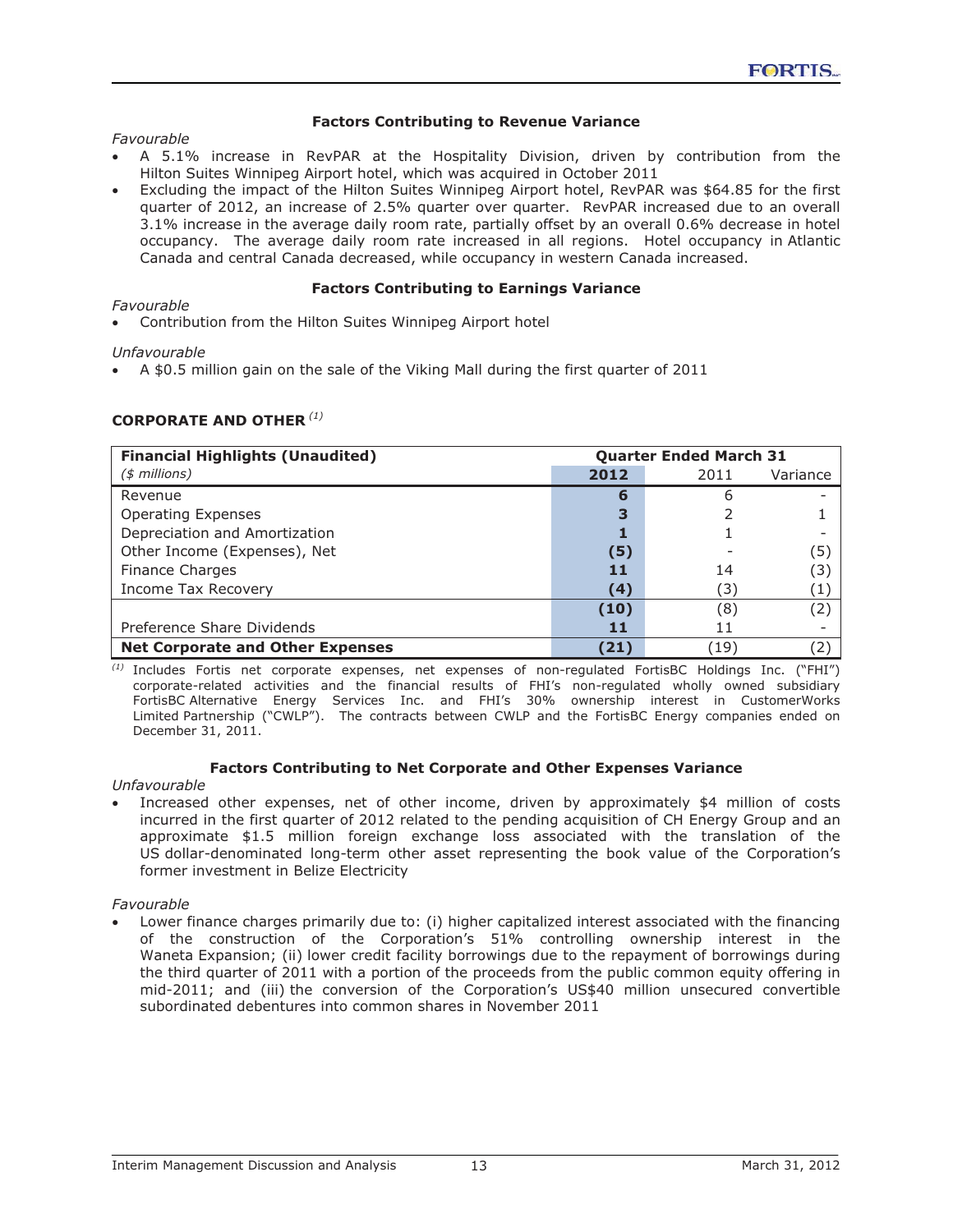### Factors Contributing to Revenue Variance

*Favourable*

- A 5.1% increase in RevPAR at the Hospitality Division, driven by contribution from the Hilton Suites Winnipeg Airport hotel, which was acquired in October 2011
- Excluding the impact of the Hilton Suites Winnipeg Airport hotel, RevPAR was $64.85 for the first quarter of 2012, an increase of 2.5% quarter over quarter. RevPAR increased due to an overall 3.1% increase in the average daily room rate, partially offset by an overall 0.6% decrease in hotel occupancy. The average daily room rate increased in all regions. Hotel occupancy in Atlantic Canada and central Canada decreased, while occupancy in western Canada increased.

### Factors Contributing to Earnings Variance

*Favourable*

- Contribution from the Hilton Suites Winnipeg Airport hotel

*Unfavourable*

- A $0.5 million gain on the sale of the Viking Mall during the first quarter of 2011

## CORPORATE AND OTHER [(1)]

| **Financial Highlights (Unaudited)** | **Quarter Ended March 31** | | |
|---|---|---|---|
| *($ millions)* | **2012** | 2011 | Variance |
| Revenue | **6** | 6 | - |
| Operating Expenses | **3** | 2 | 1 |
| Depreciation and Amortization | **1** | 1 | - |
| Other Income (Expenses), Net | **(5)** | - | (5) |
| Finance Charges | **11** | 14 | (3) |
| Income Tax Recovery | **(4)** | (3) | (1) |
| | **(10)** | (8) | (2) |
| Preference Share Dividends | **11** | 11 | - |
| **Net Corporate and Other Expenses** | **(21)** | (19) | (2) |

[(1)] Includes Fortis net corporate expenses, net expenses of non-regulated FortisBC Holdings Inc. ("FHI") corporate-related activities and the financial results of FHI's non-regulated wholly owned subsidiary FortisBC Alternative Energy Services Inc. and FHI's 30% ownership interest in CustomerWorks Limited Partnership ("CWLP"). The contracts between CWLP and the FortisBC Energy companies ended on December 31, 2011.

### Factors Contributing to Net Corporate and Other Expenses Variance

*Unfavourable*

- Increased other expenses, net of other income, driven by approximately $4 million of costs incurred in the first quarter of 2012 related to the pending acquisition of CH Energy Group and an approximate $1.5 million foreign exchange loss associated with the translation of the US dollar-denominated long-term other asset representing the book value of the Corporation's former investment in Belize Electricity

*Favourable*

- Lower finance charges primarily due to: (i) higher capitalized interest associated with the financing of the construction of the Corporation's 51% controlling ownership interest in the Waneta Expansion; (ii) lower credit facility borrowings due to the repayment of borrowings during the third quarter of 2011 with a portion of the proceeds from the public common equity offering in mid-2011; and (iii) the conversion of the Corporation's US$40 million unsecured convertible subordinated debentures into common shares in November 2011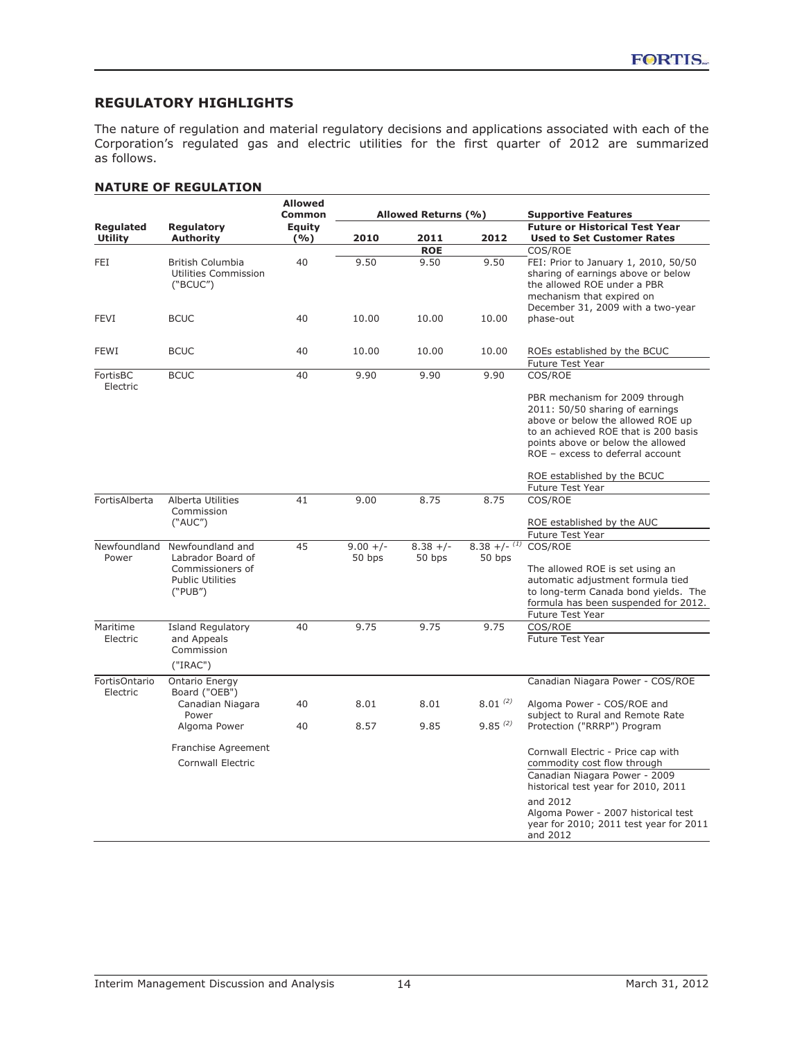## REGULATORY HIGHLIGHTS

The nature of regulation and material regulatory decisions and applications associated with each of the Corporation's regulated gas and electric utilities for the first quarter of 2012 are summarized as follows.

### NATURE OF REGULATION

| Regulated Utility | Regulatory Authority | Allowed Common Equity (%) | Allowed Returns (%) 2010 | 2011 | 2012 | Supportive Features / Future or Historical Test Year Used to Set Customer Rates |
|---|---|---|---|---|---|---|
| | | | | ROE | | COS/ROE |
| FEI | British Columbia Utilities Commission ("BCUC") | 40 | 9.50 | 9.50 | 9.50 | FEI: Prior to January 1, 2010, 50/50 sharing of earnings above or below the allowed ROE under a PBR mechanism that expired on December 31, 2009 with a two-year phase-out |
| FEVI | BCUC | 40 | 10.00 | 10.00 | 10.00 | |
| FEWI | BCUC | 40 | 10.00 | 10.00 | 10.00 | ROEs established by the BCUC<br>Future Test Year |
| FortisBC Electric | BCUC | 40 | 9.90 | 9.90 | 9.90 | COS/ROE<br>PBR mechanism for 2009 through 2011: 50/50 sharing of earnings above or below the allowed ROE up to an achieved ROE that is 200 basis points above or below the allowed ROE – excess to deferral account<br>ROE established by the BCUC<br>Future Test Year |
| FortisAlberta | Alberta Utilities Commission ("AUC") | 41 | 9.00 | 8.75 | 8.75 | COS/ROE<br>ROE established by the AUC<br>Future Test Year |
| Newfoundland Power | Newfoundland and Labrador Board of Commissioners of Public Utilities ("PUB") | 45 | 9.00 +/- 50 bps | 8.38 +/- 50 bps | 8.38 +/- 50 bps [(1)] | COS/ROE<br>The allowed ROE is set using an automatic adjustment formula tied to long-term Canada bond yields. The formula has been suspended for 2012.<br>Future Test Year |
| Maritime Electric | Island Regulatory and Appeals Commission ("IRAC") | 40 | 9.75 | 9.75 | 9.75 | COS/ROE<br>Future Test Year |
| FortisOntario Electric | Ontario Energy Board ("OEB") | | | | | Canadian Niagara Power - COS/ROE |
| | Canadian Niagara Power | 40 | 8.01 | 8.01 | 8.01 [(2)] | Algoma Power - COS/ROE and subject to Rural and Remote Rate Protection ("RRRP") Program |
| | Algoma Power | 40 | 8.57 | 9.85 | 9.85 [(2)] | |
| | Franchise Agreement<br>Cornwall Electric | | | | | Cornwall Electric - Price cap with commodity cost flow through<br>Canadian Niagara Power - 2009 historical test year for 2010, 2011 and 2012<br>Algoma Power - 2007 historical test year for 2010; 2011 test year for 2011 and 2012 |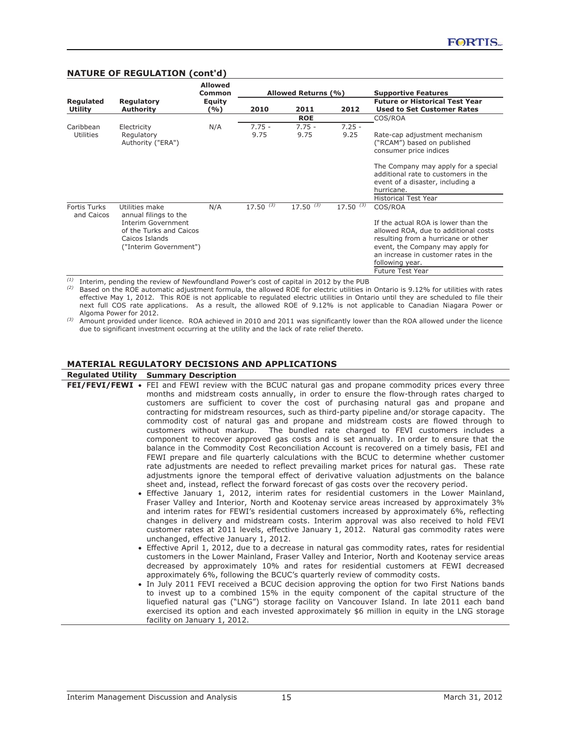## NATURE OF REGULATION (cont'd)

| Regulated Utility | Regulatory Authority | Allowed Common Equity (%) | Allowed Returns (%) | | | Supportive Features |
|---|---|---|---|---|---|---|
| | | | 2010 | 2011 | 2012 | Future or Historical Test Year Used to Set Customer Rates |
| | | | | ROE | | COS/ROA |
| Caribbean Utilities | Electricity Regulatory Authority ("ERA") | N/A | 7.75 - 9.75 | 7.75 - 9.75 | 7.25 - 9.25 | Rate-cap adjustment mechanism ("RCAM") based on published consumer price indices<br><br>The Company may apply for a special additional rate to customers in the event of a disaster, including a hurricane. |
| | | | | | | Historical Test Year |
| Fortis Turks and Caicos | Utilities make annual filings to the Interim Government of the Turks and Caicos Caicos Islands ("Interim Government") | N/A | 17.50 [(3)] | 17.50 [(3)] | 17.50 [(3)] | COS/ROA<br><br>If the actual ROA is lower than the allowed ROA, due to additional costs resulting from a hurricane or other event, the Company may apply for an increase in customer rates in the following year. |
| | | | | | | Future Test Year |

[(1)] Interim, pending the review of Newfoundland Power's cost of capital in 2012 by the PUB

[(2)] Based on the ROE automatic adjustment formula, the allowed ROE for electric utilities in Ontario is 9.12% for utilities with rates effective May 1, 2012. This ROE is not applicable to regulated electric utilities in Ontario until they are scheduled to file their next full COS rate applications. As a result, the allowed ROE of 9.12% is not applicable to Canadian Niagara Power or Algoma Power for 2012.

[(3)] Amount provided under licence. ROA achieved in 2010 and 2011 was significantly lower than the ROA allowed under the licence due to significant investment occurring at the utility and the lack of rate relief thereto.

## MATERIAL REGULATORY DECISIONS AND APPLICATIONS

| Regulated Utility | Summary Description |
|---|---|
| **FEI/FEVI/FEWI** | • FEI and FEWI review with the BCUC natural gas and propane commodity prices every three months and midstream costs annually, in order to ensure the flow-through rates charged to customers are sufficient to cover the cost of purchasing natural gas and propane and contracting for midstream resources, such as third-party pipeline and/or storage capacity. The commodity cost of natural gas and propane and midstream costs are flowed through to customers without markup. The bundled rate charged to FEVI customers includes a component to recover approved gas costs and is set annually. In order to ensure that the balance in the Commodity Cost Reconciliation Account is recovered on a timely basis, FEI and FEWI prepare and file quarterly calculations with the BCUC to determine whether customer rate adjustments are needed to reflect prevailing market prices for natural gas. These rate adjustments ignore the temporal effect of derivative valuation adjustments on the balance sheet and, instead, reflect the forward forecast of gas costs over the recovery period.<br>• Effective January 1, 2012, interim rates for residential customers in the Lower Mainland, Fraser Valley and Interior, North and Kootenay service areas increased by approximately 3% and interim rates for FEWI's residential customers increased by approximately 6%, reflecting changes in delivery and midstream costs. Interim approval was also received to hold FEVI customer rates at 2011 levels, effective January 1, 2012. Natural gas commodity rates were unchanged, effective January 1, 2012.<br>• Effective April 1, 2012, due to a decrease in natural gas commodity rates, rates for residential customers in the Lower Mainland, Fraser Valley and Interior, North and Kootenay service areas decreased by approximately 10% and rates for residential customers at FEWI decreased approximately 6%, following the BCUC's quarterly review of commodity costs.<br>• In July 2011 FEVI received a BCUC decision approving the option for two First Nations bands to invest up to a combined 15% in the equity component of the capital structure of the liquefied natural gas ("LNG") storage facility on Vancouver Island. In late 2011 each band exercised its option and each invested approximately $6 million in equity in the LNG storage facility on January 1, 2012. |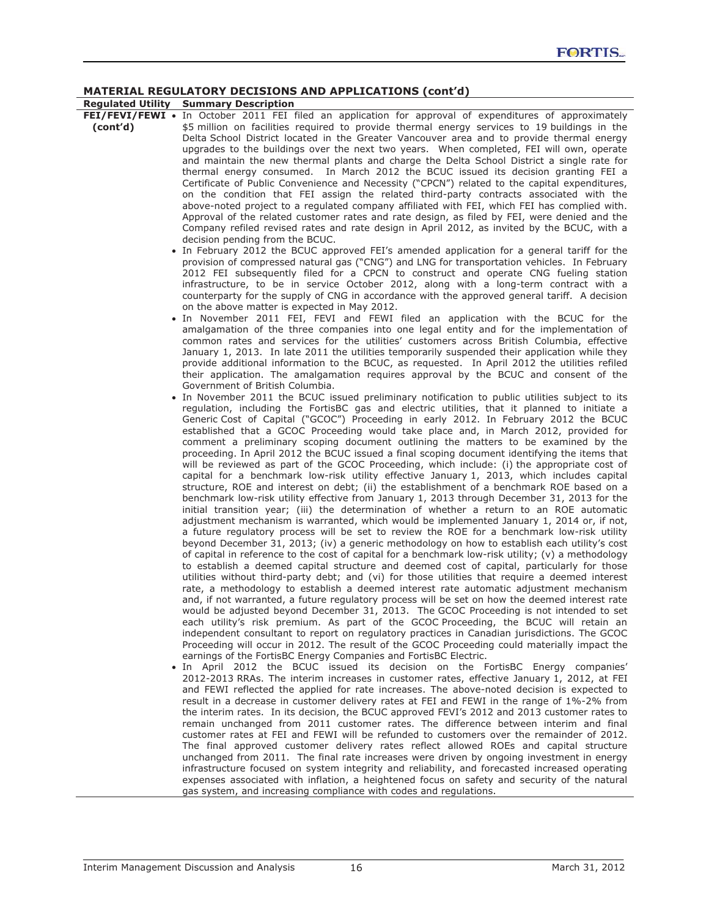## MATERIAL REGULATORY DECISIONS AND APPLICATIONS (cont'd)

| Regulated Utility | Summary Description |
|---|---|
| **FEI/FEVI/FEWI (cont'd)** | • In October 2011 FEI filed an application for approval of expenditures of approximately $5 million on facilities required to provide thermal energy services to 19 buildings in the Delta School District located in the Greater Vancouver area and to provide thermal energy upgrades to the buildings over the next two years. When completed, FEI will own, operate and maintain the new thermal plants and charge the Delta School District a single rate for thermal energy consumed. In March 2012 the BCUC issued its decision granting FEI a Certificate of Public Convenience and Necessity ("CPCN") related to the capital expenditures, on the condition that FEI assign the related third-party contracts associated with the above-noted project to a regulated company affiliated with FEI, which FEI has complied with. Approval of the related customer rates and rate design, as filed by FEI, were denied and the Company refiled revised rates and rate design in April 2012, as invited by the BCUC, with a decision pending from the BCUC.<br>• In February 2012 the BCUC approved FEI's amended application for a general tariff for the provision of compressed natural gas ("CNG") and LNG for transportation vehicles. In February 2012 FEI subsequently filed for a CPCN to construct and operate CNG fueling station infrastructure, to be in service October 2012, along with a long-term contract with a counterparty for the supply of CNG in accordance with the approved general tariff. A decision on the above matter is expected in May 2012.<br>• In November 2011 FEI, FEVI and FEWI filed an application with the BCUC for the amalgamation of the three companies into one legal entity and for the implementation of common rates and services for the utilities' customers across British Columbia, effective January 1, 2013. In late 2011 the utilities temporarily suspended their application while they provide additional information to the BCUC, as requested. In April 2012 the utilities refiled their application. The amalgamation requires approval by the BCUC and consent of the Government of British Columbia.<br>• In November 2011 the BCUC issued preliminary notification to public utilities subject to its regulation, including the FortisBC gas and electric utilities, that it planned to initiate a Generic Cost of Capital ("GCOC") Proceeding in early 2012. In February 2012 the BCUC established that a GCOC Proceeding would take place and, in March 2012, provided for comment a preliminary scoping document outlining the matters to be examined by the proceeding. In April 2012 the BCUC issued a final scoping document identifying the items that will be reviewed as part of the GCOC Proceeding, which include: (i) the appropriate cost of capital for a benchmark low-risk utility effective January 1, 2013, which includes capital structure, ROE and interest on debt; (ii) the establishment of a benchmark ROE based on a benchmark low-risk utility effective from January 1, 2013 through December 31, 2013 for the initial transition year; (iii) the determination of whether a return to an ROE automatic adjustment mechanism is warranted, which would be implemented January 1, 2014 or, if not, a future regulatory process will be set to review the ROE for a benchmark low-risk utility beyond December 31, 2013; (iv) a generic methodology on how to establish each utility's cost of capital in reference to the cost of capital for a benchmark low-risk utility; (v) a methodology to establish a deemed capital structure and deemed cost of capital, particularly for those utilities without third-party debt; and (vi) for those utilities that require a deemed interest rate, a methodology to establish a deemed interest rate automatic adjustment mechanism and, if not warranted, a future regulatory process will be set on how the deemed interest rate would be adjusted beyond December 31, 2013. The GCOC Proceeding is not intended to set each utility's risk premium. As part of the GCOC Proceeding, the BCUC will retain an independent consultant to report on regulatory practices in Canadian jurisdictions. The GCOC Proceeding will occur in 2012. The result of the GCOC Proceeding could materially impact the earnings of the FortisBC Energy Companies and FortisBC Electric.<br>• In April 2012 the BCUC issued its decision on the FortisBC Energy companies' 2012-2013 RRAs. The interim increases in customer rates, effective January 1, 2012, at FEI and FEWI reflected the applied for rate increases. The above-noted decision is expected to result in a decrease in customer delivery rates at FEI and FEWI in the range of 1%-2% from the interim rates. In its decision, the BCUC approved FEVI's 2012 and 2013 customer rates to remain unchanged from 2011 customer rates. The difference between interim and final customer rates at FEI and FEWI will be refunded to customers over the remainder of 2012. The final approved customer delivery rates reflect allowed ROEs and capital structure unchanged from 2011. The final rate increases were driven by ongoing investment in energy infrastructure focused on system integrity and reliability, and forecasted increased operating expenses associated with inflation, a heightened focus on safety and security of the natural gas system, and increasing compliance with codes and regulations. |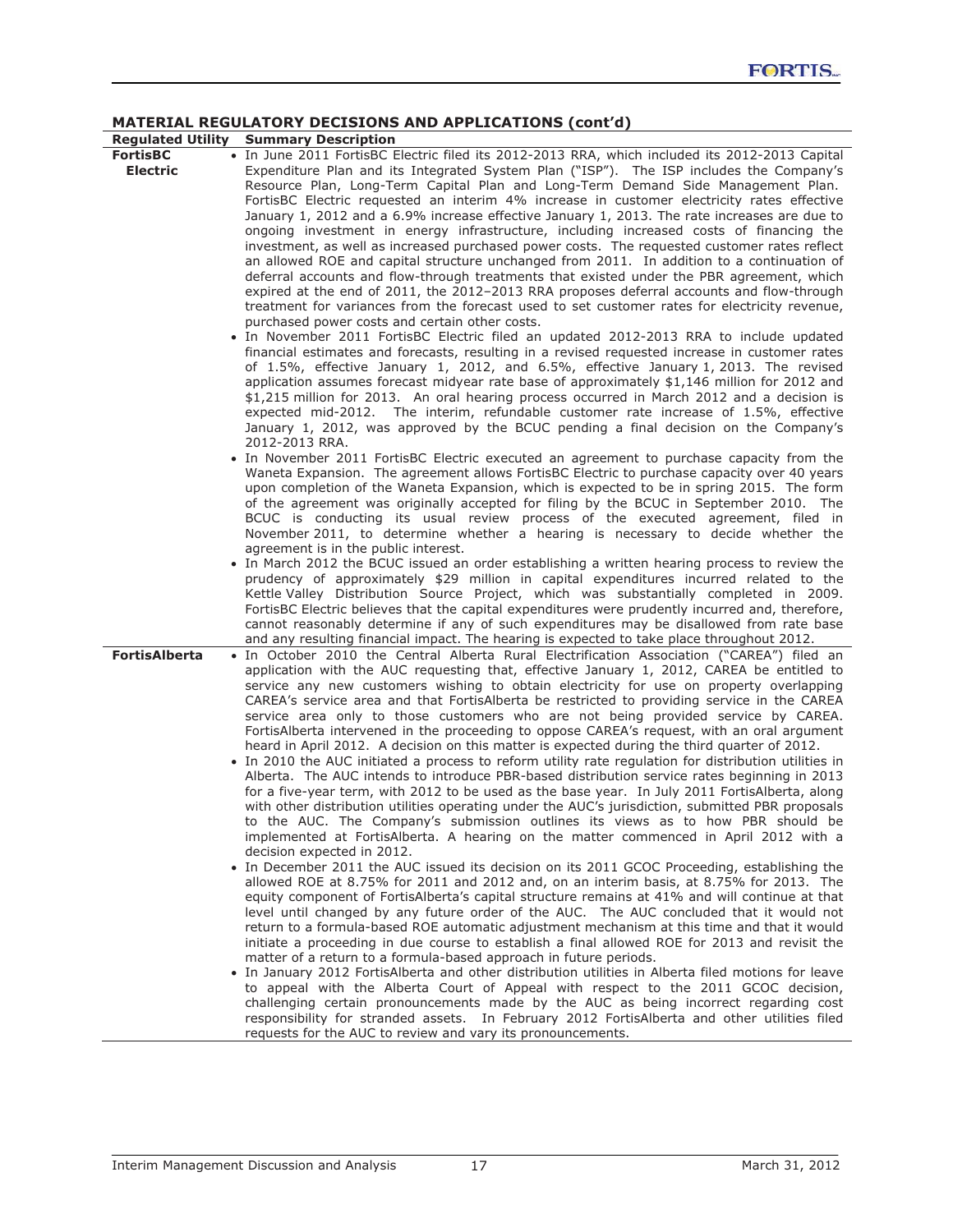## MATERIAL REGULATORY DECISIONS AND APPLICATIONS (cont'd)

| Regulated Utility | Summary Description |
|---|---|
| **FortisBC Electric** | • In June 2011 FortisBC Electric filed its 2012-2013 RRA, which included its 2012-2013 Capital Expenditure Plan and its Integrated System Plan ("ISP"). The ISP includes the Company's Resource Plan, Long-Term Capital Plan and Long-Term Demand Side Management Plan. FortisBC Electric requested an interim 4% increase in customer electricity rates effective January 1, 2012 and a 6.9% increase effective January 1, 2013. The rate increases are due to ongoing investment in energy infrastructure, including increased costs of financing the investment, as well as increased purchased power costs. The requested customer rates reflect an allowed ROE and capital structure unchanged from 2011. In addition to a continuation of deferral accounts and flow-through treatments that existed under the PBR agreement, which expired at the end of 2011, the 2012–2013 RRA proposes deferral accounts and flow-through treatment for variances from the forecast used to set customer rates for electricity revenue, purchased power costs and certain other costs.<br>• In November 2011 FortisBC Electric filed an updated 2012-2013 RRA to include updated financial estimates and forecasts, resulting in a revised requested increase in customer rates of 1.5%, effective January 1, 2012, and 6.5%, effective January 1, 2013. The revised application assumes forecast midyear rate base of approximately $1,146 million for 2012 and $1,215 million for 2013. An oral hearing process occurred in March 2012 and a decision is expected mid-2012. The interim, refundable customer rate increase of 1.5%, effective January 1, 2012, was approved by the BCUC pending a final decision on the Company's 2012-2013 RRA.<br>• In November 2011 FortisBC Electric executed an agreement to purchase capacity from the Waneta Expansion. The agreement allows FortisBC Electric to purchase capacity over 40 years upon completion of the Waneta Expansion, which is expected to be in spring 2015. The form of the agreement was originally accepted for filing by the BCUC in September 2010. The BCUC is conducting its usual review process of the executed agreement, filed in November 2011, to determine whether a hearing is necessary to decide whether the agreement is in the public interest.<br>• In March 2012 the BCUC issued an order establishing a written hearing process to review the prudency of approximately $29 million in capital expenditures incurred related to the Kettle Valley Distribution Source Project, which was substantially completed in 2009. FortisBC Electric believes that the capital expenditures were prudently incurred and, therefore, cannot reasonably determine if any of such expenditures may be disallowed from rate base and any resulting financial impact. The hearing is expected to take place throughout 2012. |
| **FortisAlberta** | • In October 2010 the Central Alberta Rural Electrification Association ("CAREA") filed an application with the AUC requesting that, effective January 1, 2012, CAREA be entitled to service any new customers wishing to obtain electricity for use on property overlapping CAREA's service area and that FortisAlberta be restricted to providing service in the CAREA service area only to those customers who are not being provided service by CAREA. FortisAlberta intervened in the proceeding to oppose CAREA's request, with an oral argument heard in April 2012. A decision on this matter is expected during the third quarter of 2012.<br>• In 2010 the AUC initiated a process to reform utility rate regulation for distribution utilities in Alberta. The AUC intends to introduce PBR-based distribution service rates beginning in 2013 for a five-year term, with 2012 to be used as the base year. In July 2011 FortisAlberta, along with other distribution utilities operating under the AUC's jurisdiction, submitted PBR proposals to the AUC. The Company's submission outlines its views as to how PBR should be implemented at FortisAlberta. A hearing on the matter commenced in April 2012 with a decision expected in 2012.<br>• In December 2011 the AUC issued its decision on its 2011 GCOC Proceeding, establishing the allowed ROE at 8.75% for 2011 and 2012 and, on an interim basis, at 8.75% for 2013. The equity component of FortisAlberta's capital structure remains at 41% and will continue at that level until changed by any future order of the AUC. The AUC concluded that it would not return to a formula-based ROE automatic adjustment mechanism at this time and that it would initiate a proceeding in due course to establish a final allowed ROE for 2013 and revisit the matter of a return to a formula-based approach in future periods.<br>• In January 2012 FortisAlberta and other distribution utilities in Alberta filed motions for leave to appeal with the Alberta Court of Appeal with respect to the 2011 GCOC decision, challenging certain pronouncements made by the AUC as being incorrect regarding cost responsibility for stranded assets. In February 2012 FortisAlberta and other utilities filed requests for the AUC to review and vary its pronouncements. |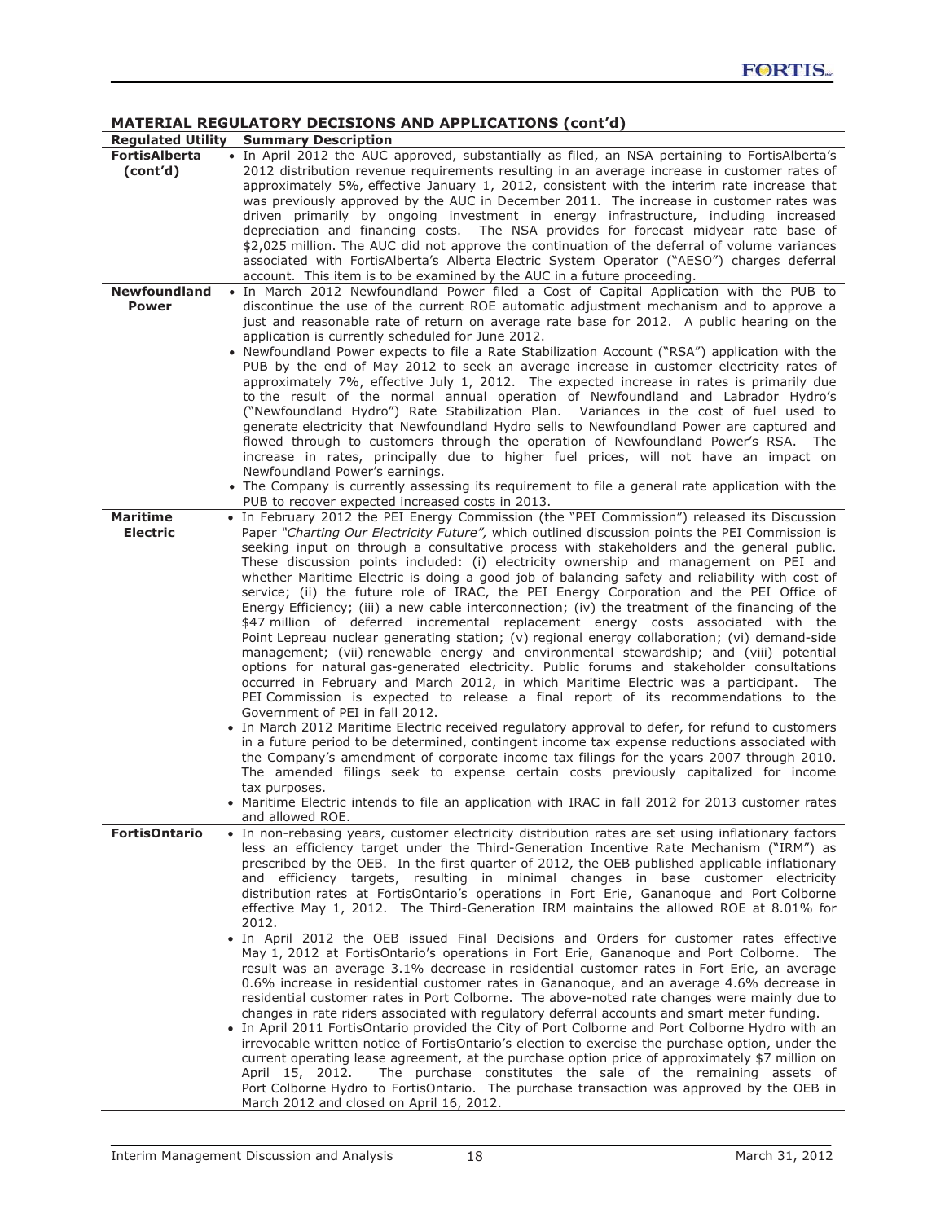## MATERIAL REGULATORY DECISIONS AND APPLICATIONS (cont'd)

| Regulated Utility | Summary Description |
|---|---|
| **FortisAlberta (cont'd)** | • In April 2012 the AUC approved, substantially as filed, an NSA pertaining to FortisAlberta's 2012 distribution revenue requirements resulting in an average increase in customer rates of approximately 5%, effective January 1, 2012, consistent with the interim rate increase that was previously approved by the AUC in December 2011. The increase in customer rates was driven primarily by ongoing investment in energy infrastructure, including increased depreciation and financing costs. The NSA provides for forecast midyear rate base of $2,025 million. The AUC did not approve the continuation of the deferral of volume variances associated with FortisAlberta's Alberta Electric System Operator ("AESO") charges deferral account. This item is to be examined by the AUC in a future proceeding. |
| **Newfoundland Power** | • In March 2012 Newfoundland Power filed a Cost of Capital Application with the PUB to discontinue the use of the current ROE automatic adjustment mechanism and to approve a just and reasonable rate of return on average rate base for 2012. A public hearing on the application is currently scheduled for June 2012.<br>• Newfoundland Power expects to file a Rate Stabilization Account ("RSA") application with the PUB by the end of May 2012 to seek an average increase in customer electricity rates of approximately 7%, effective July 1, 2012. The expected increase in rates is primarily due to the result of the normal annual operation of Newfoundland and Labrador Hydro's ("Newfoundland Hydro") Rate Stabilization Plan. Variances in the cost of fuel used to generate electricity that Newfoundland Hydro sells to Newfoundland Power are captured and flowed through to customers through the operation of Newfoundland Power's RSA. The increase in rates, principally due to higher fuel prices, will not have an impact on Newfoundland Power's earnings.<br>• The Company is currently assessing its requirement to file a general rate application with the PUB to recover expected increased costs in 2013. |
| **Maritime Electric** | • In February 2012 the PEI Energy Commission (the "PEI Commission") released its Discussion Paper *"Charting Our Electricity Future"*, which outlined discussion points the PEI Commission is seeking input on through a consultative process with stakeholders and the general public. These discussion points included: (i) electricity ownership and management on PEI and whether Maritime Electric is doing a good job of balancing safety and reliability with cost of service; (ii) the future role of IRAC, the PEI Energy Corporation and the PEI Office of Energy Efficiency; (iii) a new cable interconnection; (iv) the treatment of the financing of the $47 million of deferred incremental replacement energy costs associated with the Point Lepreau nuclear generating station; (v) regional energy collaboration; (vi) demand-side management; (vii) renewable energy and environmental stewardship; and (viii) potential options for natural gas-generated electricity. Public forums and stakeholder consultations occurred in February and March 2012, in which Maritime Electric was a participant. The PEI Commission is expected to release a final report of its recommendations to the Government of PEI in fall 2012.<br>• In March 2012 Maritime Electric received regulatory approval to defer, for refund to customers in a future period to be determined, contingent income tax expense reductions associated with the Company's amendment of corporate income tax filings for the years 2007 through 2010. The amended filings seek to expense certain costs previously capitalized for income tax purposes.<br>• Maritime Electric intends to file an application with IRAC in fall 2012 for 2013 customer rates and allowed ROE. |
| **FortisOntario** | • In non-rebasing years, customer electricity distribution rates are set using inflationary factors less an efficiency target under the Third-Generation Incentive Rate Mechanism ("IRM") as prescribed by the OEB. In the first quarter of 2012, the OEB published applicable inflationary and efficiency targets, resulting in minimal changes in base customer electricity distribution rates at FortisOntario's operations in Fort Erie, Gananoque and Port Colborne effective May 1, 2012. The Third-Generation IRM maintains the allowed ROE at 8.01% for 2012.<br>• In April 2012 the OEB issued Final Decisions and Orders for customer rates effective May 1, 2012 at FortisOntario's operations in Fort Erie, Gananoque and Port Colborne. The result was an average 3.1% decrease in residential customer rates in Fort Erie, an average 0.6% increase in residential customer rates in Gananoque, and an average 4.6% decrease in residential customer rates in Port Colborne. The above-noted rate changes were mainly due to changes in rate riders associated with regulatory deferral accounts and smart meter funding.<br>• In April 2011 FortisOntario provided the City of Port Colborne and Port Colborne Hydro with an irrevocable written notice of FortisOntario's election to exercise the purchase option, under the current operating lease agreement, at the purchase option price of approximately $7 million on April 15, 2012. The purchase constitutes the sale of the remaining assets of Port Colborne Hydro to FortisOntario. The purchase transaction was approved by the OEB in March 2012 and closed on April 16, 2012. |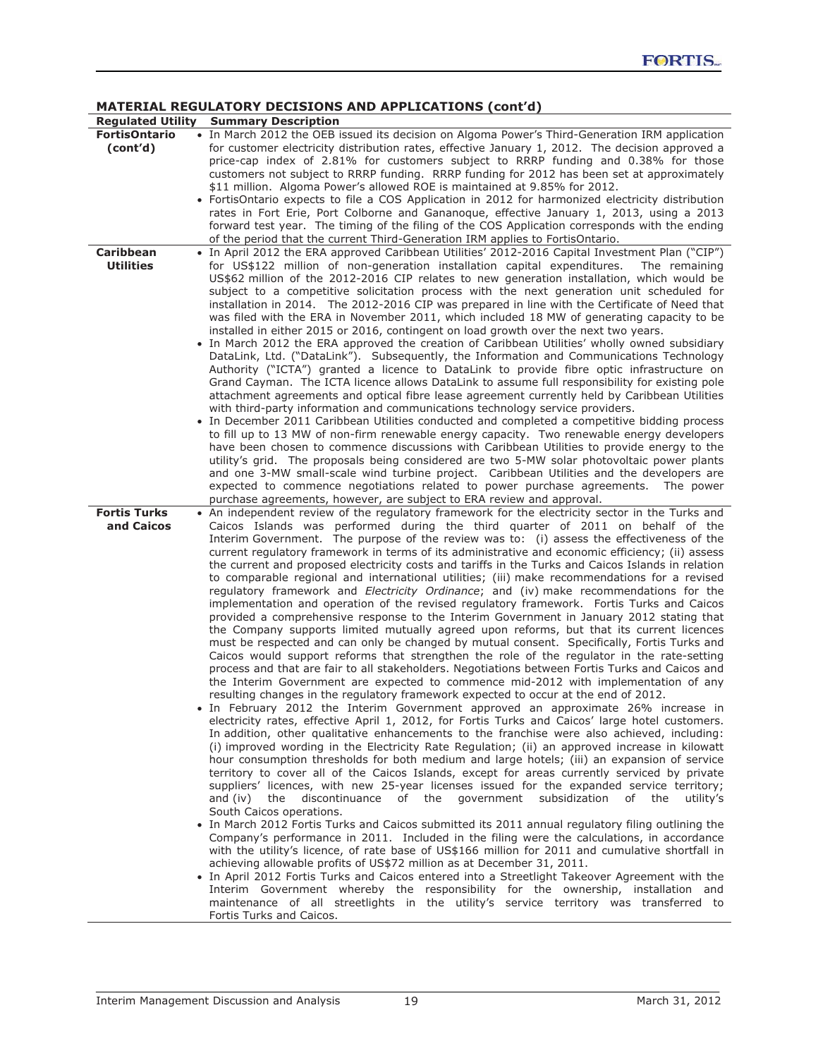## MATERIAL REGULATORY DECISIONS AND APPLICATIONS (cont'd)

| Regulated Utility | Summary Description |
|---|---|
| **FortisOntario (cont'd)** | • In March 2012 the OEB issued its decision on Algoma Power's Third-Generation IRM application for customer electricity distribution rates, effective January 1, 2012. The decision approved a price-cap index of 2.81% for customers subject to RRRP funding and 0.38% for those customers not subject to RRRP funding. RRRP funding for 2012 has been set at approximately $11 million. Algoma Power's allowed ROE is maintained at 9.85% for 2012.<br>• FortisOntario expects to file a COS Application in 2012 for harmonized electricity distribution rates in Fort Erie, Port Colborne and Gananoque, effective January 1, 2013, using a 2013 forward test year. The timing of the filing of the COS Application corresponds with the ending of the period that the current Third-Generation IRM applies to FortisOntario. |
| **Caribbean Utilities** | • In April 2012 the ERA approved Caribbean Utilities' 2012-2016 Capital Investment Plan ("CIP") for US$122 million of non-generation installation capital expenditures. The remaining US$62 million of the 2012-2016 CIP relates to new generation installation, which would be subject to a competitive solicitation process with the next generation unit scheduled for installation in 2014. The 2012-2016 CIP was prepared in line with the Certificate of Need that was filed with the ERA in November 2011, which included 18 MW of generating capacity to be installed in either 2015 or 2016, contingent on load growth over the next two years.<br>• In March 2012 the ERA approved the creation of Caribbean Utilities' wholly owned subsidiary DataLink, Ltd. ("DataLink"). Subsequently, the Information and Communications Technology Authority ("ICTA") granted a licence to DataLink to provide fibre optic infrastructure on Grand Cayman. The ICTA licence allows DataLink to assume full responsibility for existing pole attachment agreements and optical fibre lease agreement currently held by Caribbean Utilities with third-party information and communications technology service providers.<br>• In December 2011 Caribbean Utilities conducted and completed a competitive bidding process to fill up to 13 MW of non-firm renewable energy capacity. Two renewable energy developers have been chosen to commence discussions with Caribbean Utilities to provide energy to the utility's grid. The proposals being considered are two 5-MW solar photovoltaic power plants and one 3-MW small-scale wind turbine project. Caribbean Utilities and the developers are expected to commence negotiations related to power purchase agreements. The power purchase agreements, however, are subject to ERA review and approval. |
| **Fortis Turks and Caicos** | • An independent review of the regulatory framework for the electricity sector in the Turks and Caicos Islands was performed during the third quarter of 2011 on behalf of the Interim Government. The purpose of the review was to: (i) assess the effectiveness of the current regulatory framework in terms of its administrative and economic efficiency; (ii) assess the current and proposed electricity costs and tariffs in the Turks and Caicos Islands in relation to comparable regional and international utilities; (iii) make recommendations for a revised regulatory framework and *Electricity Ordinance*; and (iv) make recommendations for the implementation and operation of the revised regulatory framework. Fortis Turks and Caicos provided a comprehensive response to the Interim Government in January 2012 stating that the Company supports limited mutually agreed upon reforms, but that its current licences must be respected and can only be changed by mutual consent. Specifically, Fortis Turks and Caicos would support reforms that strengthen the role of the regulator in the rate-setting process and that are fair to all stakeholders. Negotiations between Fortis Turks and Caicos and the Interim Government are expected to commence mid-2012 with implementation of any resulting changes in the regulatory framework expected to occur at the end of 2012.<br>• In February 2012 the Interim Government approved an approximate 26% increase in electricity rates, effective April 1, 2012, for Fortis Turks and Caicos' large hotel customers. In addition, other qualitative enhancements to the franchise were also achieved, including: (i) improved wording in the Electricity Rate Regulation; (ii) an approved increase in kilowatt hour consumption thresholds for both medium and large hotels; (iii) an expansion of service territory to cover all of the Caicos Islands, except for areas currently serviced by private suppliers' licences, with new 25-year licenses issued for the expanded service territory; and (iv) the discontinuance of the government subsidization of the utility's South Caicos operations.<br>• In March 2012 Fortis Turks and Caicos submitted its 2011 annual regulatory filing outlining the Company's performance in 2011. Included in the filing were the calculations, in accordance with the utility's licence, of rate base of US$166 million for 2011 and cumulative shortfall in achieving allowable profits of US$72 million as at December 31, 2011.<br>• In April 2012 Fortis Turks and Caicos entered into a Streetlight Takeover Agreement with the Interim Government whereby the responsibility for the ownership, installation and maintenance of all streetlights in the utility's service territory was transferred to Fortis Turks and Caicos. |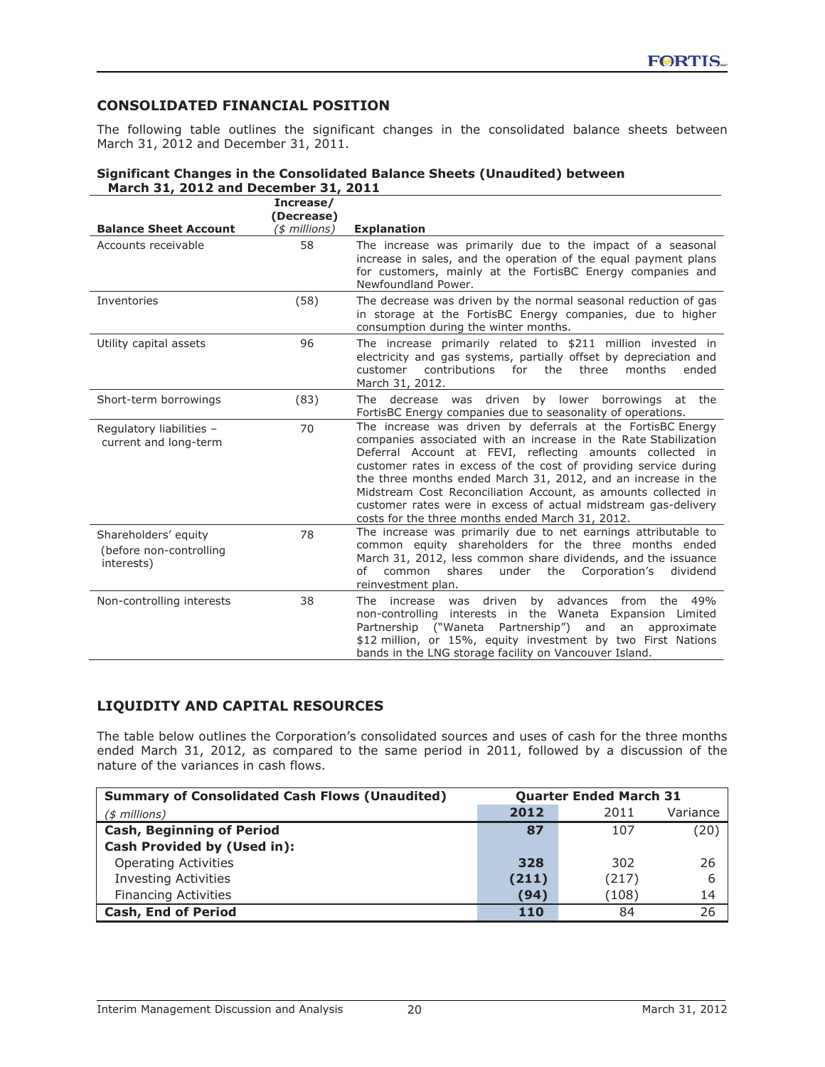## CONSOLIDATED FINANCIAL POSITION

The following table outlines the significant changes in the consolidated balance sheets between March 31, 2012 and December 31, 2011.

**Significant Changes in the Consolidated Balance Sheets (Unaudited) between March 31, 2012 and December 31, 2011**

| Balance Sheet Account | Increase/ (Decrease) *($ millions)* | Explanation |
|---|---|---|
| Accounts receivable | 58 | The increase was primarily due to the impact of a seasonal increase in sales, and the operation of the equal payment plans for customers, mainly at the FortisBC Energy companies and Newfoundland Power. |
| Inventories | (58) | The decrease was driven by the normal seasonal reduction of gas in storage at the FortisBC Energy companies, due to higher consumption during the winter months. |
| Utility capital assets | 96 | The increase primarily related to $211 million invested in electricity and gas systems, partially offset by depreciation and customer contributions for the three months ended March 31, 2012. |
| Short-term borrowings | (83) | The decrease was driven by lower borrowings at the FortisBC Energy companies due to seasonality of operations. |
| Regulatory liabilities – current and long-term | 70 | The increase was driven by deferrals at the FortisBC Energy companies associated with an increase in the Rate Stabilization Deferral Account at FEVI, reflecting amounts collected in customer rates in excess of the cost of providing service during the three months ended March 31, 2012, and an increase in the Midstream Cost Reconciliation Account, as amounts collected in customer rates were in excess of actual midstream gas-delivery costs for the three months ended March 31, 2012. |
| Shareholders' equity (before non-controlling interests) | 78 | The increase was primarily due to net earnings attributable to common equity shareholders for the three months ended March 31, 2012, less common share dividends, and the issuance of common shares under the Corporation's dividend reinvestment plan. |
| Non-controlling interests | 38 | The increase was driven by advances from the 49% non-controlling interests in the Waneta Expansion Limited Partnership ("Waneta Partnership") and an approximate $12 million, or 15%, equity investment by two First Nations bands in the LNG storage facility on Vancouver Island. |

## LIQUIDITY AND CAPITAL RESOURCES

The table below outlines the Corporation's consolidated sources and uses of cash for the three months ended March 31, 2012, as compared to the same period in 2011, followed by a discussion of the nature of the variances in cash flows.

| Summary of Consolidated Cash Flows (Unaudited) | Quarter Ended March 31 | | |
|---|---|---|---|
| *($ millions)* | **2012** | 2011 | Variance |
| **Cash, Beginning of Period** | **87** | 107 | (20) |
| **Cash Provided by (Used in):** | | | |
| Operating Activities | **328** | 302 | 26 |
| Investing Activities | **(211)** | (217) | 6 |
| Financing Activities | **(94)** | (108) | 14 |
| **Cash, End of Period** | **110** | 84 | 26 |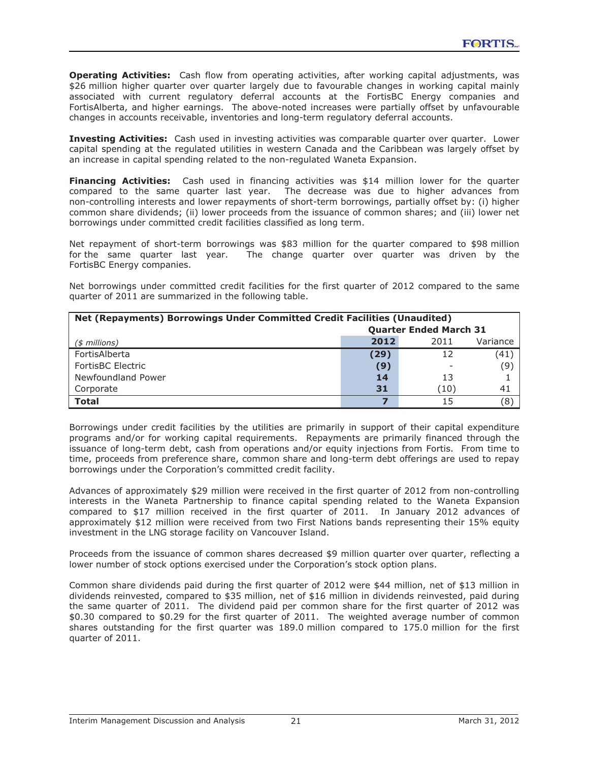**Operating Activities:** Cash flow from operating activities, after working capital adjustments, was $26 million higher quarter over quarter largely due to favourable changes in working capital mainly associated with current regulatory deferral accounts at the FortisBC Energy companies and FortisAlberta, and higher earnings. The above-noted increases were partially offset by unfavourable changes in accounts receivable, inventories and long-term regulatory deferral accounts.

**Investing Activities:** Cash used in investing activities was comparable quarter over quarter. Lower capital spending at the regulated utilities in western Canada and the Caribbean was largely offset by an increase in capital spending related to the non-regulated Waneta Expansion.

**Financing Activities:** Cash used in financing activities was $14 million lower for the quarter compared to the same quarter last year. The decrease was due to higher advances from non-controlling interests and lower repayments of short-term borrowings, partially offset by: (i) higher common share dividends; (ii) lower proceeds from the issuance of common shares; and (iii) lower net borrowings under committed credit facilities classified as long term.

Net repayment of short-term borrowings was $83 million for the quarter compared to $98 million for the same quarter last year. The change quarter over quarter was driven by the FortisBC Energy companies.

Net borrowings under committed credit facilities for the first quarter of 2012 compared to the same quarter of 2011 are summarized in the following table.

| **Net (Repayments) Borrowings Under Committed Credit Facilities (Unaudited)** | | | |
|---|---|---|---|
| | **Quarter Ended March 31** | | |
| *($ millions)* | **2012** | 2011 | Variance |
| FortisAlberta | **(29)** | 12 | (41) |
| FortisBC Electric | **(9)** | - | (9) |
| Newfoundland Power | **14** | 13 | 1 |
| Corporate | **31** | (10) | 41 |
| **Total** | **7** | 15 | (8) |

Borrowings under credit facilities by the utilities are primarily in support of their capital expenditure programs and/or for working capital requirements. Repayments are primarily financed through the issuance of long-term debt, cash from operations and/or equity injections from Fortis. From time to time, proceeds from preference share, common share and long-term debt offerings are used to repay borrowings under the Corporation's committed credit facility.

Advances of approximately $29 million were received in the first quarter of 2012 from non-controlling interests in the Waneta Partnership to finance capital spending related to the Waneta Expansion compared to $17 million received in the first quarter of 2011. In January 2012 advances of approximately $12 million were received from two First Nations bands representing their 15% equity investment in the LNG storage facility on Vancouver Island.

Proceeds from the issuance of common shares decreased $9 million quarter over quarter, reflecting a lower number of stock options exercised under the Corporation's stock option plans.

Common share dividends paid during the first quarter of 2012 were $44 million, net of $13 million in dividends reinvested, compared to $35 million, net of $16 million in dividends reinvested, paid during the same quarter of 2011. The dividend paid per common share for the first quarter of 2012 was $0.30 compared to $0.29 for the first quarter of 2011. The weighted average number of common shares outstanding for the first quarter was 189.0 million compared to 175.0 million for the first quarter of 2011.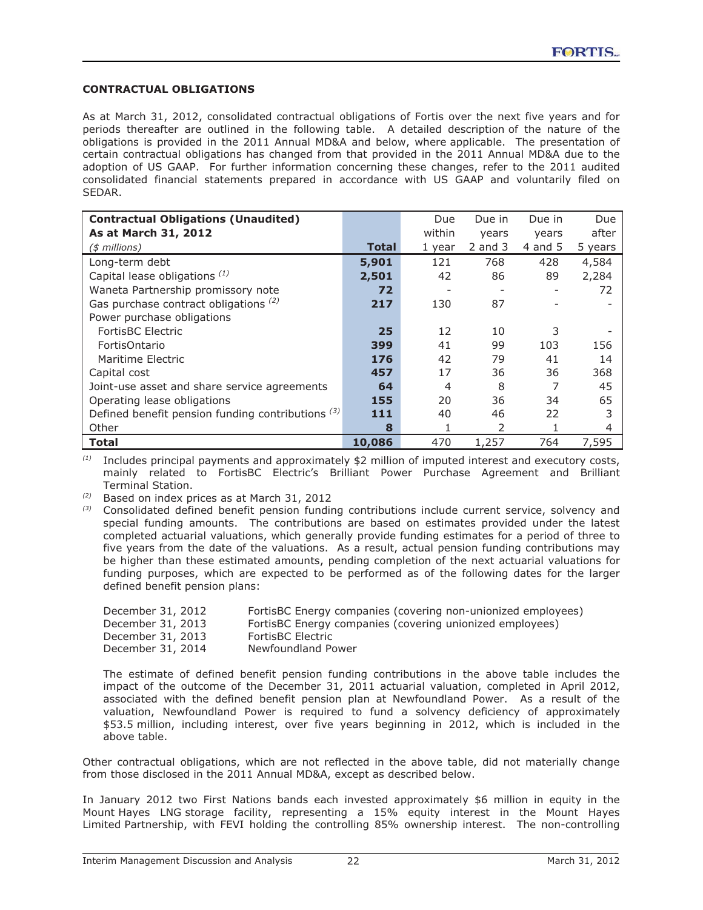## CONTRACTUAL OBLIGATIONS

As at March 31, 2012, consolidated contractual obligations of Fortis over the next five years and for periods thereafter are outlined in the following table. A detailed description of the nature of the obligations is provided in the 2011 Annual MD&A and below, where applicable. The presentation of certain contractual obligations has changed from that provided in the 2011 Annual MD&A due to the adoption of US GAAP. For further information concerning these changes, refer to the 2011 audited consolidated financial statements prepared in accordance with US GAAP and voluntarily filed on SEDAR.

| **Contractual Obligations (Unaudited)**<br>**As at March 31, 2012**<br>*($ millions)* | **Total** | Due within 1 year | Due in years 2 and 3 | Due in years 4 and 5 | Due after 5 years |
|---|---|---|---|---|---|
| Long-term debt | **5,901** | 121 | 768 | 428 | 4,584 |
| Capital lease obligations [(1)] | **2,501** | 42 | 86 | 89 | 2,284 |
| Waneta Partnership promissory note | **72** | - | - | - | 72 |
| Gas purchase contract obligations [(2)] | **217** | 130 | 87 | - | - |
| Power purchase obligations | | | | | |
| FortisBC Electric | **25** | 12 | 10 | 3 | - |
| FortisOntario | **399** | 41 | 99 | 103 | 156 |
| Maritime Electric | **176** | 42 | 79 | 41 | 14 |
| Capital cost | **457** | 17 | 36 | 36 | 368 |
| Joint-use asset and share service agreements | **64** | 4 | 8 | 7 | 45 |
| Operating lease obligations | **155** | 20 | 36 | 34 | 65 |
| Defined benefit pension funding contributions [(3)] | **111** | 40 | 46 | 22 | 3 |
| Other | **8** | 1 | 2 | 1 | 4 |
| **Total** | **10,086** | 470 | 1,257 | 764 | 7,595 |

[(1)] Includes principal payments and approximately $2 million of imputed interest and executory costs, mainly related to FortisBC Electric's Brilliant Power Purchase Agreement and Brilliant Terminal Station.

[(2)] Based on index prices as at March 31, 2012

[(3)] Consolidated defined benefit pension funding contributions include current service, solvency and special funding amounts. The contributions are based on estimates provided under the latest completed actuarial valuations, which generally provide funding estimates for a period of three to five years from the date of the valuations. As a result, actual pension funding contributions may be higher than these estimated amounts, pending completion of the next actuarial valuations for funding purposes, which are expected to be performed as of the following dates for the larger defined benefit pension plans:

| | |
|---|---|
| December 31, 2012 | FortisBC Energy companies (covering non-unionized employees) |
| December 31, 2013 | FortisBC Energy companies (covering unionized employees) |
| December 31, 2013 | FortisBC Electric |
| December 31, 2014 | Newfoundland Power |

The estimate of defined benefit pension funding contributions in the above table includes the impact of the outcome of the December 31, 2011 actuarial valuation, completed in April 2012, associated with the defined benefit pension plan at Newfoundland Power. As a result of the valuation, Newfoundland Power is required to fund a solvency deficiency of approximately $53.5 million, including interest, over five years beginning in 2012, which is included in the above table.

Other contractual obligations, which are not reflected in the above table, did not materially change from those disclosed in the 2011 Annual MD&A, except as described below.

In January 2012 two First Nations bands each invested approximately $6 million in equity in the Mount Hayes LNG storage facility, representing a 15% equity interest in the Mount Hayes Limited Partnership, with FEVI holding the controlling 85% ownership interest. The non-controlling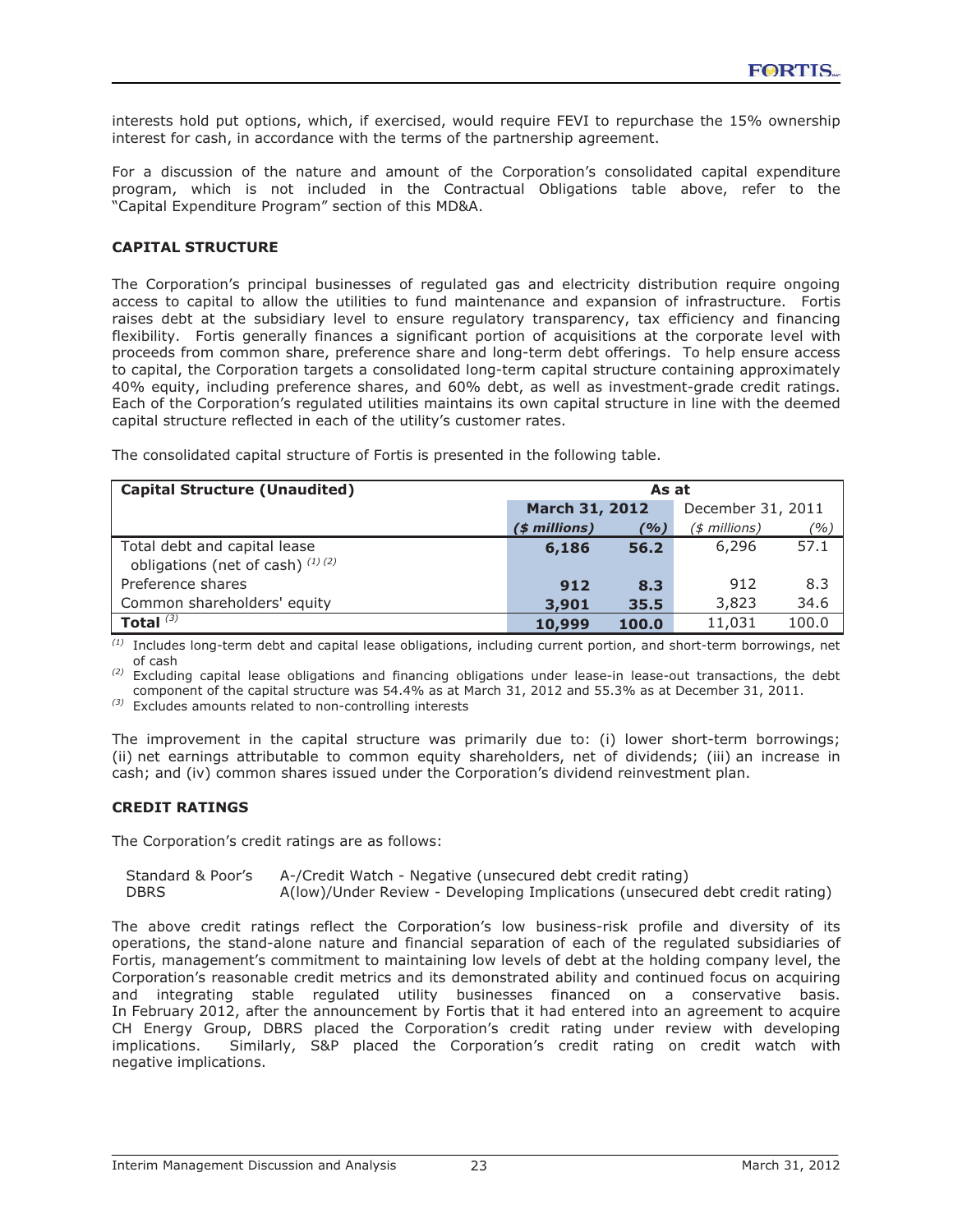interests hold put options, which, if exercised, would require FEVI to repurchase the 15% ownership interest for cash, in accordance with the terms of the partnership agreement.

For a discussion of the nature and amount of the Corporation's consolidated capital expenditure program, which is not included in the Contractual Obligations table above, refer to the "Capital Expenditure Program" section of this MD&A.

## CAPITAL STRUCTURE

The Corporation's principal businesses of regulated gas and electricity distribution require ongoing access to capital to allow the utilities to fund maintenance and expansion of infrastructure. Fortis raises debt at the subsidiary level to ensure regulatory transparency, tax efficiency and financing flexibility. Fortis generally finances a significant portion of acquisitions at the corporate level with proceeds from common share, preference share and long-term debt offerings. To help ensure access to capital, the Corporation targets a consolidated long-term capital structure containing approximately 40% equity, including preference shares, and 60% debt, as well as investment-grade credit ratings. Each of the Corporation's regulated utilities maintains its own capital structure in line with the deemed capital structure reflected in each of the utility's customer rates.

The consolidated capital structure of Fortis is presented in the following table.

| Capital Structure (Unaudited) | As at | | | |
|---|---|---|---|---|
| | **March 31, 2012** | | December 31, 2011 | |
| | ***($ millions)*** | ***(%)*** | *($ millions)* | *(%)* |
| Total debt and capital lease obligations (net of cash) [(1) (2)] | **6,186** | **56.2** | 6,296 | 57.1 |
| Preference shares | **912** | **8.3** | 912 | 8.3 |
| Common shareholders' equity | **3,901** | **35.5** | 3,823 | 34.6 |
| **Total** [(3)] | **10,999** | **100.0** | 11,031 | 100.0 |

(1) Includes long-term debt and capital lease obligations, including current portion, and short-term borrowings, net of cash

(2) Excluding capital lease obligations and financing obligations under lease-in lease-out transactions, the debt component of the capital structure was 54.4% as at March 31, 2012 and 55.3% as at December 31, 2011.

(3) Excludes amounts related to non-controlling interests

The improvement in the capital structure was primarily due to: (i) lower short-term borrowings; (ii) net earnings attributable to common equity shareholders, net of dividends; (iii) an increase in cash; and (iv) common shares issued under the Corporation's dividend reinvestment plan.

## CREDIT RATINGS

The Corporation's credit ratings are as follows:

Standard & Poor's A-/Credit Watch - Negative (unsecured debt credit rating)
DBRS A(low)/Under Review - Developing Implications (unsecured debt credit rating)

The above credit ratings reflect the Corporation's low business-risk profile and diversity of its operations, the stand-alone nature and financial separation of each of the regulated subsidiaries of Fortis, management's commitment to maintaining low levels of debt at the holding company level, the Corporation's reasonable stable credit metrics and its demonstrated ability and continued focus on acquiring and integrating stable regulated utility businesses financed on a conservative basis. In February 2012, after the announcement by Fortis that it had entered into an agreement to acquire CH Energy Group, DBRS placed the Corporation's credit rating under review with developing implications. Similarly, S&P placed the Corporation's credit rating on credit watch with negative implications.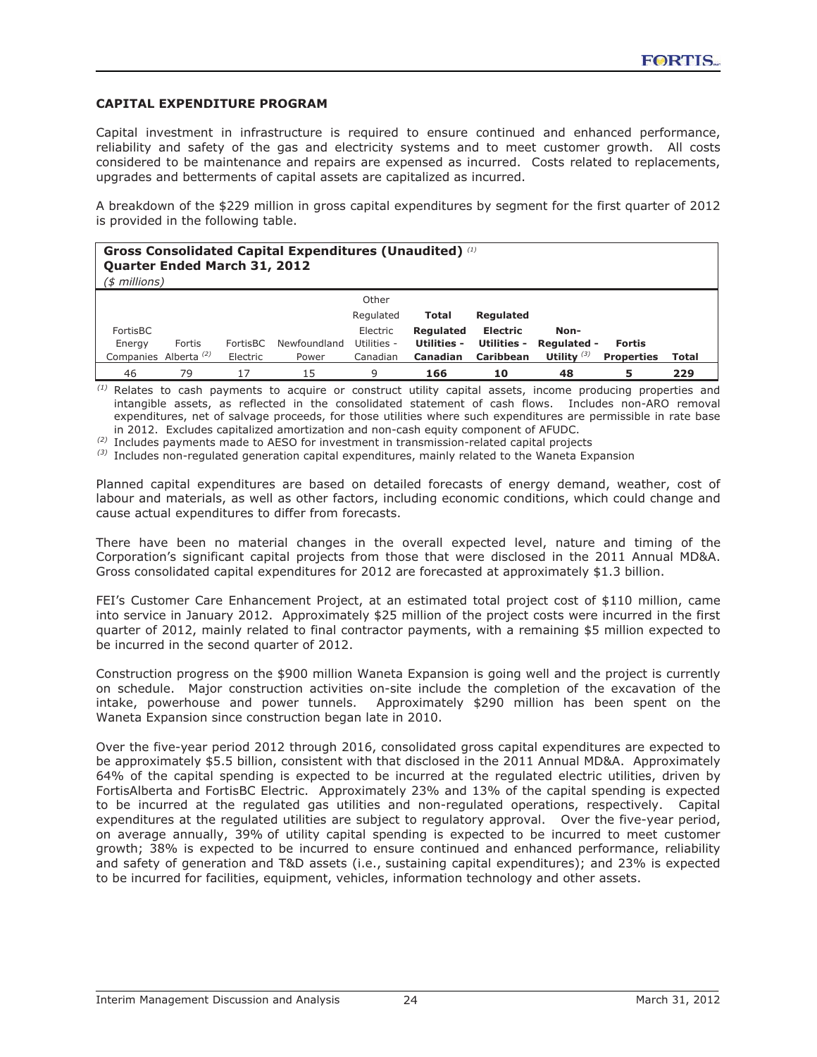## CAPITAL EXPENDITURE PROGRAM

Capital investment in infrastructure is required to ensure continued and enhanced performance, reliability and safety of the gas and electricity systems and to meet customer growth. All costs considered to be maintenance and repairs are expensed as incurred. Costs related to replacements, upgrades and betterments of capital assets are capitalized as incurred.

A breakdown of the $229 million in gross capital expenditures by segment for the first quarter of 2012 is provided in the following table.

**Gross Consolidated Capital Expenditures (Unaudited)** [(1)]
**Quarter Ended March 31, 2012**
*($ millions)*

| FortisBC Energy Companies | Fortis Alberta [(2)] | FortisBC Electric | Newfoundland Power | Other Regulated Electric Utilities - Canadian | **Total Regulated Utilities - Canadian** | **Regulated Electric Utilities - Caribbean** | **Non-Regulated - Utility** [(3)] | **Fortis Properties** | **Total** |
|---|---|---|---|---|---|---|---|---|---|
| 46 | 79 | 17 | 15 | 9 | **166** | **10** | **48** | **5** | **229** |

(1) Relates to cash payments to acquire or construct utility capital assets, income producing properties and intangible assets, as reflected in the consolidated statement of cash flows. Includes non-ARO removal expenditures, net of salvage proceeds, for those utilities where such expenditures are permissible in rate base in 2012. Excludes capitalized amortization and non-cash equity component of AFUDC.

(2) Includes payments made to AESO for investment in transmission-related capital projects

(3) Includes non-regulated generation capital expenditures, mainly related to the Waneta Expansion

Planned capital expenditures are based on detailed forecasts of energy demand, weather, cost of labour and materials, as well as other factors, including economic conditions, which could change and cause actual expenditures to differ from forecasts.

There have been no material changes in the overall expected level, nature and timing of the Corporation's significant capital projects from those that were disclosed in the 2011 Annual MD&A. Gross consolidated capital expenditures for 2012 are forecasted at approximately $1.3 billion.

FEI's Customer Care Enhancement Project, at an estimated total project cost of $110 million, came into service in January 2012. Approximately $25 million of the project costs were incurred in the first quarter of 2012, mainly related to final contractor payments, with a remaining $5 million expected to be incurred in the second quarter of 2012.

Construction progress on the $900 million Waneta Expansion is going well and the project is currently on schedule. Major construction activities on-site include the completion of the excavation of the intake, powerhouse and power tunnels. Approximately $290 million has been spent on the Waneta Expansion since construction began late in 2010.

Over the five-year period 2012 through 2016, consolidated gross capital expenditures are expected to be approximately $5.5 billion, consistent with that disclosed in the 2011 Annual MD&A. Approximately 64% of the capital spending is expected to be incurred at the regulated electric utilities, driven by FortisAlberta and FortisBC Electric. Approximately 23% and 13% of the capital spending is expected to be incurred at the regulated gas utilities and non-regulated operations, respectively. Capital expenditures at the regulated utilities are subject to regulatory approval. Over the five-year period, on average annually, 39% of utility capital spending is expected to be incurred to meet customer growth; 38% is expected to be incurred to ensure continued and enhanced performance, reliability and safety of generation and T&D assets (i.e., sustaining capital expenditures); and 23% is expected to be incurred for facilities, equipment, vehicles, information technology and other assets.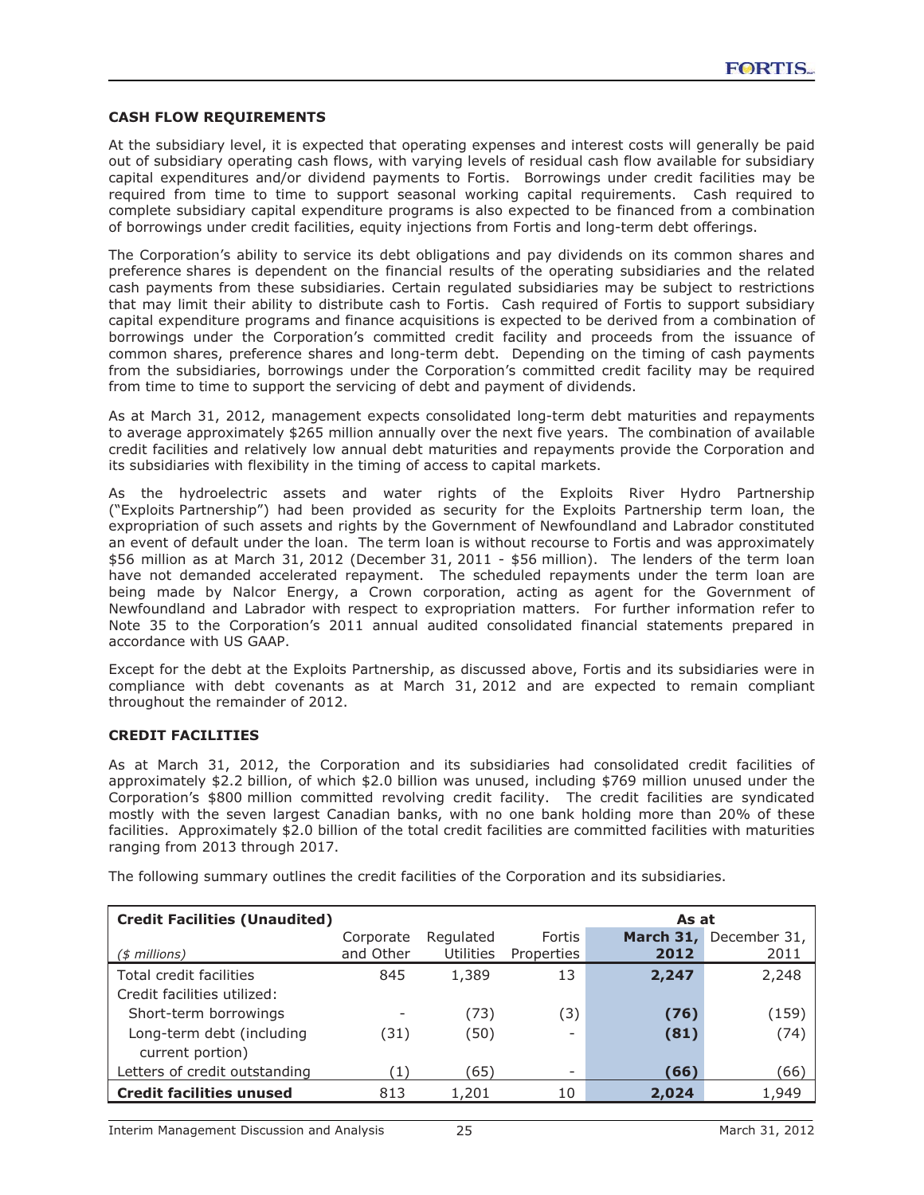## CASH FLOW REQUIREMENTS

At the subsidiary level, it is expected that operating expenses and interest costs will generally be paid out of subsidiary operating cash flows, with varying levels of residual cash flow available for subsidiary capital expenditures and/or dividend payments to Fortis. Borrowings under credit facilities may be required from time to time to support seasonal working capital requirements. Cash required to complete subsidiary capital expenditure programs is also expected to be financed from a combination of borrowings under credit facilities, equity injections from Fortis and long-term debt offerings.

The Corporation's ability to service its debt obligations and pay dividends on its common shares and preference shares is dependent on the financial results of the operating subsidiaries and the related cash payments from these subsidiaries. Certain regulated subsidiaries may be subject to restrictions that may limit their ability to distribute cash to Fortis. Cash required of Fortis to support subsidiary capital expenditure programs and finance acquisitions is expected to be derived from a combination of borrowings under the Corporation's committed credit facility and proceeds from the issuance of common shares, preference shares and long-term debt. Depending on the timing of cash payments from the subsidiaries, borrowings under the Corporation's committed credit facility may be required from time to time to support the servicing of debt and payment of dividends.

As at March 31, 2012, management expects consolidated long-term debt maturities and repayments to average approximately $265 million annually over the next five years. The combination of available credit facilities and relatively low annual debt maturities and repayments provide the Corporation and its subsidiaries with flexibility in the timing of access to capital markets.

As the hydroelectric assets and water rights of the Exploits River Hydro Partnership ("Exploits Partnership") had been provided as security for the Exploits Partnership term loan, the expropriation of such assets and rights by the Government of Newfoundland and Labrador constituted an event of default under the loan. The term loan is without recourse to Fortis and was approximately $56 million as at March 31, 2012 (December 31, 2011 - $56 million). The lenders of the term loan have not demanded accelerated repayment. The scheduled repayments under the term loan are being made by Nalcor Energy, a Crown corporation, acting as agent for the Government of Newfoundland and Labrador with respect to expropriation matters. For further information refer to Note 35 to the Corporation's 2011 annual audited consolidated financial statements prepared in accordance with US GAAP.

Except for the debt at the Exploits Partnership, as discussed above, Fortis and its subsidiaries were in compliance with debt covenants as at March 31, 2012 and are expected to remain compliant throughout the remainder of 2012.

## CREDIT FACILITIES

As at March 31, 2012, the Corporation and its subsidiaries had consolidated credit facilities of approximately $2.2 billion, of which $2.0 billion was unused, including $769 million unused under the Corporation's $800 million committed revolving credit facility. The credit facilities are syndicated mostly with the seven largest Canadian banks, with no one bank holding more than 20% of these facilities. Approximately $2.0 billion of the total credit facilities are committed facilities with maturities ranging from 2013 through 2017.

The following summary outlines the credit facilities of the Corporation and its subsidiaries.

| **Credit Facilities (Unaudited)** | | | | **As at** | |
|---|---|---|---|---|---|
| *($ millions)* | Corporate and Other | Regulated Utilities | Fortis Properties | **March 31, 2012** | December 31, 2011 |
| Total credit facilities | 845 | 1,389 | 13 | **2,247** | 2,248 |
| Credit facilities utilized: | | | | | |
| Short-term borrowings | - | (73) | (3) | **(76)** | (159) |
| Long-term debt (including current portion) | (31) | (50) | - | **(81)** | (74) |
| Letters of credit outstanding | (1) | (65) | - | **(66)** | (66) |
| **Credit facilities unused** | 813 | 1,201 | 10 | **2,024** | 1,949 |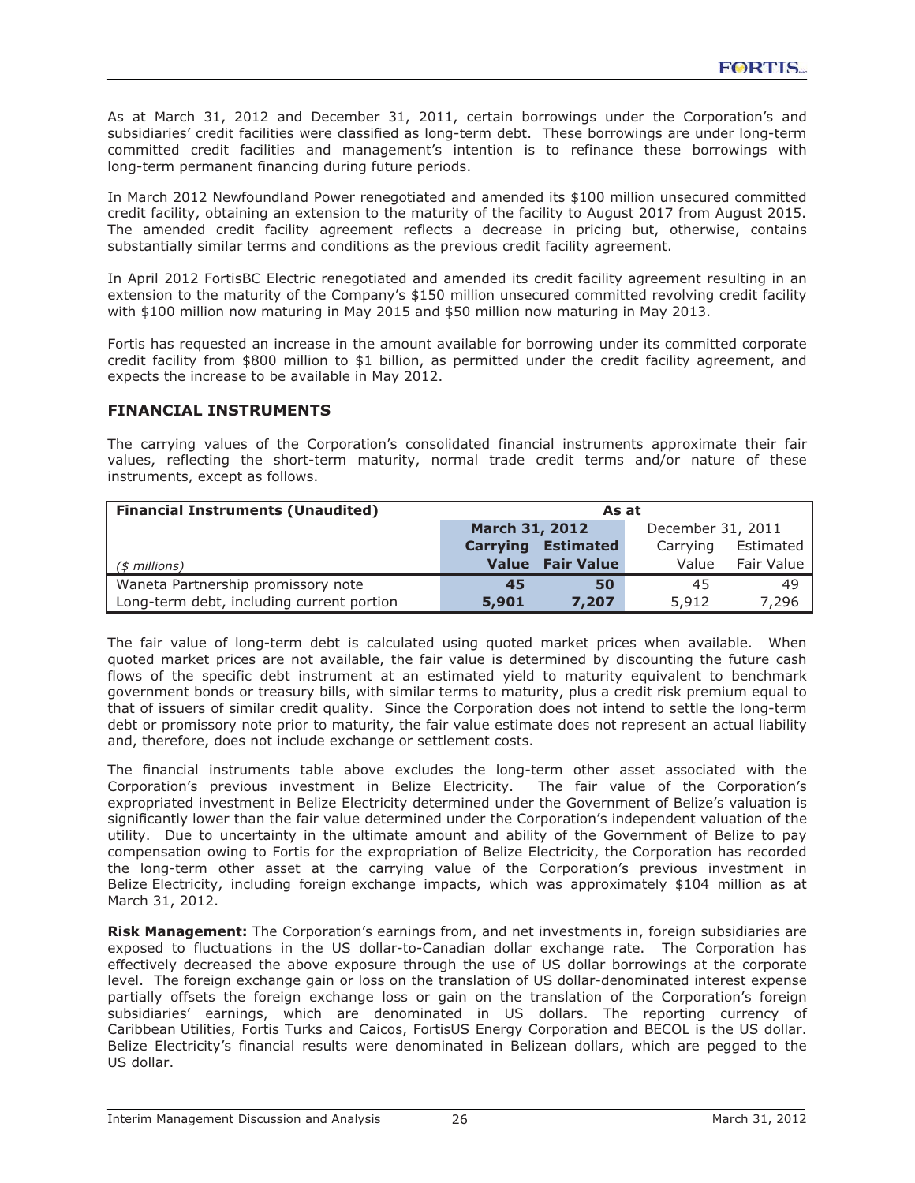As at March 31, 2012 and December 31, 2011, certain borrowings under the Corporation's and subsidiaries' credit facilities were classified as long-term debt. These borrowings are under long-term committed credit facilities and management's intention is to refinance these borrowings with long-term permanent financing during future periods.

In March 2012 Newfoundland Power renegotiated and amended its $100 million unsecured committed credit facility, obtaining an extension to the maturity of the facility to August 2017 from August 2015. The amended credit facility agreement reflects a decrease in pricing but, otherwise, contains substantially similar terms and conditions as the previous credit facility agreement.

In April 2012 FortisBC Electric renegotiated and amended its credit facility agreement resulting in an extension to the maturity of the Company's $150 million unsecured committed revolving credit facility with $100 million now maturing in May 2015 and $50 million now maturing in May 2013.

Fortis has requested an increase in the amount available for borrowing under its committed corporate credit facility from $800 million to $1 billion, as permitted under the credit facility agreement, and expects the increase to be available in May 2012.

## FINANCIAL INSTRUMENTS

The carrying values of the Corporation's consolidated financial instruments approximate their fair values, reflecting the short-term maturity, normal trade credit terms and/or nature of these instruments, except as follows.

| **Financial Instruments (Unaudited)** | **As at** | | | |
|---|---|---|---|---|
| | **March 31, 2012** | | December 31, 2011 | |
| *($ millions)* | **Carrying Value** | **Estimated Fair Value** | Carrying Value | Estimated Fair Value |
| Waneta Partnership promissory note | **45** | **50** | 45 | 49 |
| Long-term debt, including current portion | **5,901** | **7,207** | 5,912 | 7,296 |

The fair value of long-term debt is calculated using quoted market prices when available. When quoted market prices are not available, the fair value is determined by discounting the future cash flows of the specific debt instrument at an estimated yield to maturity equivalent to benchmark government bonds or treasury bills, with similar terms to maturity, plus a credit risk premium equal to that of issuers of similar credit quality. Since the Corporation does not intend to settle the long-term debt or promissory note prior to maturity, the fair value estimate does not represent an actual liability and, therefore, does not include exchange or settlement costs.

The financial instruments table above excludes the long-term other asset associated with the Corporation's previous investment in Belize Electricity. The fair value of the Corporation's expropriated investment in Belize Electricity determined under the Government of Belize's valuation is significantly lower than the fair value determined under the Corporation's independent valuation of the utility. Due to uncertainty in the ultimate amount and ability of the Government of Belize to pay compensation owing to Fortis for the expropriation of Belize Electricity, the Corporation has recorded the long-term other asset at the carrying value of the Corporation's previous investment in Belize Electricity, including foreign exchange impacts, which was approximately $104 million as at March 31, 2012.

**Risk Management:** The Corporation's earnings from, and net investments in, foreign subsidiaries are exposed to fluctuations in the US dollar-to-Canadian dollar exchange rate. The Corporation has effectively decreased the above exposure through the use of US dollar borrowings at the corporate level. The foreign exchange gain or loss on the translation of US dollar-denominated interest expense partially offsets the foreign exchange loss or gain on the translation of the Corporation's foreign subsidiaries' earnings, which are denominated in US dollars. The reporting currency of Caribbean Utilities, Fortis Turks and Caicos, FortisUS Energy Corporation and BECOL is the US dollar. Belize Electricity's financial results were denominated in Belizean dollars, which are pegged to the US dollar.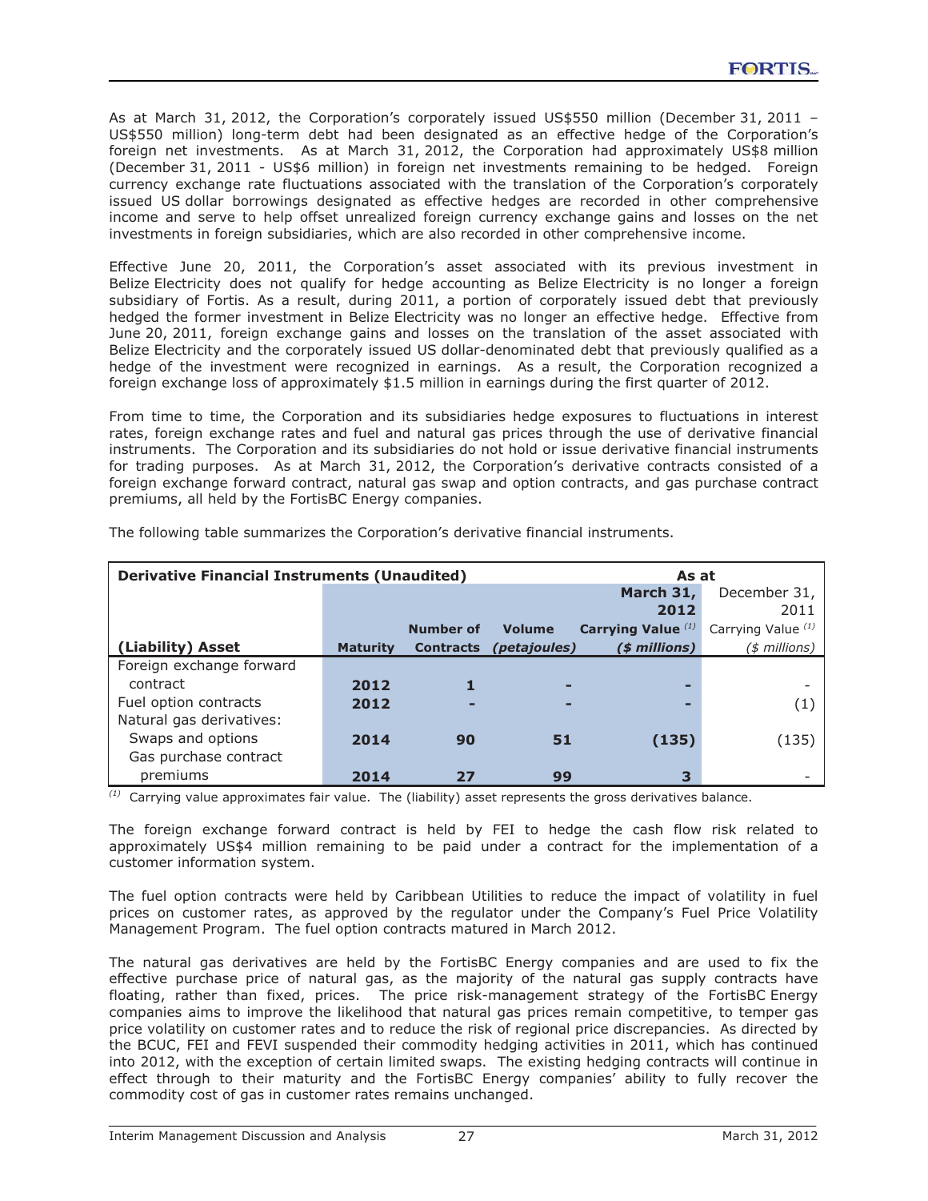As at March 31, 2012, the Corporation's corporately issued US$550 million (December 31, 2011 – US$550 million) long-term debt had been designated as an effective hedge of the Corporation's foreign net investments. As at March 31, 2012, the Corporation had approximately US$8 million (December 31, 2011 - US$6 million) in foreign net investments remaining to be hedged. Foreign currency exchange rate fluctuations associated with the translation of the Corporation's corporately issued US dollar borrowings designated as effective hedges are recorded in other comprehensive income and serve to help offset unrealized foreign currency exchange gains and losses on the net investments in foreign subsidiaries, which are also recorded in other comprehensive income.

Effective June 20, 2011, the Corporation's asset associated with its previous investment in Belize Electricity does not qualify for hedge accounting as Belize Electricity is no longer a foreign subsidiary of Fortis. As a result, during 2011, a portion of corporately issued debt that previously hedged the former investment in Belize Electricity was no longer an effective hedge. Effective from June 20, 2011, foreign exchange gains and losses on the translation of the asset associated with Belize Electricity and the corporately issued US dollar-denominated debt that previously qualified as a hedge of the investment were recognized in earnings. As a result, the Corporation recognized a foreign exchange loss of approximately $1.5 million in earnings during the first quarter of 2012.

From time to time, the Corporation and its subsidiaries hedge exposures to fluctuations in interest rates, foreign exchange rates and fuel and natural gas prices through the use of derivative financial instruments. The Corporation and its subsidiaries do not hold or issue derivative financial instruments for trading purposes. As at March 31, 2012, the Corporation's derivative contracts consisted of a foreign exchange forward contract, natural gas swap and option contracts, and gas purchase contract premiums, all held by the FortisBC Energy companies.

The following table summarizes the Corporation's derivative financial instruments.

| **Derivative Financial Instruments (Unaudited)** | | | | **As at** | |
|---|---|---|---|---|---|
| | | | | **March 31, 2012** | December 31, 2011 |
| **(Liability) Asset** | **Maturity** | **Number of Contracts** | **Volume *(petajoules)*** | **Carrying Value [(1)] *($ millions)*** | Carrying Value [(1)] *($ millions)* |
| Foreign exchange forward contract | **2012** | **1** | **-** | **-** | - |
| Fuel option contracts | **2012** | **-** | **-** | **-** | (1) |
| Natural gas derivatives: | | | | | |
| Swaps and options | **2014** | **90** | **51** | **(135)** | (135) |
| Gas purchase contract premiums | **2014** | **27** | **99** | **3** | - |

[(1)] Carrying value approximates fair value. The (liability) asset represents the gross derivatives balance.

The foreign exchange forward contract is held by FEI to hedge the cash flow risk related to approximately US$4 million remaining to be paid under a contract for the implementation of a customer information system.

The fuel option contracts were held by Caribbean Utilities to reduce the impact of volatility in fuel prices on customer rates, as approved by the regulator under the Company's Fuel Price Volatility Management Program. The fuel option contracts matured in March 2012.

The natural gas derivatives are held by the FortisBC Energy companies and are used to fix the effective purchase price of natural gas, as the majority of the natural gas supply contracts have floating, rather than fixed, prices. The price risk-management strategy of the FortisBC Energy companies aims to improve the likelihood that natural gas prices remain competitive, to temper gas price volatility on customer rates and to reduce the risk of regional price discrepancies. As directed by the BCUC, FEI and FEVI suspended their commodity hedging activities in 2011, which has continued into 2012, with the exception of certain limited swaps. The existing hedging contracts will continue in effect through to their maturity and the FortisBC Energy companies' ability to fully recover the commodity cost of gas in customer rates remains unchanged.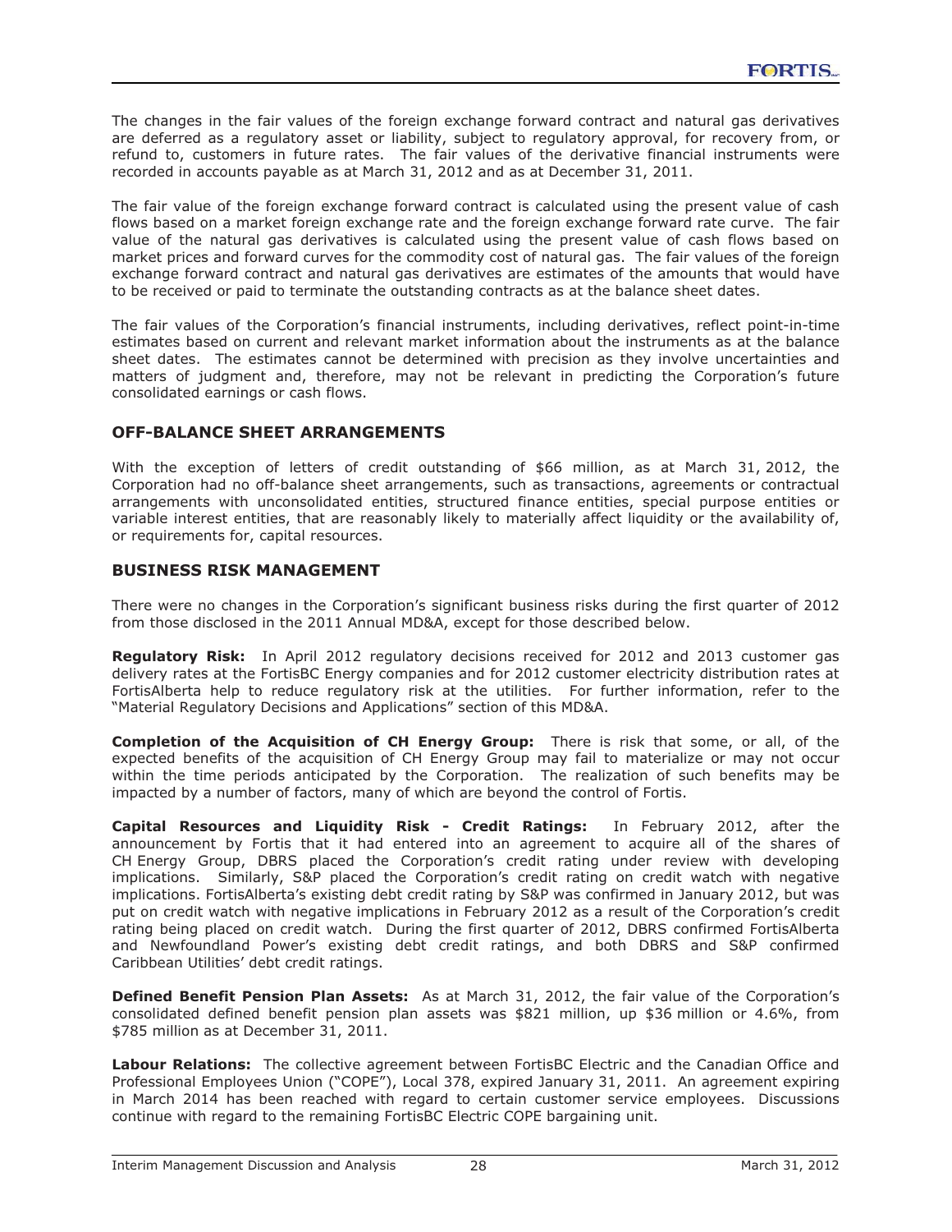The changes in the fair values of the foreign exchange forward contract and natural gas derivatives are deferred as a regulatory asset or liability, subject to regulatory approval, for recovery from, or refund to, customers in future rates. The fair values of the derivative financial instruments were recorded in accounts payable as at March 31, 2012 and as at December 31, 2011.

The fair value of the foreign exchange forward contract is calculated using the present value of cash flows based on a market foreign exchange rate and the foreign exchange forward rate curve. The fair value of the natural gas derivatives is calculated using the present value of cash flows based on market prices and forward curves for the commodity cost of natural gas. The fair values of the foreign exchange forward contract and natural gas derivatives are estimates of the amounts that would have to be received or paid to terminate the outstanding contracts as at the balance sheet dates.

The fair values of the Corporation's financial instruments, including derivatives, reflect point-in-time estimates based on current and relevant market information about the instruments as at the balance sheet dates. The estimates cannot be determined with precision as they involve uncertainties and matters of judgment and, therefore, may not be relevant in predicting the Corporation's future consolidated earnings or cash flows.

## OFF-BALANCE SHEET ARRANGEMENTS

With the exception of letters of credit outstanding of $66 million, as at March 31, 2012, the Corporation had no off-balance sheet arrangements, such as transactions, agreements or contractual arrangements with unconsolidated entities, structured finance entities, special purpose entities or variable interest entities, that are reasonably likely to materially affect liquidity or the availability of, or requirements for, capital resources.

## BUSINESS RISK MANAGEMENT

There were no changes in the Corporation's significant business risks during the first quarter of 2012 from those disclosed in the 2011 Annual MD&A, except for those described below.

**Regulatory Risk:** In April 2012 regulatory decisions received for 2012 and 2013 customer gas delivery rates at the FortisBC Energy companies and for 2012 customer electricity distribution rates at FortisAlberta help to reduce regulatory risk at the utilities. For further information, refer to the "Material Regulatory Decisions and Applications" section of this MD&A.

**Completion of the Acquisition of CH Energy Group:** There is risk that some, or all, of the expected benefits of the acquisition of CH Energy Group may fail to materialize or may not occur within the time periods anticipated by the Corporation. The realization of such benefits may be impacted by a number of factors, many of which are beyond the control of Fortis.

**Capital Resources and Liquidity Risk - Credit Ratings:** In February 2012, after the announcement by Fortis that it had entered into an agreement to acquire all of the shares of CH Energy Group, DBRS placed the Corporation's credit rating under review with developing implications. Similarly, S&P placed the Corporation's credit rating on credit watch with negative implications. FortisAlberta's existing debt credit rating by S&P was confirmed in January 2012, but was put on credit watch with negative implications in February 2012 as a result of the Corporation's credit rating being placed on credit watch. During the first quarter of 2012, DBRS confirmed FortisAlberta and Newfoundland Power's existing debt credit ratings, and both DBRS and S&P confirmed Caribbean Utilities' debt credit ratings.

**Defined Benefit Pension Plan Assets:** As at March 31, 2012, the fair value of the Corporation's consolidated defined benefit pension plan assets was $821 million, up $36 million or 4.6%, from $785 million as at December 31, 2011.

**Labour Relations:** The collective agreement between FortisBC Electric and the Canadian Office and Professional Employees Union ("COPE"), Local 378, expired January 31, 2011. An agreement expiring in March 2014 has been reached with regard to certain customer service employees. Discussions continue with regard to the remaining FortisBC Electric COPE bargaining unit.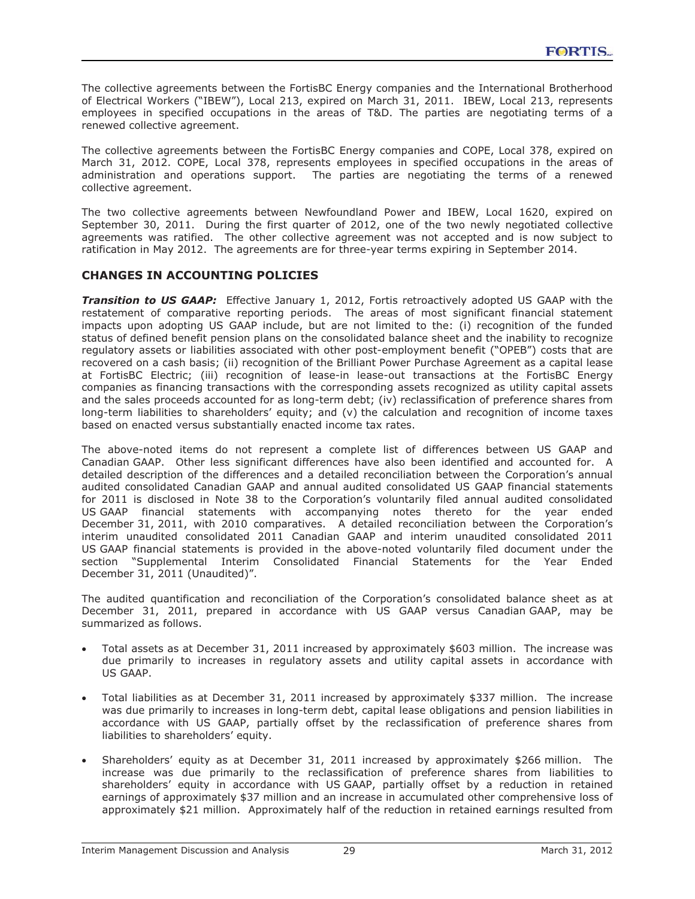The collective agreements between the FortisBC Energy companies and the International Brotherhood of Electrical Workers ("IBEW"), Local 213, expired on March 31, 2011. IBEW, Local 213, represents employees in specified occupations in the areas of T&D. The parties are negotiating terms of a renewed collective agreement.

The collective agreements between the FortisBC Energy companies and COPE, Local 378, expired on March 31, 2012. COPE, Local 378, represents employees in specified occupations in the areas of administration and operations support. The parties are negotiating the terms of a renewed collective agreement.

The two collective agreements between Newfoundland Power and IBEW, Local 1620, expired on September 30, 2011. During the first quarter of 2012, one of the two newly negotiated collective agreements was ratified. The other collective agreement was not accepted and is now subject to ratification in May 2012. The agreements are for three-year terms expiring in September 2014.

## CHANGES IN ACCOUNTING POLICIES

***Transition to US GAAP:*** Effective January 1, 2012, Fortis retroactively adopted US GAAP with the restatement of comparative reporting periods. The areas of most significant financial statement impacts upon adopting US GAAP include, but are not limited to the: (i) recognition of the funded status of defined benefit pension plans on the consolidated balance sheet and the inability to recognize regulatory assets or liabilities associated with other post-employment benefit ("OPEB") costs that are recovered on a cash basis; (ii) recognition of the Brilliant Power Purchase Agreement as a capital lease at FortisBC Electric; (iii) recognition of lease-in lease-out transactions at the FortisBC Energy companies as financing transactions with the corresponding assets recognized as utility capital assets and the sales proceeds accounted for as long-term debt; (iv) reclassification of preference shares from long-term liabilities to shareholders' equity; and (v) the calculation and recognition of income taxes based on enacted versus substantially enacted income tax rates.

The above-noted items do not represent a complete list of differences between US GAAP and Canadian GAAP. Other less significant differences have also been identified and accounted for. A detailed description of the differences and a detailed reconciliation between the Corporation's annual audited consolidated Canadian GAAP and annual audited consolidated US GAAP financial statements for 2011 is disclosed in Note 38 to the Corporation's voluntarily filed annual audited consolidated US GAAP financial statements with accompanying notes thereto for the year ended December 31, 2011, with 2010 comparatives. A detailed reconciliation between the Corporation's interim unaudited consolidated 2011 Canadian GAAP and interim unaudited consolidated 2011 US GAAP financial statements is provided in the above-noted voluntarily filed document under the section "Supplemental Interim Consolidated Financial Statements for the Year Ended December 31, 2011 (Unaudited)".

The audited quantification and reconciliation of the Corporation's consolidated balance sheet as at December 31, 2011, prepared in accordance with US GAAP versus Canadian GAAP, may be summarized as follows.

- Total assets as at December 31, 2011 increased by approximately $603 million. The increase was due primarily to increases in regulatory assets and utility capital assets in accordance with US GAAP.
- Total liabilities as at December 31, 2011 increased by approximately $337 million. The increase was due primarily to increases in long-term debt, capital lease obligations and pension liabilities in accordance with US GAAP, partially offset by the reclassification of preference shares from liabilities to shareholders' equity.
- Shareholders' equity as at December 31, 2011 increased by approximately $266 million. The increase was due primarily to the reclassification of preference shares from liabilities to shareholders' equity in accordance with US GAAP, partially offset by a reduction in retained earnings of approximately $37 million and an increase in accumulated other comprehensive loss of approximately $21 million. Approximately half of the reduction in retained earnings resulted from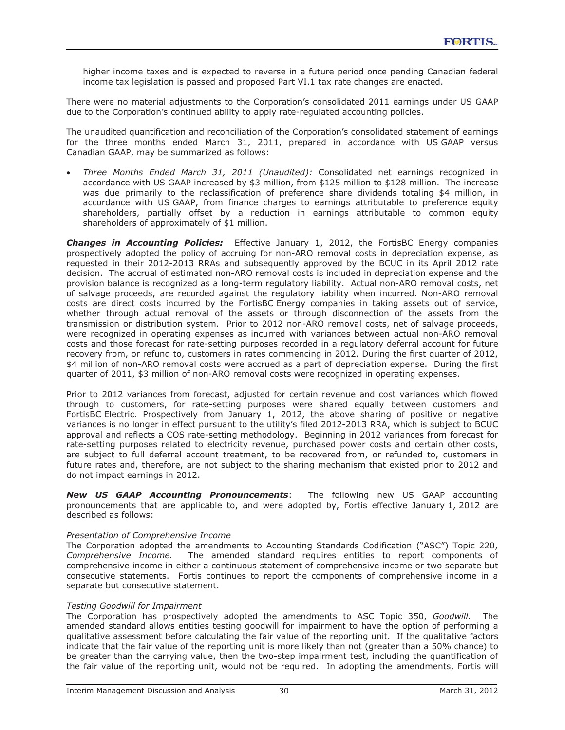higher income taxes and is expected to reverse in a future period once pending Canadian federal income tax legislation is passed and proposed Part VI.1 tax rate changes are enacted.

There were no material adjustments to the Corporation's consolidated 2011 earnings under US GAAP due to the Corporation's continued ability to apply rate-regulated accounting policies.

The unaudited quantification and reconciliation of the Corporation's consolidated statement of earnings for the three months ended March 31, 2011, prepared in accordance with US GAAP versus Canadian GAAP, may be summarized as follows:

- *Three Months Ended March 31, 2011 (Unaudited):* Consolidated net earnings recognized in accordance with US GAAP increased by $3 million, from $125 million to $128 million. The increase was due primarily to the reclassification of preference share dividends totaling $4 million, in accordance with US GAAP, from finance charges to earnings attributable to preference equity shareholders, partially offset by a reduction in earnings attributable to common equity shareholders of approximately of $1 million.

***Changes in Accounting Policies:*** Effective January 1, 2012, the FortisBC Energy companies prospectively adopted the policy of accruing for non-ARO removal costs in depreciation expense, as requested in their 2012-2013 RRAs and subsequently approved by the BCUC in its April 2012 rate decision. The accrual of estimated non-ARO removal costs is included in depreciation expense and the provision balance is recognized as a long-term regulatory liability. Actual non-ARO removal costs, net of salvage proceeds, are recorded against the regulatory liability when incurred. Non-ARO removal costs are direct costs incurred by the FortisBC Energy companies in taking assets out of service, whether through actual removal of the assets or through disconnection of the assets from the transmission or distribution system. Prior to 2012 non-ARO removal costs, net of salvage proceeds, were recognized in operating expenses as incurred with variances between actual non-ARO removal costs and those forecast for rate-setting purposes recorded in a regulatory deferral account for future recovery from, or refund to, customers in rates commencing in 2012. During the first quarter of 2012, $4 million of non-ARO removal costs were accrued as a part of depreciation expense. During the first quarter of 2011, $3 million of non-ARO removal costs were recognized in operating expenses.

Prior to 2012 variances from forecast, adjusted for certain revenue and cost variances which flowed through to customers, for rate-setting purposes were shared equally between customers and FortisBC Electric. Prospectively from January 1, 2012, the above sharing of positive or negative variances is no longer in effect pursuant to the utility's filed 2012-2013 RRA, which is subject to BCUC approval and reflects a COS rate-setting methodology. Beginning in 2012 variances from forecast for rate-setting purposes related to electricity revenue, purchased power costs and certain other costs, are subject to full deferral account treatment, to be recovered from, or refunded to, customers in future rates and, therefore, are not subject to the sharing mechanism that existed prior to 2012 and do not impact earnings in 2012.

***New US GAAP Accounting Pronouncements***: The following new US GAAP accounting pronouncements that are applicable to, and were adopted by, Fortis effective January 1, 2012 are described as follows:

*Presentation of Comprehensive Income*
The Corporation adopted the amendments to Accounting Standards Codification ("ASC") Topic 220, *Comprehensive Income.* The amended standard requires entities to report components of comprehensive income in either a continuous statement of comprehensive income or two separate but consecutive statements. Fortis continues to report the components of comprehensive income in a separate but consecutive statement.

*Testing Goodwill for Impairment*
The Corporation has prospectively adopted the amendments to ASC Topic 350, *Goodwill.* The amended standard allows entities testing goodwill for impairment to have the option of performing a qualitative assessment before calculating the fair value of the reporting unit. If the qualitative factors indicate that the fair value of the reporting unit is more likely than not (greater than a 50% chance) to be greater than the carrying value, then the two-step impairment test, including the quantification of the fair value of the reporting unit, would not be required. In adopting the amendments, Fortis will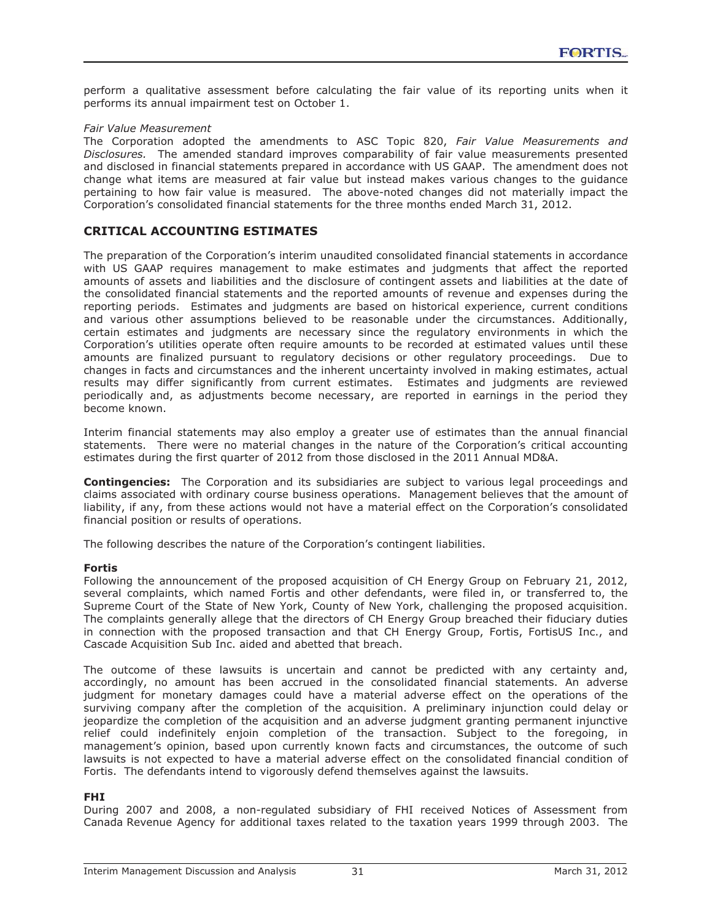perform a qualitative assessment before calculating the fair value of its reporting units when it performs its annual impairment test on October 1.

*Fair Value Measurement*

The Corporation adopted the amendments to ASC Topic 820, *Fair Value Measurements and Disclosures.* The amended standard improves comparability of fair value measurements presented and disclosed in financial statements prepared in accordance with US GAAP. The amendment does not change what items are measured at fair value but instead makes various changes to the guidance pertaining to how fair value is measured. The above-noted changes did not materially impact the Corporation's consolidated financial statements for the three months ended March 31, 2012.

## CRITICAL ACCOUNTING ESTIMATES

The preparation of the Corporation's interim unaudited consolidated financial statements in accordance with US GAAP requires management to make estimates and judgments that affect the reported amounts of assets and liabilities and the disclosure of contingent assets and liabilities at the date of the consolidated financial statements and the reported amounts of revenue and expenses during the reporting periods. Estimates and judgments are based on historical experience, current conditions and various other assumptions believed to be reasonable under the circumstances. Additionally, certain estimates and judgments are necessary since the regulatory environments in which the Corporation's utilities operate often require amounts to be recorded at estimated values until these amounts are finalized pursuant to regulatory decisions or other regulatory proceedings. Due to changes in facts and circumstances and the inherent uncertainty involved in making estimates, actual results may differ significantly from current estimates. Estimates and judgments are reviewed periodically and, as adjustments become necessary, are reported in earnings in the period they become known.

Interim financial statements may also employ a greater use of estimates than the annual financial statements. There were no material changes in the nature of the Corporation's critical accounting estimates during the first quarter of 2012 from those disclosed in the 2011 Annual MD&A.

**Contingencies:** The Corporation and its subsidiaries are subject to various legal proceedings and claims associated with ordinary course business operations. Management believes that the amount of liability, if any, from these actions would not have a material effect on the Corporation's consolidated financial position or results of operations.

The following describes the nature of the Corporation's contingent liabilities.

**Fortis**

Following the announcement of the proposed acquisition of CH Energy Group on February 21, 2012, several complaints, which named Fortis and other defendants, were filed in, or transferred to, the Supreme Court of the State of New York, County of New York, challenging the proposed acquisition. The complaints generally allege that the directors of CH Energy Group breached their fiduciary duties in connection with the proposed transaction and that CH Energy Group, Fortis, FortisUS Inc., and Cascade Acquisition Sub Inc. aided and abetted that breach.

The outcome of these lawsuits is uncertain and cannot be predicted with any certainty and, accordingly, no amount has been accrued in the consolidated financial statements. An adverse judgment for monetary damages could have a material adverse effect on the operations of the surviving company after the completion of the acquisition. A preliminary injunction could delay or jeopardize the completion of the acquisition and an adverse judgment granting permanent injunctive relief could indefinitely enjoin completion of the transaction. Subject to the foregoing, in management's opinion, based upon currently known facts and circumstances, the outcome of such lawsuits is not expected to have a material adverse effect on the consolidated financial condition of Fortis. The defendants intend to vigorously defend themselves against the lawsuits.

**FHI**

During 2007 and 2008, a non-regulated subsidiary of FHI received Notices of Assessment from Canada Revenue Agency for additional taxes related to the taxation years 1999 through 2003. The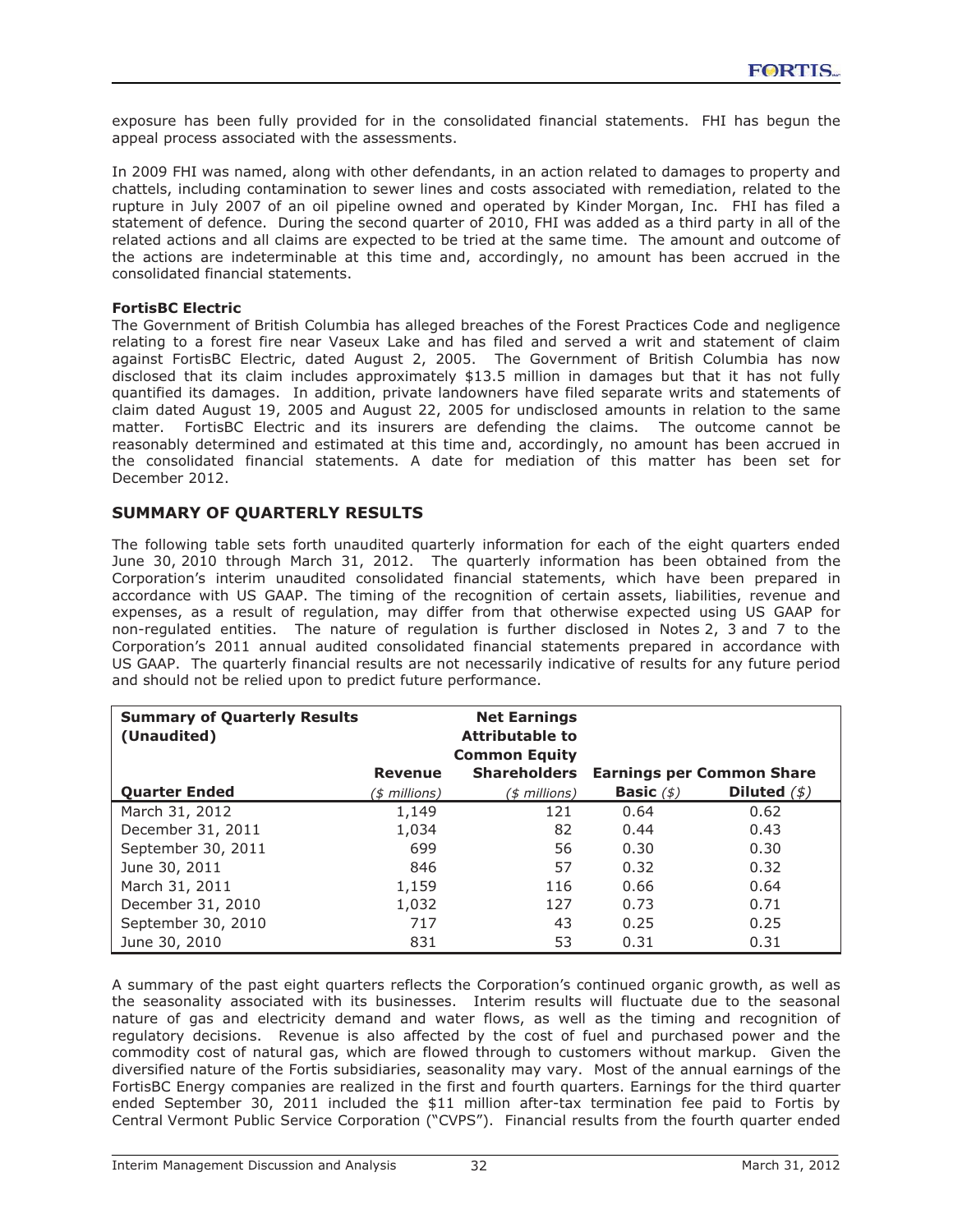exposure has been fully provided for in the consolidated financial statements. FHI has begun the appeal process associated with the assessments.

In 2009 FHI was named, along with other defendants, in an action related to damages to property and chattels, including contamination to sewer lines and costs associated with remediation, related to the rupture in July 2007 of an oil pipeline owned and operated by Kinder Morgan, Inc. FHI has filed a statement of defence. During the second quarter of 2010, FHI was added as a third party in all of the related actions and all claims are expected to be tried at the same time. The amount and outcome of the actions are indeterminable at this time and, accordingly, no amount has been accrued in the consolidated financial statements.

**FortisBC Electric**

The Government of British Columbia has alleged breaches of the Forest Practices Code and negligence relating to a forest fire near Vaseux Lake and has filed and served a writ and statement of claim against FortisBC Electric, dated August 2, 2005. The Government of British Columbia has now disclosed that its claim includes approximately $13.5 million in damages but that it has not fully quantified its damages. In addition, private landowners have filed separate writs and statements of claim dated August 19, 2005 and August 22, 2005 for undisclosed amounts in relation to the same matter. FortisBC Electric and its insurers are defending the claims. The outcome cannot be reasonably determined and estimated at this time and, accordingly, no amount has been accrued in the consolidated financial statements. A date for mediation of this matter has been set for December 2012.

## SUMMARY OF QUARTERLY RESULTS

The following table sets forth unaudited quarterly information for each of the eight quarters ended June 30, 2010 through March 31, 2012. The quarterly information has been obtained from the Corporation's interim unaudited consolidated financial statements, which have been prepared in accordance with US GAAP. The timing of the recognition of certain assets, liabilities, revenue and expenses, as a result of regulation, may differ from that otherwise expected using US GAAP for non-regulated entities. The nature of regulation is further disclosed in Notes 2, 3 and 7 to the Corporation's 2011 annual audited consolidated financial statements prepared in accordance with US GAAP. The quarterly financial results are not necessarily indicative of results for any future period and should not be relied upon to predict future performance.

| **Summary of Quarterly Results (Unaudited)** | **Revenue** | **Net Earnings Attributable to Common Equity Shareholders** | **Earnings per Common Share** | |
|---|---|---|---|---|
| **Quarter Ended** | *($ millions)* | *($ millions)* | **Basic** *($)* | **Diluted** *($)* |
| March 31, 2012 | 1,149 | 121 | 0.64 | 0.62 |
| December 31, 2011 | 1,034 | 82 | 0.44 | 0.43 |
| September 30, 2011 | 699 | 56 | 0.30 | 0.30 |
| June 30, 2011 | 846 | 57 | 0.32 | 0.32 |
| March 31, 2011 | 1,159 | 116 | 0.66 | 0.64 |
| December 31, 2010 | 1,032 | 127 | 0.73 | 0.71 |
| September 30, 2010 | 717 | 43 | 0.25 | 0.25 |
| June 30, 2010 | 831 | 53 | 0.31 | 0.31 |

A summary of the past eight quarters reflects the Corporation's continued organic growth, as well as the seasonality associated with its businesses. Interim results will fluctuate due to the seasonal nature of gas and electricity demand and water flows, as well as the timing and recognition of regulatory decisions. Revenue is also affected by the cost of fuel and purchased power and the commodity cost of natural gas, which are flowed through to customers without markup. Given the diversified nature of the Fortis subsidiaries, seasonality may vary. Most of the annual earnings of the FortisBC Energy companies are realized in the first and fourth quarters. Earnings for the third quarter ended September 30, 2011 included the $11 million after-tax termination fee paid to Fortis by Central Vermont Public Service Corporation ("CVPS"). Financial results from the fourth quarter ended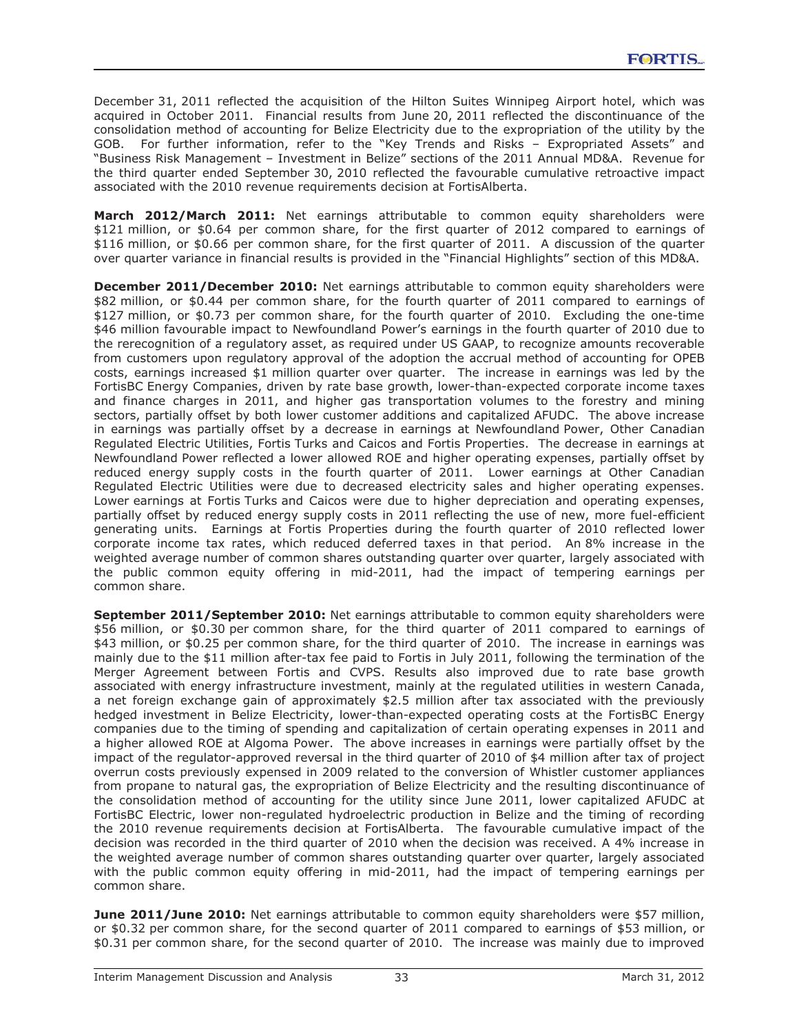December 31, 2011 reflected the acquisition of the Hilton Suites Winnipeg Airport hotel, which was acquired in October 2011. Financial results from June 20, 2011 reflected the discontinuance of the consolidation method of accounting for Belize Electricity due to the expropriation of the utility by the GOB. For further information, refer to the "Key Trends and Risks – Expropriated Assets" and "Business Risk Management – Investment in Belize" sections of the 2011 Annual MD&A. Revenue for the third quarter ended September 30, 2010 reflected the favourable cumulative retroactive impact associated with the 2010 revenue requirements decision at FortisAlberta.

**March 2012/March 2011:** Net earnings attributable to common equity shareholders were $121 million, or $0.64 per common share, for the first quarter of 2012 compared to earnings of $116 million, or $0.66 per common share, for the first quarter of 2011. A discussion of the quarter over quarter variance in financial results is provided in the "Financial Highlights" section of this MD&A.

**December 2011/December 2010:** Net earnings attributable to common equity shareholders were $82 million, or $0.44 per common share, for the fourth quarter of 2011 compared to earnings of $127 million, or $0.73 per common share, for the fourth quarter of 2010. Excluding the one-time $46 million favourable impact to Newfoundland Power's earnings in the fourth quarter of 2010 due to the rerecognition of a regulatory asset, as required under US GAAP, to recognize amounts recoverable from customers upon regulatory approval of the adoption the accrual method of accounting for OPEB costs, earnings increased $1 million quarter over quarter. The increase in earnings was led by the FortisBC Energy Companies, driven by rate base growth, lower-than-expected corporate income taxes and finance charges in 2011, and higher gas transportation volumes to the forestry and mining sectors, partially offset by both lower customer additions and capitalized AFUDC. The above increase in earnings was partially offset by a decrease in earnings at Newfoundland Power, Other Canadian Regulated Electric Utilities, Fortis Turks and Caicos and Fortis Properties. The decrease in earnings at Newfoundland Power reflected a lower allowed ROE and higher operating expenses, partially offset by reduced energy supply costs in the fourth quarter of 2011. Lower earnings at Other Canadian Regulated Electric Utilities were due to decreased electricity sales and higher operating expenses. Lower earnings at Fortis Turks and Caicos were due to higher depreciation and operating expenses, partially offset by reduced energy supply costs in 2011 reflecting the use of new, more fuel-efficient generating units. Earnings at Fortis Properties during the fourth quarter of 2010 reflected lower corporate income tax rates, which reduced deferred taxes in that period. An 8% increase in the weighted average number of common shares outstanding quarter over quarter, largely associated with the public common equity offering in mid-2011, had the impact of tempering earnings per common share.

**September 2011/September 2010:** Net earnings attributable to common equity shareholders were $56 million, or $0.30 per common share, for the third quarter of 2011 compared to earnings of $43 million, or $0.25 per common share, for the third quarter of 2010. The increase in earnings was mainly due to the $11 million after-tax fee paid to Fortis in July 2011, following the termination of the Merger Agreement between Fortis and CVPS. Results also improved due to rate base growth associated with energy infrastructure investment, mainly at the regulated utilities in western Canada, a net foreign exchange gain of approximately $2.5 million after tax associated with the previously hedged investment in Belize Electricity, lower-than-expected operating costs at the FortisBC Energy companies due to the timing of spending and capitalization of certain operating expenses in 2011 and a higher allowed ROE at Algoma Power. The above increases in earnings were partially offset by the impact of the regulator-approved reversal in the third quarter of 2010 of $4 million after tax of project overrun costs previously expensed in 2009 related to the conversion of Whistler customer appliances from propane to natural gas, the expropriation of Belize Electricity and the resulting discontinuance of the consolidation method of accounting for the utility since June 2011, lower capitalized AFUDC at FortisBC Electric, lower non-regulated hydroelectric production in Belize and the timing of recording the 2010 revenue requirements decision at FortisAlberta. The favourable cumulative impact of the decision was recorded in the third quarter of 2010 when the decision was received. A 4% increase in the weighted average number of common shares outstanding quarter over quarter, largely associated with the public common equity offering in mid-2011, had the impact of tempering earnings per common share.

**June 2011/June 2010:** Net earnings attributable to common equity shareholders were $57 million, or $0.32 per common share, for the second quarter of 2011 compared to earnings of $53 million, or $0.31 per common share, for the second quarter of 2010. The increase was mainly due to improved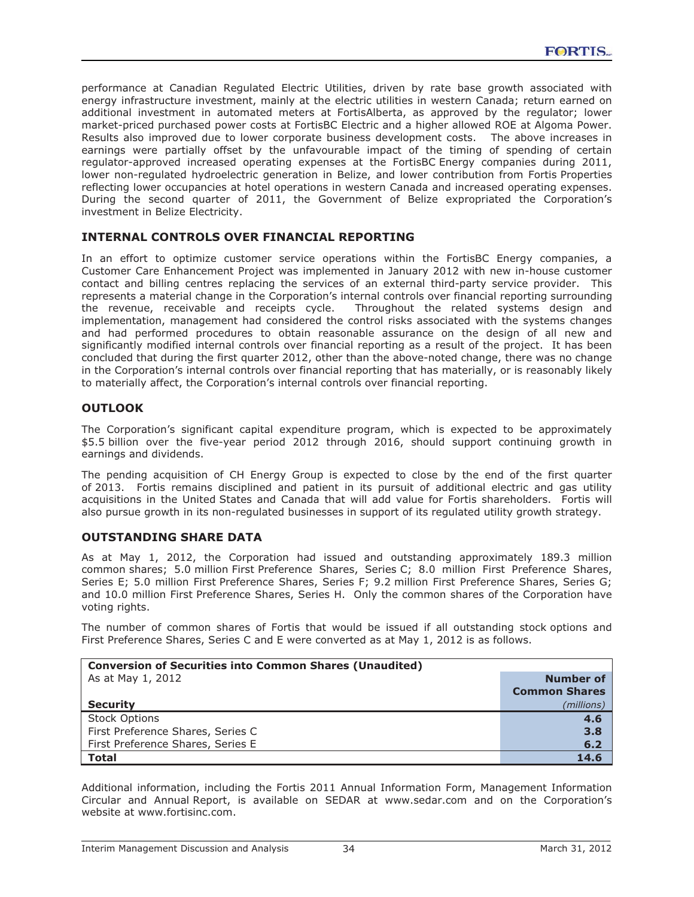performance at Canadian Regulated Electric Utilities, driven by rate base growth associated with energy infrastructure investment, mainly at the electric utilities in western Canada; return earned on additional investment in automated meters at FortisAlberta, as approved by the regulator; lower market-priced purchased power costs at FortisBC Electric and a higher allowed ROE at Algoma Power. Results also improved due to lower corporate business development costs. The above increases in earnings were partially offset by the unfavourable impact of the timing of spending of certain regulator-approved increased operating expenses at the FortisBC Energy companies during 2011, lower non-regulated hydroelectric generation in Belize, and lower contribution from Fortis Properties reflecting lower occupancies at hotel operations in western Canada and increased operating expenses. During the second quarter of 2011, the Government of Belize expropriated the Corporation's investment in Belize Electricity.

## INTERNAL CONTROLS OVER FINANCIAL REPORTING

In an effort to optimize customer service operations within the FortisBC Energy companies, a Customer Care Enhancement Project was implemented in January 2012 with new in-house customer contact and billing centres replacing the services of an external third-party service provider. This represents a material change in the Corporation's internal controls over financial reporting surrounding the revenue, receivable and receipts cycle. Throughout the related systems design and implementation, management had considered the control risks associated with the systems changes and had performed procedures to obtain reasonable assurance on the design of all new and significantly modified internal controls over financial reporting as a result of the project. It has been concluded that during the first quarter 2012, other than the above-noted change, there was no change in the Corporation's internal controls over financial reporting that has materially, or is reasonably likely to materially affect, the Corporation's internal controls over financial reporting.

## OUTLOOK

The Corporation's significant capital expenditure program, which is expected to be approximately $5.5 billion over the five-year period 2012 through 2016, should support continuing growth in earnings and dividends.

The pending acquisition of CH Energy Group is expected to close by the end of the first quarter of 2013. Fortis remains disciplined and patient in its pursuit of additional electric and gas utility acquisitions in the United States and Canada that will add value for Fortis shareholders. Fortis will also pursue growth in its non-regulated businesses in support of its regulated utility growth strategy.

## OUTSTANDING SHARE DATA

As at May 1, 2012, the Corporation had issued and outstanding approximately 189.3 million common shares; 5.0 million First Preference Shares, Series C; 8.0 million First Preference Shares, Series E; 5.0 million First Preference Shares, Series F; 9.2 million First Preference Shares, Series G; and 10.0 million First Preference Shares, Series H. Only the common shares of the Corporation have voting rights.

The number of common shares of Fortis that would be issued if all outstanding stock options and First Preference Shares, Series C and E were converted as at May 1, 2012 is as follows.

**Conversion of Securities into Common Shares (Unaudited)**
As at May 1, 2012

| Security | Number of Common Shares *(millions)* |
|---|---|
| Stock Options | **4.6** |
| First Preference Shares, Series C | **3.8** |
| First Preference Shares, Series E | **6.2** |
| **Total** | **14.6** |

Additional information, including the Fortis 2011 Annual Information Form, Management Information Circular and Annual Report, is available on SEDAR at www.sedar.com and on the Corporation's website at www.fortisinc.com.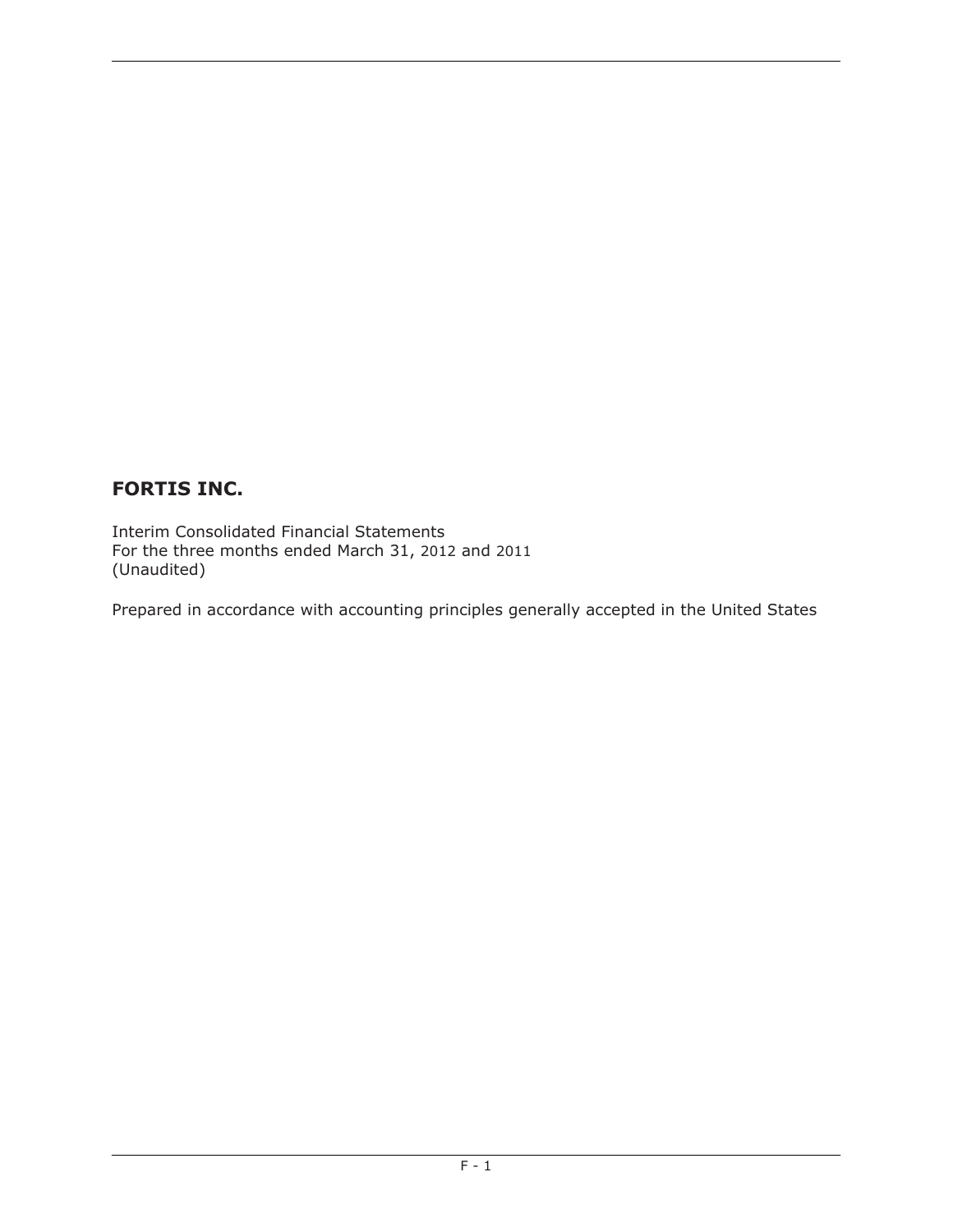# FORTIS INC.

Interim Consolidated Financial Statements
For the three months ended March 31, 2012 and 2011
(Unaudited)

Prepared in accordance with accounting principles generally accepted in the United States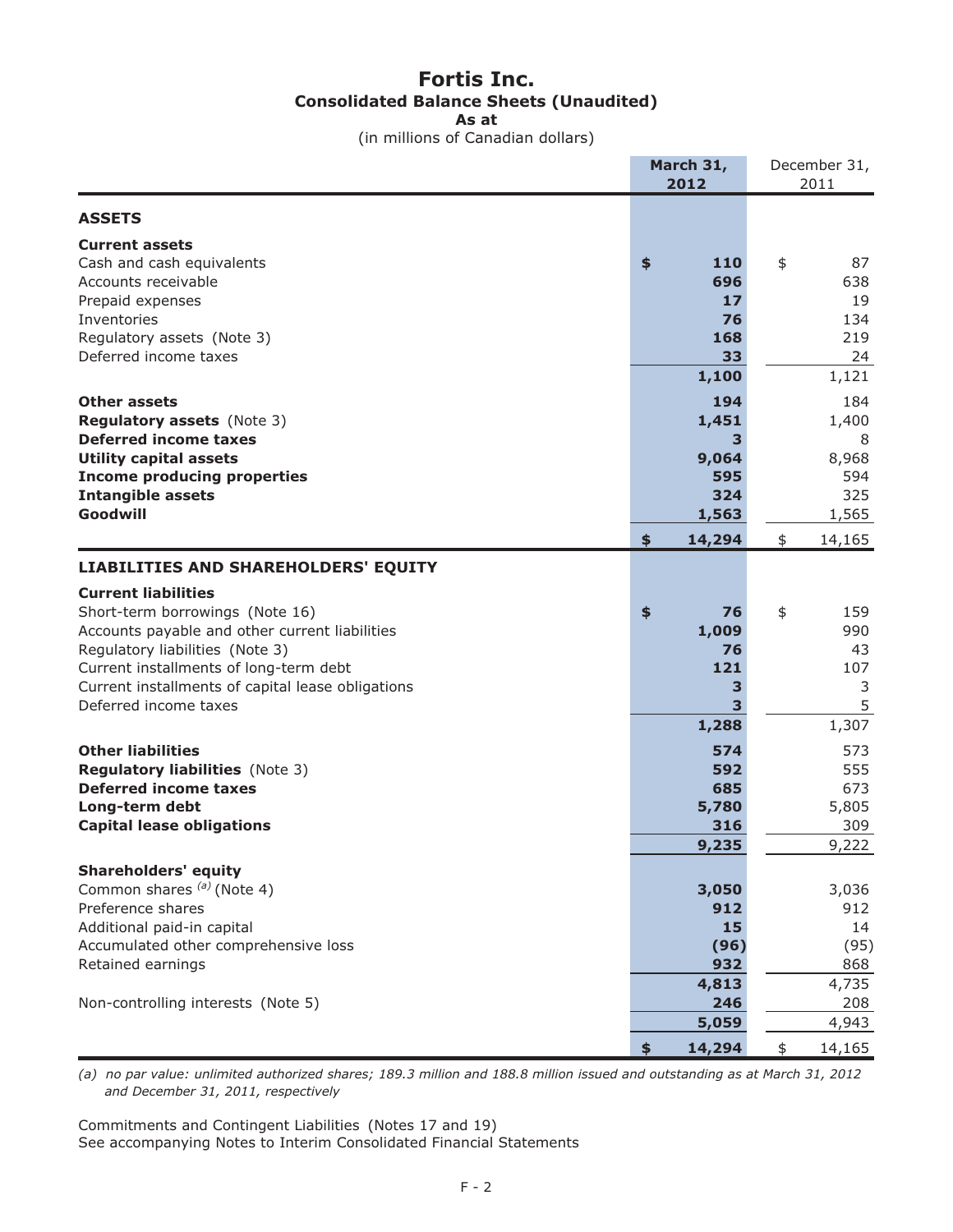# Fortis Inc.

## Consolidated Balance Sheets (Unaudited)

**As at**

(in millions of Canadian dollars)

| | **March 31, 2012** | December 31, 2011 |
|---|---|---|
| **ASSETS** | | |
| **Current assets** | | |
| Cash and cash equivalents | **$ 110** | $ 87 |
| Accounts receivable | **696** | 638 |
| Prepaid expenses | **17** | 19 |
| Inventories | **76** | 134 |
| Regulatory assets (Note 3) | **168** | 219 |
| Deferred income taxes | **33** | 24 |
| | **1,100** | 1,121 |
| **Other assets** | **194** | 184 |
| **Regulatory assets** (Note 3) | **1,451** | 1,400 |
| **Deferred income taxes** | **3** | 8 |
| **Utility capital assets** | **9,064** | 8,968 |
| **Income producing properties** | **595** | 594 |
| **Intangible assets** | **324** | 325 |
| **Goodwill** | **1,563** | 1,565 |
| | **$ 14,294** | $ 14,165 |
| **LIABILITIES AND SHAREHOLDERS' EQUITY** | | |
| **Current liabilities** | | |
| Short-term borrowings (Note 16) | **$ 76** | $ 159 |
| Accounts payable and other current liabilities | **1,009** | 990 |
| Regulatory liabilities (Note 3) | **76** | 43 |
| Current installments of long-term debt | **121** | 107 |
| Current installments of capital lease obligations | **3** | 3 |
| Deferred income taxes | **3** | 5 |
| | **1,288** | 1,307 |
| **Other liabilities** | **574** | 573 |
| **Regulatory liabilities** (Note 3) | **592** | 555 |
| **Deferred income taxes** | **685** | 673 |
| **Long-term debt** | **5,780** | 5,805 |
| **Capital lease obligations** | **316** | 309 |
| | **9,235** | 9,222 |
| **Shareholders' equity** | | |
| Common shares [(a)] (Note 4) | **3,050** | 3,036 |
| Preference shares | **912** | 912 |
| Additional paid-in capital | **15** | 14 |
| Accumulated other comprehensive loss | **(96)** | (95) |
| Retained earnings | **932** | 868 |
| | **4,813** | 4,735 |
| Non-controlling interests (Note 5) | **246** | 208 |
| | **5,059** | 4,943 |
| | **$ 14,294** | $ 14,165 |

*(a) no par value: unlimited authorized shares; 189.3 million and 188.8 million issued and outstanding as at March 31, 2012 and December 31, 2011, respectively*

Commitments and Contingent Liabilities (Notes 17 and 19)
See accompanying Notes to Interim Consolidated Financial Statements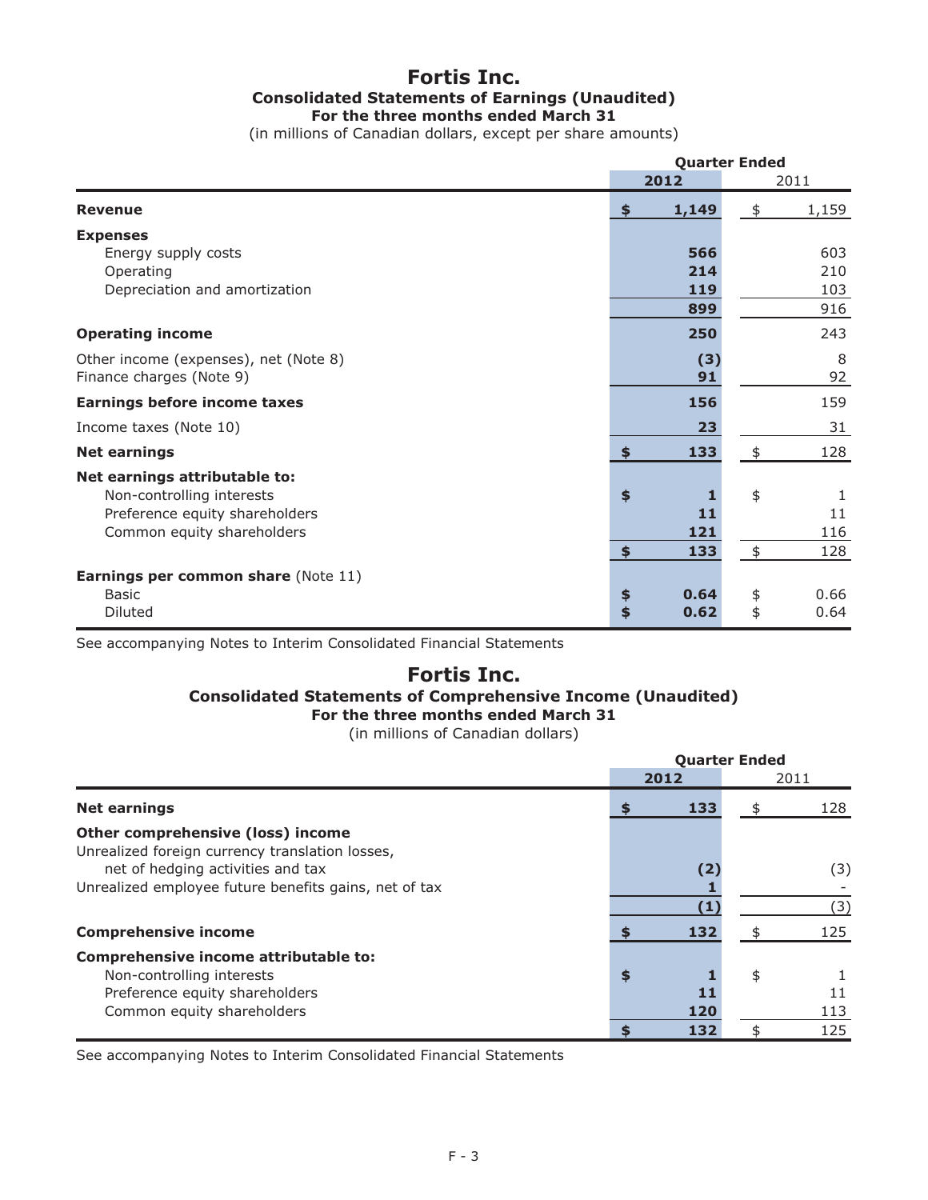# Fortis Inc.

## Consolidated Statements of Earnings (Unaudited)

### For the three months ended March 31

(in millions of Canadian dollars, except per share amounts)

| | Quarter Ended | |
|---|---|---|
| | **2012** | 2011 |
| **Revenue** | **$ 1,149** | $ 1,159 |
| **Expenses** | | |
| Energy supply costs | **566** | 603 |
| Operating | **214** | 210 |
| Depreciation and amortization | **119** | 103 |
| | **899** | 916 |
| **Operating income** | **250** | 243 |
| Other income (expenses), net (Note 8) | **(3)** | 8 |
| Finance charges (Note 9) | **91** | 92 |
| **Earnings before income taxes** | **156** | 159 |
| Income taxes (Note 10) | **23** | 31 |
| **Net earnings** | **$ 133** | $ 128 |
| **Net earnings attributable to:** | | |
| Non-controlling interests | **$ 1** | $ 1 |
| Preference equity shareholders | **11** | 11 |
| Common equity shareholders | **121** | 116 |
| | **$ 133** | $ 128 |
| **Earnings per common share** (Note 11) | | |
| Basic | **$ 0.64** | $ 0.66 |
| Diluted | **$ 0.62** | $ 0.64 |

See accompanying Notes to Interim Consolidated Financial Statements

# Fortis Inc.

## Consolidated Statements of Comprehensive Income (Unaudited)

### For the three months ended March 31

(in millions of Canadian dollars)

| | Quarter Ended | |
|---|---|---|
| | **2012** | 2011 |
| **Net earnings** | **$ 133** | $ 128 |
| **Other comprehensive (loss) income** | | |
| Unrealized foreign currency translation losses, net of hedging activities and tax | **(2)** | (3) |
| Unrealized employee future benefits gains, net of tax | **1** | - |
| | **(1)** | (3) |
| **Comprehensive income** | **$ 132** | $ 125 |
| **Comprehensive income attributable to:** | | |
| Non-controlling interests | **$ 1** | $ 1 |
| Preference equity shareholders | **11** | 11 |
| Common equity shareholders | **120** | 113 |
| | **$ 132** | $ 125 |

See accompanying Notes to Interim Consolidated Financial Statements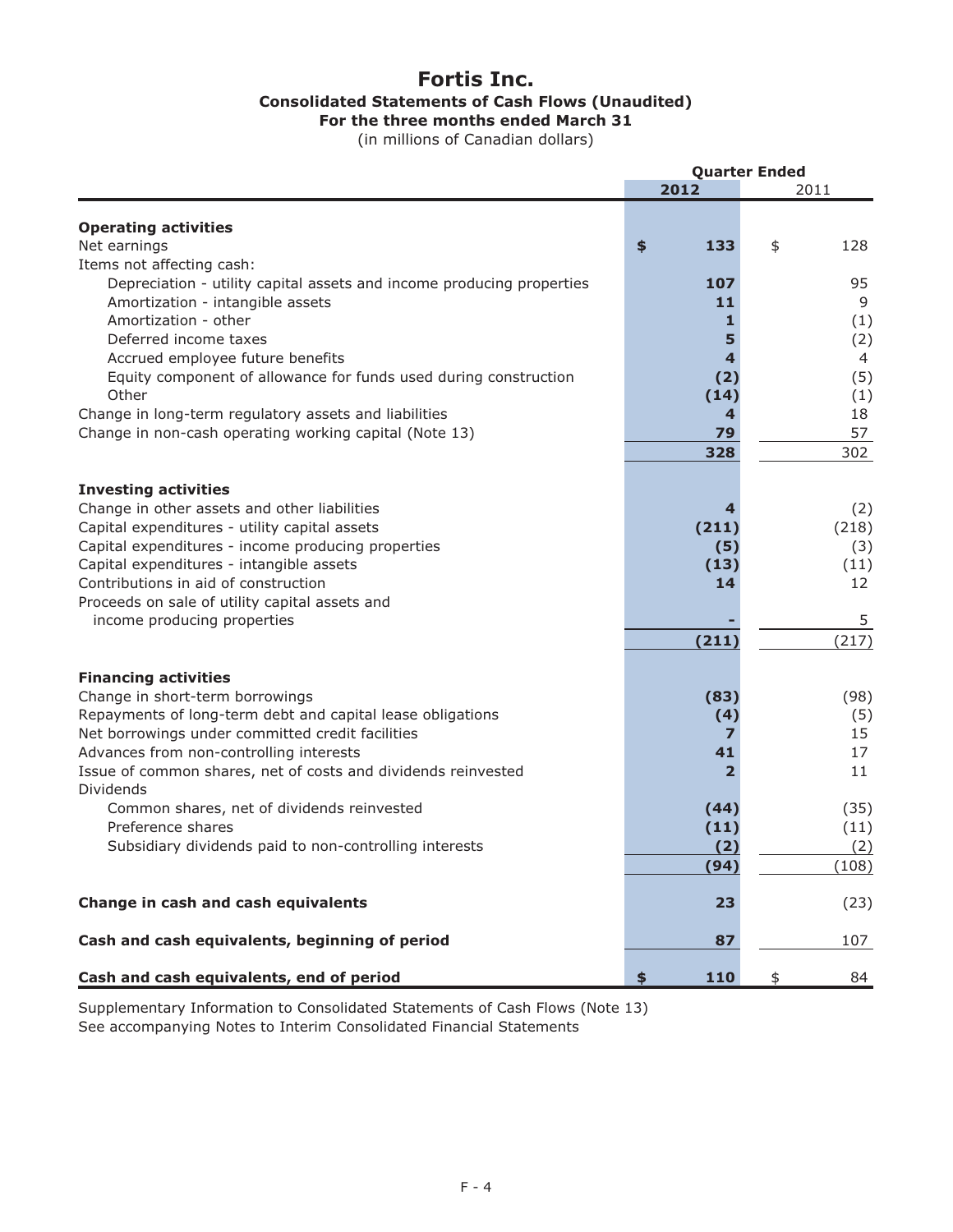# Fortis Inc.

**Consolidated Statements of Cash Flows (Unaudited)**
**For the three months ended March 31**
(in millions of Canadian dollars)

| | Quarter Ended | |
|---|---|---|
| | **2012** | 2011 |
| **Operating activities** | | |
| Net earnings | **$ 133** | $ 128 |
| Items not affecting cash: | | |
| Depreciation - utility capital assets and income producing properties | **107** | 95 |
| Amortization - intangible assets | **11** | 9 |
| Amortization - other | **1** | (1) |
| Deferred income taxes | **5** | (2) |
| Accrued employee future benefits | **4** | 4 |
| Equity component of allowance for funds used during construction | **(2)** | (5) |
| Other | **(14)** | (1) |
| Change in long-term regulatory assets and liabilities | **4** | 18 |
| Change in non-cash operating working capital (Note 13) | **79** | 57 |
| | **328** | 302 |
| **Investing activities** | | |
| Change in other assets and other liabilities | **4** | (2) |
| Capital expenditures - utility capital assets | **(211)** | (218) |
| Capital expenditures - income producing properties | **(5)** | (3) |
| Capital expenditures - intangible assets | **(13)** | (11) |
| Contributions in aid of construction | **14** | 12 |
| Proceeds on sale of utility capital assets and income producing properties | **-** | 5 |
| | **(211)** | (217) |
| **Financing activities** | | |
| Change in short-term borrowings | **(83)** | (98) |
| Repayments of long-term debt and capital lease obligations | **(4)** | (5) |
| Net borrowings under committed credit facilities | **7** | 15 |
| Advances from non-controlling interests | **41** | 17 |
| Issue of common shares, net of costs and dividends reinvested | **2** | 11 |
| Dividends | | |
| Common shares, net of dividends reinvested | **(44)** | (35) |
| Preference shares | **(11)** | (11) |
| Subsidiary dividends paid to non-controlling interests | **(2)** | (2) |
| | **(94)** | (108) |
| **Change in cash and cash equivalents** | **23** | (23) |
| **Cash and cash equivalents, beginning of period** | **87** | 107 |
| **Cash and cash equivalents, end of period** | **$ 110** | $ 84 |

Supplementary Information to Consolidated Statements of Cash Flows (Note 13)
See accompanying Notes to Interim Consolidated Financial Statements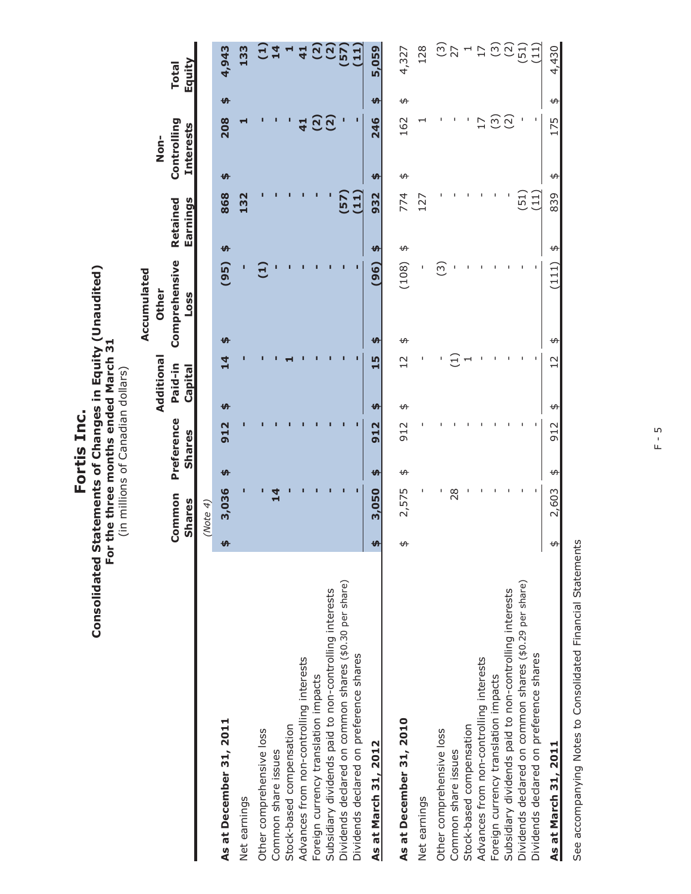# Fortis Inc.

## Consolidated Statements of Changes in Equity (Unaudited)

### For the three months ended March 31

(in millions of Canadian dollars)

| | Common Shares | Preference Shares | Additional Paid-in Capital | Accumulated Other Comprehensive Loss | Retained Earnings | Non-Controlling Interests | Total Equity |
|---|---|---|---|---|---|---|---|
| | *(Note 4)* | | | | | | |
| **As at December 31, 2011** | **$ 3,036** | **$ 912** | **$ 14** | **$ (95)** | **$ 868** | **$ 208** | **$ 4,943** |
| Net earnings | **-** | **-** | **-** | **-** | **132** | **1** | **133** |
| Other comprehensive loss | **-** | **-** | **-** | **(1)** | **-** | **-** | **(1)** |
| Common share issues | **14** | **-** | **-** | **-** | **-** | **-** | **14** |
| Stock-based compensation | **-** | **-** | **1** | **-** | **-** | **-** | **1** |
| Advances from non-controlling interests | **-** | **-** | **-** | **-** | **-** | **41** | **41** |
| Foreign currency translation impacts | **-** | **-** | **-** | **-** | **-** | **(2)** | **(2)** |
| Subsidiary dividends paid to non-controlling interests | **-** | **-** | **-** | **-** | **-** | **(2)** | **(2)** |
| Dividends declared on common shares ($0.30 per share) | **-** | **-** | **-** | **-** | **(57)** | **-** | **(57)** |
| Dividends declared on preference shares | **-** | **-** | **-** | **-** | **(11)** | **-** | **(11)** |
| **As at March 31, 2012** | **$ 3,050** | **$ 912** | **$ 15** | **$ (96)** | **$ 932** | **$ 246** | **$ 5,059** |
| | | | | | | | |
| **As at December 31, 2010** | $ 2,575 | $ 912 | $ 12 | $ (108) | $ 774 | $ 162 | $ 4,327 |
| Net earnings | - | - | - | - | 127 | 1 | 128 |
| Other comprehensive loss | - | - | - | (3) | - | - | (3) |
| Common share issues | 28 | - | (1) | - | - | - | 27 |
| Stock-based compensation | - | - | 1 | - | - | - | 1 |
| Advances from non-controlling interests | - | - | - | - | - | 17 | 17 |
| Foreign currency translation impacts | - | - | - | - | - | (3) | (3) |
| Subsidiary dividends paid to non-controlling interests | - | - | - | - | - | (2) | (2) |
| Dividends declared on common shares ($0.29 per share) | - | - | - | - | (51) | - | (51) |
| Dividends declared on preference shares | - | - | - | - | (11) | - | (11) |
| **As at March 31, 2011** | $ 2,603 | $ 912 | $ 12 | $ (111) | $ 839 | $ 175 | $ 4,430 |

See accompanying Notes to Consolidated Financial Statements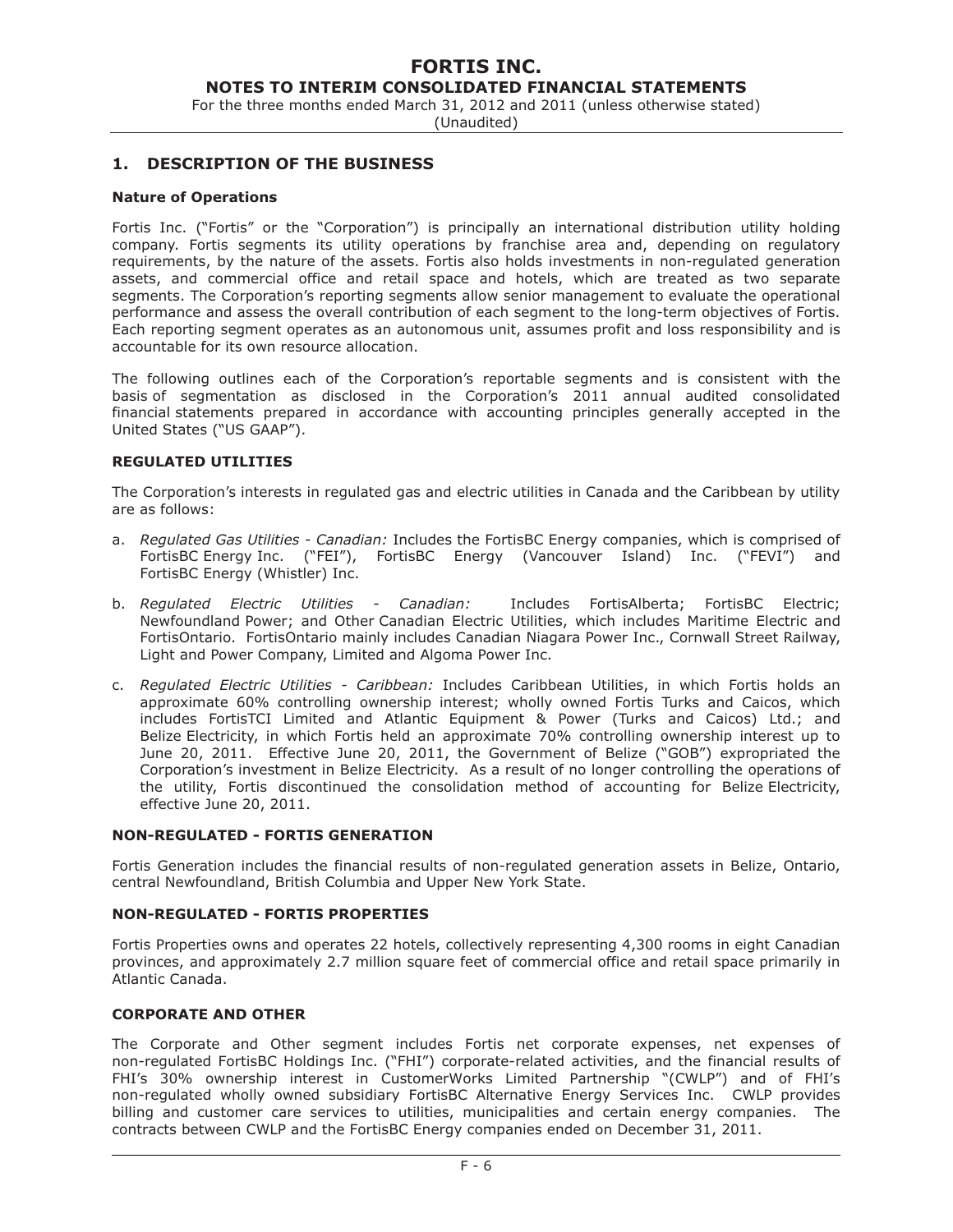# FORTIS INC.
## NOTES TO INTERIM CONSOLIDATED FINANCIAL STATEMENTS

For the three months ended March 31, 2012 and 2011 (unless otherwise stated)
(Unaudited)

## 1. DESCRIPTION OF THE BUSINESS

### Nature of Operations

Fortis Inc. ("Fortis" or the "Corporation") is principally an international distribution utility holding company. Fortis segments its utility operations by franchise area and, depending on regulatory requirements, by the nature of the assets. Fortis also holds investments in non-regulated generation assets, and commercial office and retail space and hotels, which are treated as two separate segments. The Corporation's reporting segments allow senior management to evaluate the operational performance and assess the overall contribution of each segment to the long-term objectives of Fortis. Each reporting segment operates as an autonomous unit, assumes profit and loss responsibility and is accountable for its own resource allocation.

The following outlines each of the Corporation's reportable segments and is consistent with the basis of segmentation as disclosed in the Corporation's 2011 annual audited consolidated financial statements prepared in accordance with accounting principles generally accepted in the United States ("US GAAP").

### REGULATED UTILITIES

The Corporation's interests in regulated gas and electric utilities in Canada and the Caribbean by utility are as follows:

a. *Regulated Gas Utilities - Canadian:* Includes the FortisBC Energy companies, which is comprised of FortisBC Energy Inc. ("FEI"), FortisBC Energy (Vancouver Island) Inc. ("FEVI") and FortisBC Energy (Whistler) Inc.

b. *Regulated Electric Utilities - Canadian:* Includes FortisAlberta; FortisBC Electric; Newfoundland Power; and Other Canadian Electric Utilities, which includes Maritime Electric and FortisOntario. FortisOntario mainly includes Canadian Niagara Power Inc., Cornwall Street Railway, Light and Power Company, Limited and Algoma Power Inc.

c. *Regulated Electric Utilities - Caribbean:* Includes Caribbean Utilities, in which Fortis holds an approximate 60% controlling ownership interest; wholly owned Fortis Turks and Caicos, which includes FortisTCI Limited and Atlantic Equipment & Power (Turks and Caicos) Ltd.; and Belize Electricity, in which Fortis held an approximate 70% controlling ownership interest up to June 20, 2011. Effective June 20, 2011, the Government of Belize ("GOB") expropriated the Corporation's investment in Belize Electricity. As a result of no longer controlling the operations of the utility, Fortis discontinued the consolidation method of accounting for Belize Electricity, effective June 20, 2011.

### NON-REGULATED - FORTIS GENERATION

Fortis Generation includes the financial results of non-regulated generation assets in Belize, Ontario, central Newfoundland, British Columbia and Upper New York State.

### NON-REGULATED - FORTIS PROPERTIES

Fortis Properties owns and operates 22 hotels, collectively representing 4,300 rooms in eight Canadian provinces, and approximately 2.7 million square feet of commercial office and retail space primarily in Atlantic Canada.

### CORPORATE AND OTHER

The Corporate and Other segment includes Fortis net corporate expenses, net expenses of non-regulated FortisBC Holdings Inc. ("FHI") corporate-related activities, and the financial results of FHI's 30% ownership interest in CustomerWorks Limited Partnership "(CWLP") and of FHI's non-regulated wholly owned subsidiary FortisBC Alternative Energy Services Inc. CWLP provides billing and customer care services to utilities, municipalities and certain energy companies. The contracts between CWLP and the FortisBC Energy companies ended on December 31, 2011.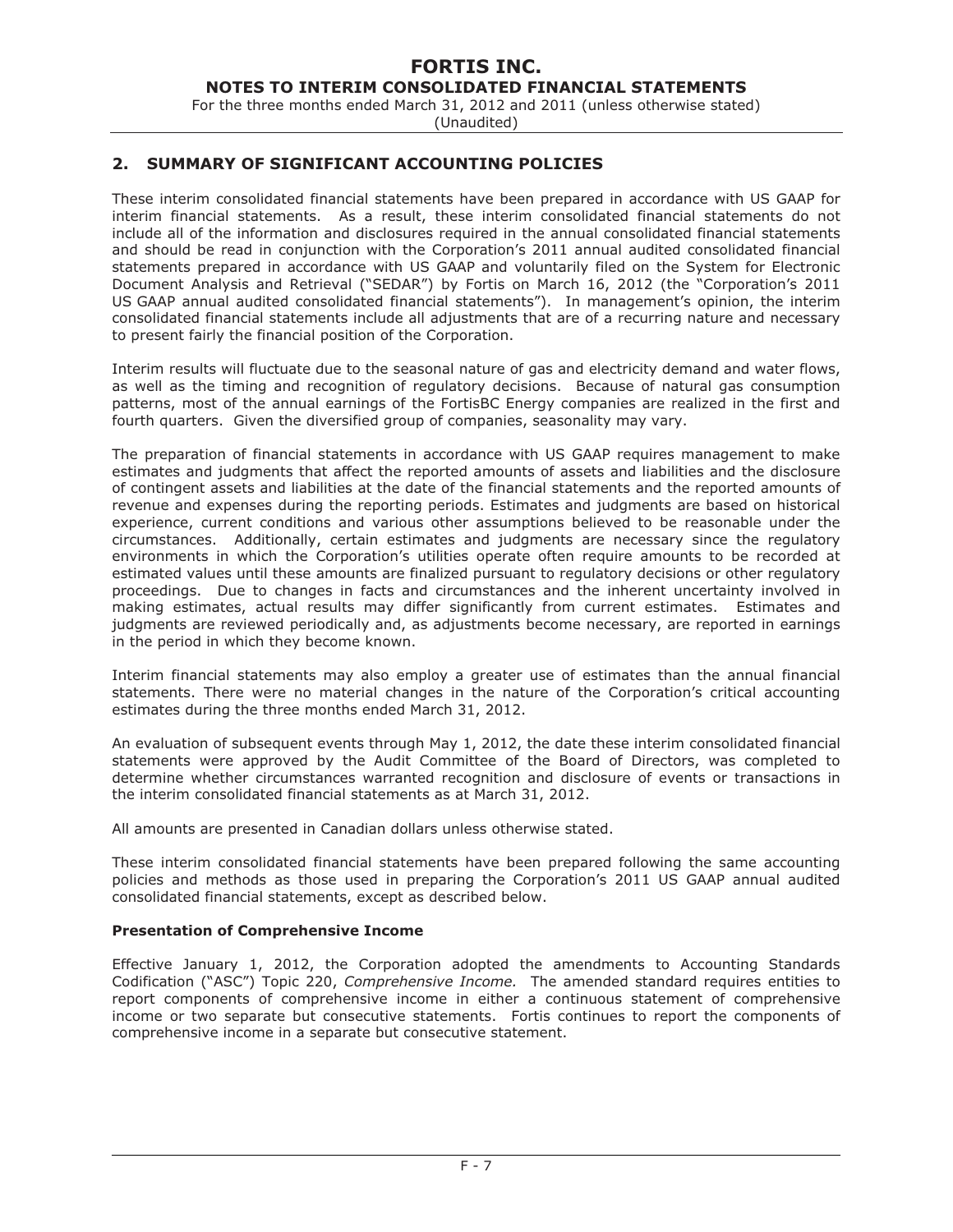## 2. SUMMARY OF SIGNIFICANT ACCOUNTING POLICIES

These interim consolidated financial statements have been prepared in accordance with US GAAP for interim financial statements. As a result, these interim consolidated financial statements do not include all of the information and disclosures required in the annual consolidated financial statements and should be read in conjunction with the Corporation's 2011 annual audited consolidated financial statements prepared in accordance with US GAAP and voluntarily filed on the System for Electronic Document Analysis and Retrieval ("SEDAR") by Fortis on March 16, 2012 (the "Corporation's 2011 US GAAP annual audited consolidated financial statements"). In management's opinion, the interim consolidated financial statements include all adjustments that are of a recurring nature and necessary to present fairly the financial position of the Corporation.

Interim results will fluctuate due to the seasonal nature of gas and electricity demand and water flows, as well as the timing and recognition of regulatory decisions. Because of natural gas consumption patterns, most of the annual earnings of the FortisBC Energy companies are realized in the first and fourth quarters. Given the diversified group of companies, seasonality may vary.

The preparation of financial statements in accordance with US GAAP requires management to make estimates and judgments that affect the reported amounts of assets and liabilities and the disclosure of contingent assets and liabilities at the date of the financial statements and the reported amounts of revenue and expenses during the reporting periods. Estimates and judgments are based on historical experience, current conditions and various other assumptions believed to be reasonable under the circumstances. Additionally, certain estimates and judgments are necessary since the regulatory environments in which the Corporation's utilities operate often require amounts to be recorded at estimated values until these amounts are finalized pursuant to regulatory decisions or other regulatory proceedings. Due to changes in facts and circumstances and the inherent uncertainty involved in making estimates, actual results may differ significantly from current estimates. Estimates and judgments are reviewed periodically and, as adjustments become necessary, are reported in earnings in the period in which they become known.

Interim financial statements may also employ a greater use of estimates than the annual financial statements. There were no material changes in the nature of the Corporation's critical accounting estimates during the three months ended March 31, 2012.

An evaluation of subsequent events through May 1, 2012, the date these interim consolidated financial statements were approved by the Audit Committee of the Board of Directors, was completed to determine whether circumstances warranted recognition and disclosure of events or transactions in the interim consolidated financial statements as at March 31, 2012.

All amounts are presented in Canadian dollars unless otherwise stated.

These interim consolidated financial statements have been prepared following the same accounting policies and methods as those used in preparing the Corporation's 2011 US GAAP annual audited consolidated financial statements, except as described below.

**Presentation of Comprehensive Income**

Effective January 1, 2012, the Corporation adopted the amendments to Accounting Standards Codification ("ASC") Topic 220, *Comprehensive Income.* The amended standard requires entities to report components of comprehensive income in either a continuous statement of comprehensive income or two separate but consecutive statements. Fortis continues to report the components of comprehensive income in a separate but consecutive statement.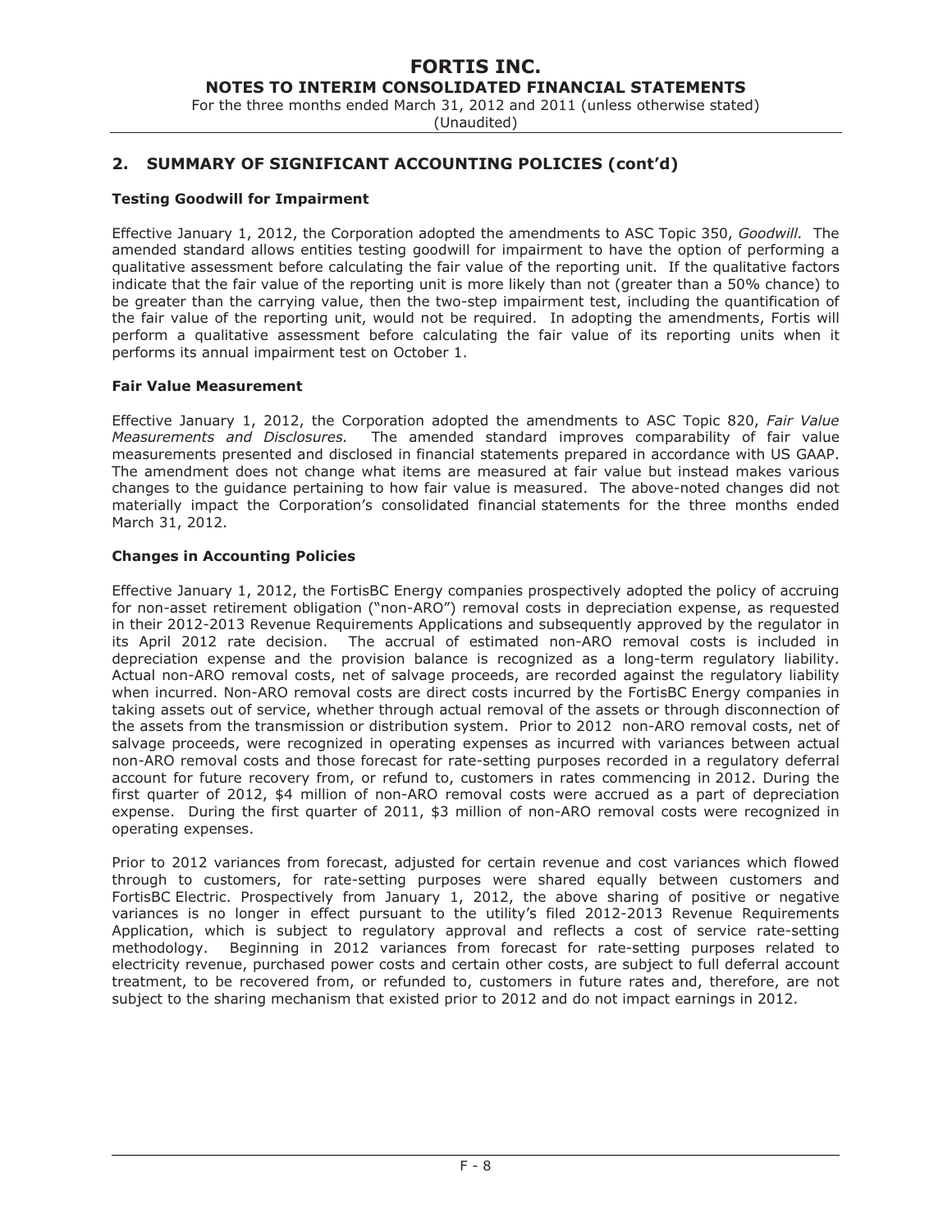## 2. SUMMARY OF SIGNIFICANT ACCOUNTING POLICIES (cont'd)

**Testing Goodwill for Impairment**

Effective January 1, 2012, the Corporation adopted the amendments to ASC Topic 350, *Goodwill.* The amended standard allows entities testing goodwill for impairment to have the option of performing a qualitative assessment before calculating the fair value of the reporting unit. If the qualitative factors indicate that the fair value of the reporting unit is more likely than not (greater than a 50% chance) to be greater than the carrying value, then the two-step impairment test, including the quantification of the fair value of the reporting unit, would not be required. In adopting the amendments, Fortis will perform a qualitative assessment before calculating the fair value of its reporting units when it performs its annual impairment test on October 1.

**Fair Value Measurement**

Effective January 1, 2012, the Corporation adopted the amendments to ASC Topic 820, *Fair Value Measurements and Disclosures.* The amended standard improves comparability of fair value measurements presented and disclosed in financial statements prepared in accordance with US GAAP. The amendment does not change what items are measured at fair value but instead makes various changes to the guidance pertaining to how fair value is measured. The above-noted changes did not materially impact the Corporation's consolidated financial statements for the three months ended March 31, 2012.

**Changes in Accounting Policies**

Effective January 1, 2012, the FortisBC Energy companies prospectively adopted the policy of accruing for non-asset retirement obligation ("non-ARO") removal costs in depreciation expense, as requested in their 2012-2013 Revenue Requirements Applications and subsequently approved by the regulator in its April 2012 rate decision. The accrual of estimated non-ARO removal costs is included in depreciation expense and the provision balance is recognized as a long-term regulatory liability. Actual non-ARO removal costs, net of salvage proceeds, are recorded against the regulatory liability when incurred. Non-ARO removal costs are direct costs incurred by the FortisBC Energy companies in taking assets out of service, whether through actual removal of the assets or through disconnection of the assets from the transmission or distribution system. Prior to 2012 non-ARO removal costs, net of salvage proceeds, were recognized in operating expenses as incurred with variances between actual non-ARO removal costs and those forecast for rate-setting purposes recorded in a regulatory deferral account for future recovery from, or refund to, customers in rates commencing in 2012. During the first quarter of 2012, $4 million of non-ARO removal costs were accrued as a part of depreciation expense. During the first quarter of 2011, $3 million of non-ARO removal costs were recognized in operating expenses.

Prior to 2012 variances from forecast, adjusted for certain revenue and cost variances which flowed through to customers, for rate-setting purposes were shared equally between customers and FortisBC Electric. Prospectively from January 1, 2012, the above sharing of positive or negative variances is no longer in effect pursuant to the utility's filed 2012-2013 Revenue Requirements Application, which is subject to regulatory approval and reflects a cost of service rate-setting methodology. Beginning in 2012 variances from forecast for rate-setting purposes related to electricity revenue, purchased power costs and certain other costs, are subject to full deferral account treatment, to be recovered from, or refunded to, customers in future rates and, therefore, are not subject to the sharing mechanism that existed prior to 2012 and do not impact earnings in 2012.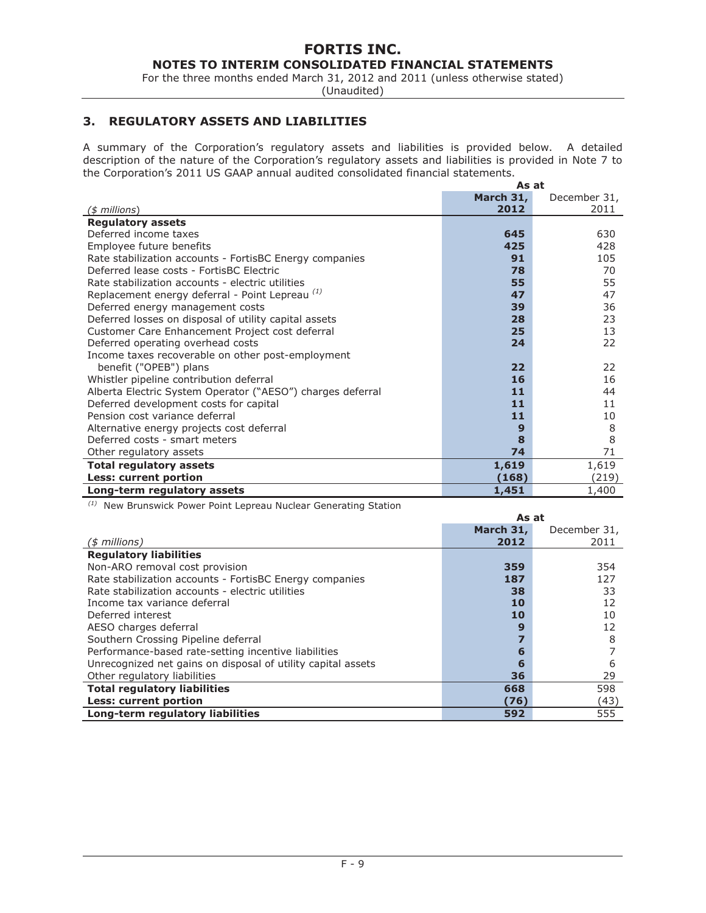## 3. REGULATORY ASSETS AND LIABILITIES

A summary of the Corporation's regulatory assets and liabilities is provided below. A detailed description of the nature of the Corporation's regulatory assets and liabilities is provided in Note 7 to the Corporation's 2011 US GAAP annual audited consolidated financial statements.

| | As at | |
|---|---|---|
| *($ millions)* | **March 31, 2012** | December 31, 2011 |
| **Regulatory assets** | | |
| Deferred income taxes | **645** | 630 |
| Employee future benefits | **425** | 428 |
| Rate stabilization accounts - FortisBC Energy companies | **91** | 105 |
| Deferred lease costs - FortisBC Electric | **78** | 70 |
| Rate stabilization accounts - electric utilities | **55** | 55 |
| Replacement energy deferral - Point Lepreau [(1)] | **47** | 47 |
| Deferred energy management costs | **39** | 36 |
| Deferred losses on disposal of utility capital assets | **28** | 23 |
| Customer Care Enhancement Project cost deferral | **25** | 13 |
| Deferred operating overhead costs | **24** | 22 |
| Income taxes recoverable on other post-employment benefit ("OPEB") plans | **22** | 22 |
| Whistler pipeline contribution deferral | **16** | 16 |
| Alberta Electric System Operator ("AESO") charges deferral | **11** | 44 |
| Deferred development costs for capital | **11** | 11 |
| Pension cost variance deferral | **11** | 10 |
| Alternative energy projects cost deferral | **9** | 8 |
| Deferred costs - smart meters | **8** | 8 |
| Other regulatory assets | **74** | 71 |
| **Total regulatory assets** | **1,619** | 1,619 |
| **Less: current portion** | **(168)** | (219) |
| **Long-term regulatory assets** | **1,451** | 1,400 |

[(1)] New Brunswick Power Point Lepreau Nuclear Generating Station

| | As at | |
|---|---|---|
| *($ millions)* | **March 31, 2012** | December 31, 2011 |
| **Regulatory liabilities** | | |
| Non-ARO removal cost provision | **359** | 354 |
| Rate stabilization accounts - FortisBC Energy companies | **187** | 127 |
| Rate stabilization accounts - electric utilities | **38** | 33 |
| Income tax variance deferral | **10** | 12 |
| Deferred interest | **10** | 10 |
| AESO charges deferral | **9** | 12 |
| Southern Crossing Pipeline deferral | **7** | 8 |
| Performance-based rate-setting incentive liabilities | **6** | 7 |
| Unrecognized net gains on disposal of utility capital assets | **6** | 6 |
| Other regulatory liabilities | **36** | 29 |
| **Total regulatory liabilities** | **668** | 598 |
| **Less: current portion** | **(76)** | (43) |
| **Long-term regulatory liabilities** | **592** | 555 |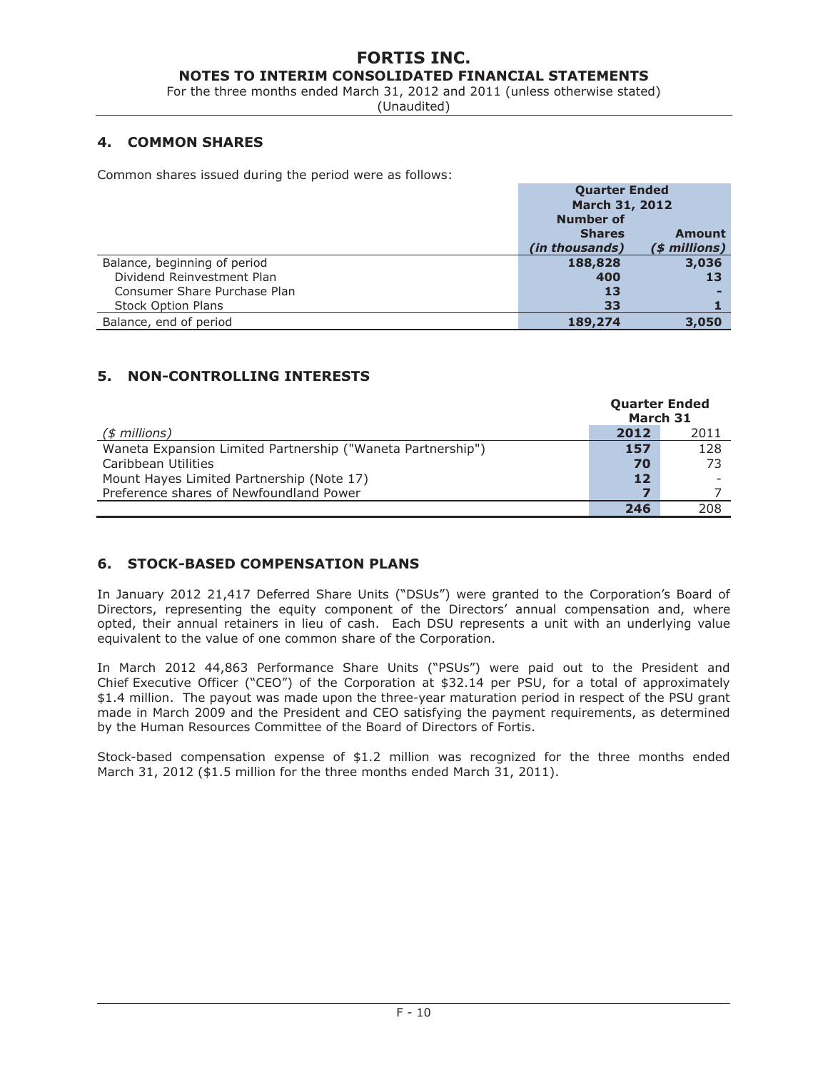## 4. COMMON SHARES

Common shares issued during the period were as follows:

| | Quarter Ended March 31, 2012 | |
|---|---|---|
| | Number of Shares *(in thousands)* | Amount *($ millions)* |
| Balance, beginning of period | **188,828** | **3,036** |
| Dividend Reinvestment Plan | **400** | **13** |
| Consumer Share Purchase Plan | **13** | **-** |
| Stock Option Plans | **33** | **1** |
| Balance, end of period | **189,274** | **3,050** |

## 5. NON-CONTROLLING INTERESTS

| | Quarter Ended March 31 | |
|---|---|---|
| *($ millions)* | **2012** | 2011 |
| Waneta Expansion Limited Partnership ("Waneta Partnership") | **157** | 128 |
| Caribbean Utilities | **70** | 73 |
| Mount Hayes Limited Partnership (Note 17) | **12** | - |
| Preference shares of Newfoundland Power | **7** | 7 |
| | **246** | 208 |

## 6. STOCK-BASED COMPENSATION PLANS

In January 2012 21,417 Deferred Share Units ("DSUs") were granted to the Corporation's Board of Directors, representing the equity component of the Directors' annual compensation and, where opted, their annual retainers in lieu of cash. Each DSU represents a unit with an underlying value equivalent to the value of one common share of the Corporation.

In March 2012 44,863 Performance Share Units ("PSUs") were paid out to the President and Chief Executive Officer ("CEO") of the Corporation at $32.14 per PSU, for a total of approximately $1.4 million. The payout was made upon the three-year maturation period in respect of the PSU grant made in March 2009 and the President and CEO satisfying the payment requirements, as determined by the Human Resources Committee of the Board of Directors of Fortis.

Stock-based compensation expense of $1.2 million was recognized for the three months ended March 31, 2012 ($1.5 million for the three months ended March 31, 2011).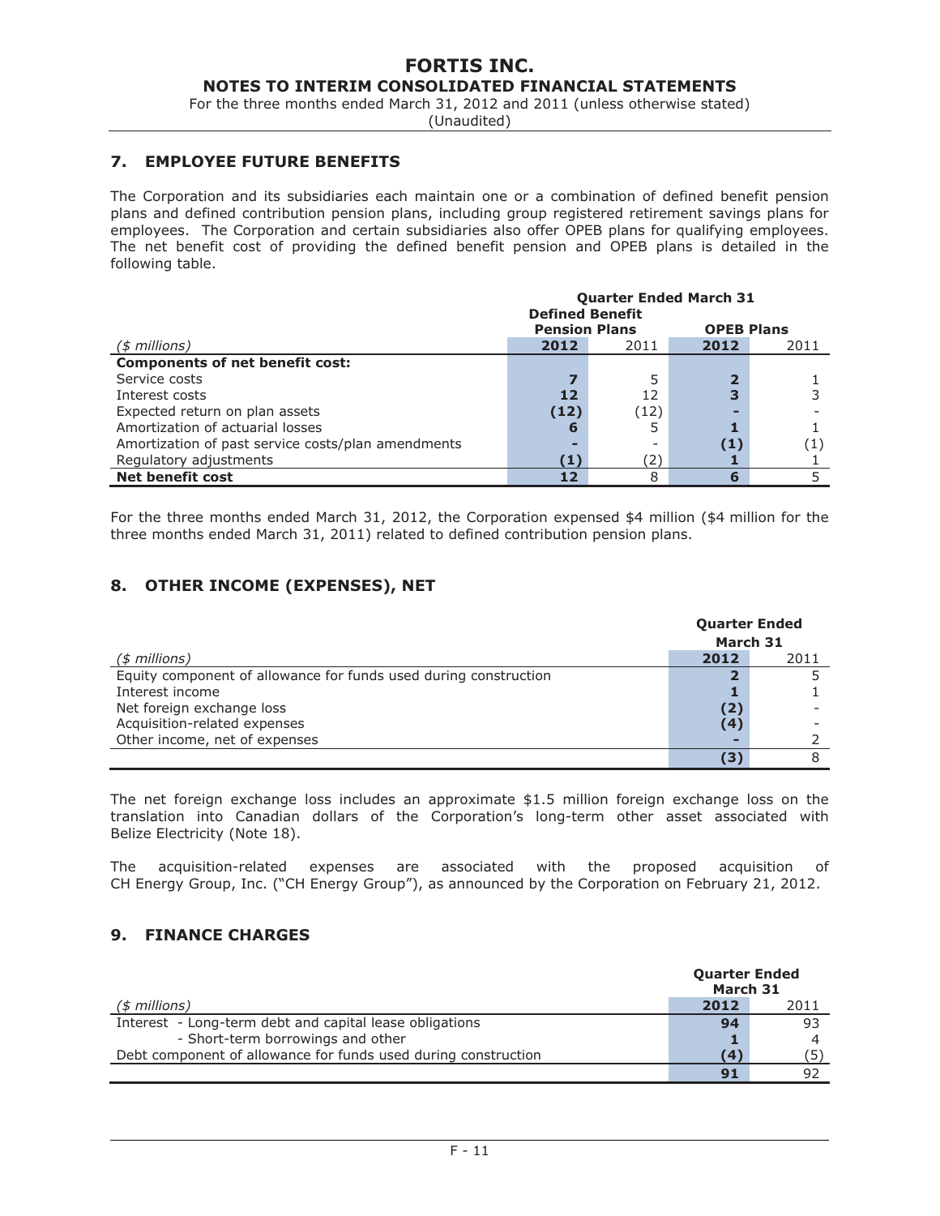## 7. EMPLOYEE FUTURE BENEFITS

The Corporation and its subsidiaries each maintain one or a combination of defined benefit pension plans and defined contribution pension plans, including group registered retirement savings plans for employees. The Corporation and certain subsidiaries also offer OPEB plans for qualifying employees. The net benefit cost of providing the defined benefit pension and OPEB plans is detailed in the following table.

| | Quarter Ended March 31 | | | |
|---|---|---|---|---|
| | Defined Benefit Pension Plans | | OPEB Plans | |
| *($ millions)* | **2012** | 2011 | **2012** | 2011 |
| **Components of net benefit cost:** | | | | |
| Service costs | **7** | 5 | **2** | 1 |
| Interest costs | **12** | 12 | **3** | 3 |
| Expected return on plan assets | **(12)** | (12) | **-** | - |
| Amortization of actuarial losses | **6** | 5 | **1** | 1 |
| Amortization of past service costs/plan amendments | **-** | - | **(1)** | (1) |
| Regulatory adjustments | **(1)** | (2) | **1** | 1 |
| **Net benefit cost** | **12** | 8 | **6** | 5 |

For the three months ended March 31, 2012, the Corporation expensed $4 million ($4 million for the three months ended March 31, 2011) related to defined contribution pension plans.

## 8. OTHER INCOME (EXPENSES), NET

| | Quarter Ended March 31 | |
|---|---|---|
| *($ millions)* | **2012** | 2011 |
| Equity component of allowance for funds used during construction | **2** | 5 |
| Interest income | **1** | 1 |
| Net foreign exchange loss | **(2)** | - |
| Acquisition-related expenses | **(4)** | - |
| Other income, net of expenses | **-** | 2 |
| | **(3)** | 8 |

The net foreign exchange loss includes an approximate $1.5 million foreign exchange loss on the translation into Canadian dollars of the Corporation's long-term other asset associated with Belize Electricity (Note 18).

The acquisition-related expenses are associated with the proposed acquisition of CH Energy Group, Inc. ("CH Energy Group"), as announced by the Corporation on February 21, 2012.

## 9. FINANCE CHARGES

| | Quarter Ended March 31 | |
|---|---|---|
| *($ millions)* | **2012** | 2011 |
| Interest - Long-term debt and capital lease obligations | **94** | 93 |
| - Short-term borrowings and other | **1** | 4 |
| Debt component of allowance for funds used during construction | **(4)** | (5) |
| | **91** | 92 |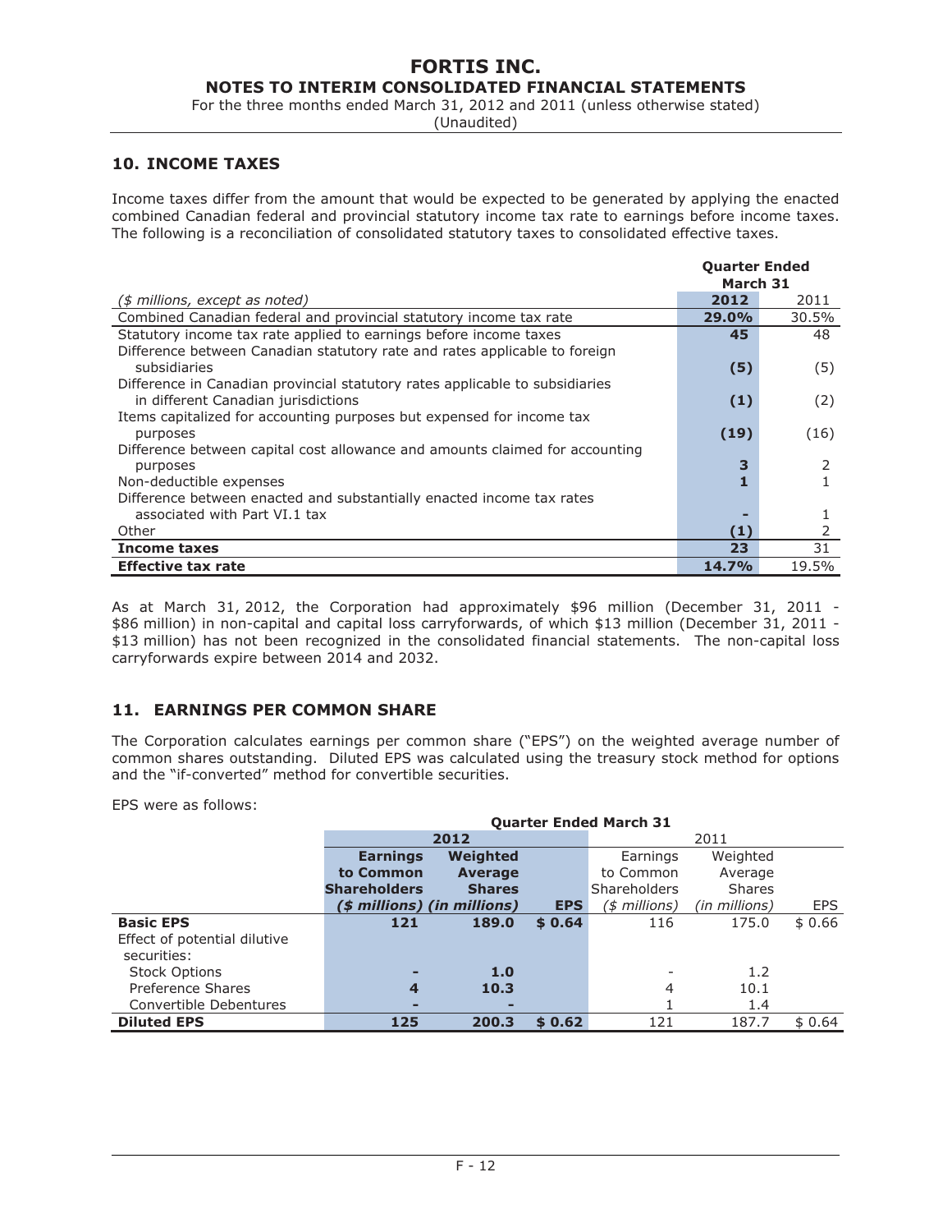## 10. INCOME TAXES

Income taxes differ from the amount that would be expected to be generated by applying the enacted combined Canadian federal and provincial statutory income tax rate to earnings before income taxes. The following is a reconciliation of consolidated statutory taxes to consolidated effective taxes.

| | Quarter Ended March 31 | |
|---|---|---|
| *($ millions, except as noted)* | **2012** | 2011 |
| Combined Canadian federal and provincial statutory income tax rate | **29.0%** | 30.5% |
| Statutory income tax rate applied to earnings before income taxes | **45** | 48 |
| Difference between Canadian statutory rate and rates applicable to foreign subsidiaries | **(5)** | (5) |
| Difference in Canadian provincial statutory rates applicable to subsidiaries in different Canadian jurisdictions | **(1)** | (2) |
| Items capitalized for accounting purposes but expensed for income tax purposes | **(19)** | (16) |
| Difference between capital cost allowance and amounts claimed for accounting purposes | **3** | 2 |
| Non-deductible expenses | **1** | 1 |
| Difference between enacted and substantially enacted income tax rates associated with Part VI.1 tax | **-** | 1 |
| Other | **(1)** | 2 |
| **Income taxes** | **23** | 31 |
| **Effective tax rate** | **14.7%** | 19.5% |

As at March 31, 2012, the Corporation had approximately $96 million (December 31, 2011 - $86 million) in non-capital and capital loss carryforwards, of which $13 million (December 31, 2011 - $13 million) has not been recognized in the consolidated financial statements. The non-capital loss carryforwards expire between 2014 and 2032.

## 11. EARNINGS PER COMMON SHARE

The Corporation calculates earnings per common share ("EPS") on the weighted average number of common shares outstanding. Diluted EPS was calculated using the treasury stock method for options and the "if-converted" method for convertible securities.

EPS were as follows:

| | Quarter Ended March 31 | | | | | |
|---|---|---|---|---|---|---|
| | **2012** | | | 2011 | | |
| | **Earnings to Common Shareholders *($ millions)*** | **Weighted Average Shares *(in millions)*** | **EPS** | Earnings to Common Shareholders *($ millions)* | Weighted Average Shares *(in millions)* | EPS |
| **Basic EPS** | **121** | **189.0** | **$ 0.64** | 116 | 175.0 | $ 0.66 |
| Effect of potential dilutive securities: | | | | | | |
| Stock Options | **-** | **1.0** | | - | 1.2 | |
| Preference Shares | **4** | **10.3** | | 4 | 10.1 | |
| Convertible Debentures | **-** | **-** | | 1 | 1.4 | |
| **Diluted EPS** | **125** | **200.3** | **$ 0.62** | 121 | 187.7 | $ 0.64 |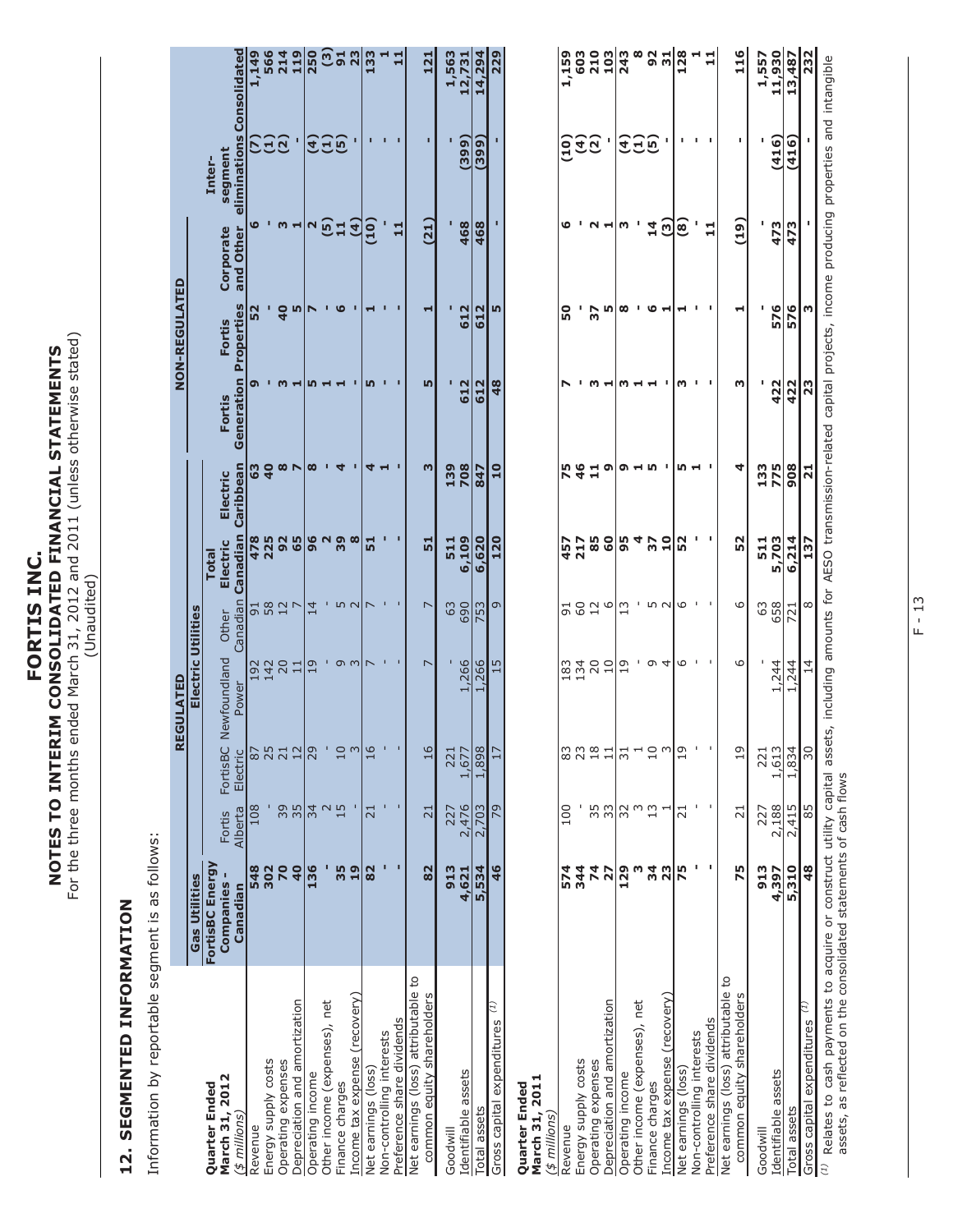# FORTIS INC.

## NOTES TO INTERIM CONSOLIDATED FINANCIAL STATEMENTS

For the three months ended March 31, 2012 and 2011 (unless otherwise stated)
(Unaudited)

## 12. SEGMENTED INFORMATION

Information by reportable segment is as follows:

| | REGULATED | | | | | | | NON-REGULATED | | | | |
|---|---|---|---|---|---|---|---|---|---|---|---|---|
| | Gas Utilities | Electric Utilities | | | | | | | | | | |
| **Quarter Ended March 31, 2012** *($ millions)* | FortisBC Energy Companies - Canadian | Fortis Alberta | FortisBC Electric | Newfoundland Power | Other Canadian | Total Electric Canadian | Electric Caribbean | Fortis Generation | Fortis Properties | Corporate and Other | Inter-segment eliminations | Consolidated |
| Revenue | 548 | 108 | 87 | 192 | 91 | 478 | 63 | 9 | 52 | 6 | (7) | 1,149 |
| Energy supply costs | 302 | - | 25 | 142 | 58 | 225 | 40 | - | - | - | (1) | 566 |
| Operating expenses | 70 | 39 | 21 | 20 | 12 | 92 | 8 | 3 | 40 | 3 | (2) | 214 |
| Depreciation and amortization | 40 | 35 | 12 | 11 | 7 | 65 | 7 | 1 | 5 | 1 | - | 119 |
| Operating income | 136 | 34 | 29 | 19 | 14 | 96 | 8 | 5 | 7 | 2 | (4) | 250 |
| Other income (expenses), net | - | 2 | - | - | - | 2 | - | 1 | - | (5) | (1) | (3) |
| Finance charges | 35 | 15 | 10 | 9 | 5 | 39 | 4 | 1 | 6 | 11 | (5) | 91 |
| Income tax expense (recovery) | 19 | - | 3 | 3 | 2 | 8 | - | - | - | (4) | - | 23 |
| Net earnings (loss) | 82 | 21 | 16 | 7 | 7 | 51 | 4 | 5 | 1 | (10) | - | 133 |
| Non-controlling interests | - | - | - | - | - | - | 1 | - | - | - | - | 1 |
| Preference share dividends | - | - | - | - | - | - | - | - | - | 11 | - | 11 |
| Net earnings (loss) attributable to common equity shareholders | 82 | 21 | 16 | 7 | 7 | 51 | 3 | 5 | 1 | (21) | - | 121 |
| Goodwill | 913 | 227 | 221 | - | 63 | 511 | 139 | - | - | - | - | 1,563 |
| Identifiable assets | 4,621 | 2,476 | 1,677 | 1,266 | 690 | 6,109 | 708 | 612 | 612 | 468 | (399) | 12,731 |
| Total assets | 5,534 | 2,703 | 1,898 | 1,266 | 753 | 6,620 | 847 | 612 | 612 | 468 | (399) | 14,294 |
| Gross capital expenditures [(1)] | 46 | 79 | 17 | 15 | 9 | 120 | 10 | 48 | 5 | - | - | 229 |

| **Quarter Ended March 31, 2011** *($ millions)* | FortisBC Energy Companies - Canadian | Fortis Alberta | FortisBC Electric | Newfoundland Power | Other Canadian | Total Electric Canadian | Electric Caribbean | Fortis Generation | Fortis Properties | Corporate and Other | Inter-segment eliminations | Consolidated |
|---|---|---|---|---|---|---|---|---|---|---|---|---|
| Revenue | 574 | 100 | 83 | 183 | 91 | 457 | 75 | 7 | 50 | 6 | (10) | 1,159 |
| Energy supply costs | 344 | - | 23 | 134 | 60 | 217 | 46 | - | - | - | (4) | 603 |
| Operating expenses | 74 | 35 | 18 | 20 | 12 | 85 | 11 | 3 | 37 | 2 | (2) | 210 |
| Depreciation and amortization | 27 | 33 | 11 | 10 | 6 | 60 | 9 | 1 | 5 | 1 | - | 103 |
| Operating income | 129 | 32 | 31 | 19 | 13 | 95 | 9 | 3 | 8 | 3 | (4) | 243 |
| Other income (expenses), net | 3 | 3 | 1 | - | - | 4 | 1 | 1 | - | - | (1) | 8 |
| Finance charges | 34 | 13 | 10 | 9 | 5 | 37 | 5 | 1 | 6 | 14 | (5) | 92 |
| Income tax expense (recovery) | 23 | 1 | 3 | 4 | 2 | 10 | - | - | 1 | (3) | - | 31 |
| Net earnings (loss) | 75 | 21 | 19 | 6 | 6 | 52 | 5 | 3 | 1 | (8) | - | 128 |
| Non-controlling interests | - | - | - | - | - | - | 1 | - | - | - | - | 1 |
| Preference share dividends | - | - | - | - | - | - | - | - | - | 11 | - | 11 |
| Net earnings (loss) attributable to common equity shareholders | 75 | 21 | 19 | 6 | 6 | 52 | 4 | 3 | 1 | (19) | - | 116 |
| Goodwill | 913 | 227 | 221 | - | 63 | 511 | 133 | - | - | - | - | 1,557 |
| Identifiable assets | 4,397 | 2,188 | 1,613 | 1,244 | 658 | 5,703 | 775 | 422 | 576 | 473 | (416) | 11,930 |
| Total assets | 5,310 | 2,415 | 1,834 | 1,244 | 721 | 6,214 | 908 | 422 | 576 | 473 | (416) | 13,487 |
| Gross capital expenditures [(1)] | 48 | 85 | 30 | 14 | 8 | 137 | 21 | 23 | 3 | - | - | 232 |

[(1)] Relates to cash payments to acquire or construct utility capital assets, including amounts for AESO transmission-related capital projects, income producing properties and intangible assets, as reflected on the consolidated statements of cash flows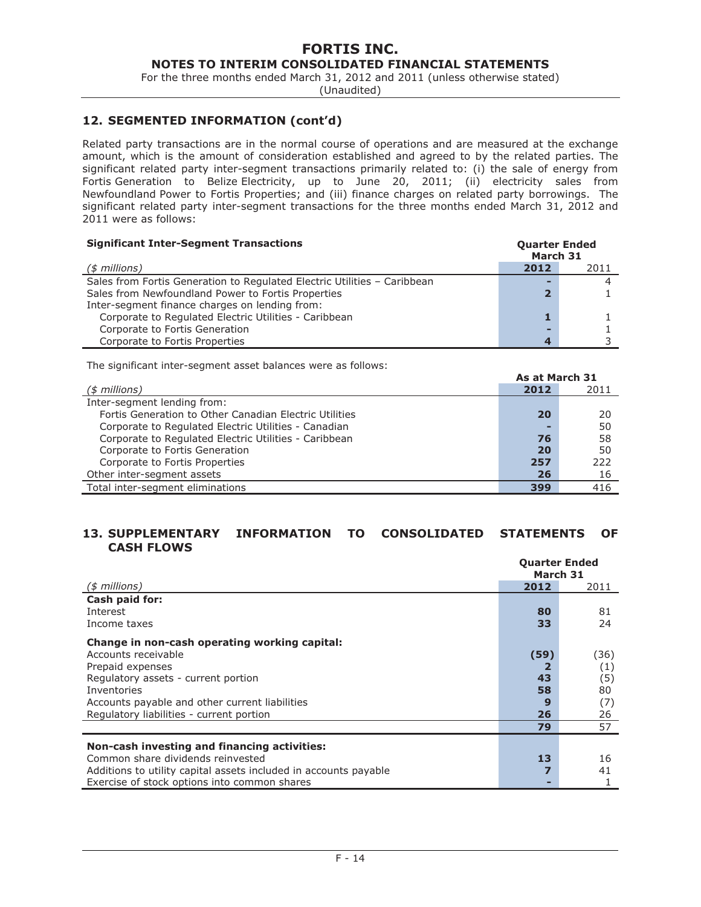## 12. SEGMENTED INFORMATION (cont'd)

Related party transactions are in the normal course of operations and are measured at the exchange amount, which is the amount of consideration established and agreed to by the related parties. The significant related party inter-segment transactions primarily related to: (i) the sale of energy from Fortis Generation to Belize Electricity, up to June 20, 2011; (ii) electricity sales from Newfoundland Power to Fortis Properties; and (iii) finance charges on related party borrowings. The significant related party inter-segment transactions for the three months ended March 31, 2012 and 2011 were as follows:

| **Significant Inter-Segment Transactions** | **Quarter Ended March 31** | |
|---|---|---|
| *($ millions)* | **2012** | 2011 |
| Sales from Fortis Generation to Regulated Electric Utilities – Caribbean | **-** | 4 |
| Sales from Newfoundland Power to Fortis Properties | **2** | 1 |
| Inter-segment finance charges on lending from: | | |
| Corporate to Regulated Electric Utilities - Caribbean | **1** | 1 |
| Corporate to Fortis Generation | **-** | 1 |
| Corporate to Fortis Properties | **4** | 3 |

The significant inter-segment asset balances were as follows:

| | **As at March 31** | |
|---|---|---|
| *($ millions)* | **2012** | 2011 |
| Inter-segment lending from: | | |
| Fortis Generation to Other Canadian Electric Utilities | **20** | 20 |
| Corporate to Regulated Electric Utilities - Canadian | **-** | 50 |
| Corporate to Regulated Electric Utilities - Caribbean | **76** | 58 |
| Corporate to Fortis Generation | **20** | 50 |
| Corporate to Fortis Properties | **257** | 222 |
| Other inter-segment assets | **26** | 16 |
| Total inter-segment eliminations | **399** | 416 |

## 13. SUPPLEMENTARY INFORMATION TO CONSOLIDATED STATEMENTS OF CASH FLOWS

| | **Quarter Ended March 31** | |
|---|---|---|
| *($ millions)* | **2012** | 2011 |
| **Cash paid for:** | | |
| Interest | **80** | 81 |
| Income taxes | **33** | 24 |
| **Change in non-cash operating working capital:** | | |
| Accounts receivable | **(59)** | (36) |
| Prepaid expenses | **2** | (1) |
| Regulatory assets - current portion | **43** | (5) |
| Inventories | **58** | 80 |
| Accounts payable and other current liabilities | **9** | (7) |
| Regulatory liabilities - current portion | **26** | 26 |
| | **79** | 57 |
| **Non-cash investing and financing activities:** | | |
| Common share dividends reinvested | **13** | 16 |
| Additions to utility capital assets included in accounts payable | **7** | 41 |
| Exercise of stock options into common shares | **-** | 1 |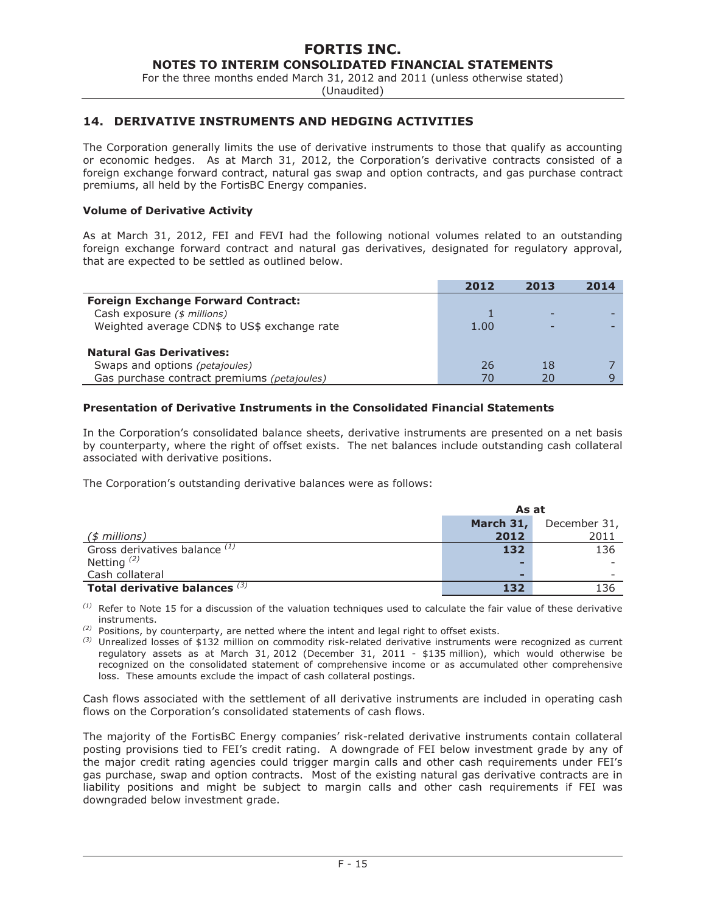## 14. DERIVATIVE INSTRUMENTS AND HEDGING ACTIVITIES

The Corporation generally limits the use of derivative instruments to those that qualify as accounting or economic hedges. As at March 31, 2012, the Corporation's derivative contracts consisted of a foreign exchange forward contract, natural gas swap and option contracts, and gas purchase contract premiums, all held by the FortisBC Energy companies.

### Volume of Derivative Activity

As at March 31, 2012, FEI and FEVI had the following notional volumes related to an outstanding foreign exchange forward contract and natural gas derivatives, designated for regulatory approval, that are expected to be settled as outlined below.

| | 2012 | 2013 | 2014 |
|---|---|---|---|
| **Foreign Exchange Forward Contract:** | | | |
| Cash exposure *($ millions)* | 1 | - | - |
| Weighted average CDN$ to US$ exchange rate | 1.00 | - | - |
| **Natural Gas Derivatives:** | | | |
| Swaps and options *(petajoules)* | 26 | 18 | 7 |
| Gas purchase contract premiums *(petajoules)* | 70 | 20 | 9 |

### Presentation of Derivative Instruments in the Consolidated Financial Statements

In the Corporation's consolidated balance sheets, derivative instruments are presented on a net basis by counterparty, where the right of offset exists. The net balances include outstanding cash collateral associated with derivative positions.

The Corporation's outstanding derivative balances were as follows:

| | As at | |
|---|---|---|
| *($ millions)* | **March 31, 2012** | December 31, 2011 |
| Gross derivatives balance (1) | **132** | 136 |
| Netting (2) | **-** | - |
| Cash collateral | **-** | - |
| **Total derivative balances** (3) | **132** | 136 |

(1) Refer to Note 15 for a discussion of the valuation techniques used to calculate the fair value of these derivative instruments.

(2) Positions, by counterparty, are netted where the intent and legal right to offset exists.

(3) Unrealized losses of $132 million on commodity risk-related derivative instruments were recognized as current regulatory assets as at March 31, 2012 (December 31, 2011 - $135 million), which would otherwise be recognized on the consolidated statement of comprehensive income or as accumulated other comprehensive loss. These amounts exclude the impact of cash collateral postings.

Cash flows associated with the settlement of all derivative instruments are included in operating cash flows on the Corporation's consolidated statements of cash flows.

The majority of the FortisBC Energy companies' risk-related derivative instruments contain collateral posting provisions tied to FEI's credit rating. A downgrade of FEI below investment grade by any of the major credit rating agencies could trigger margin calls and other cash requirements under FEI's gas purchase, swap and option contracts. Most of the existing natural gas derivative contracts are in liability positions and might be subject to margin calls and other cash requirements if FEI was downgraded below investment grade.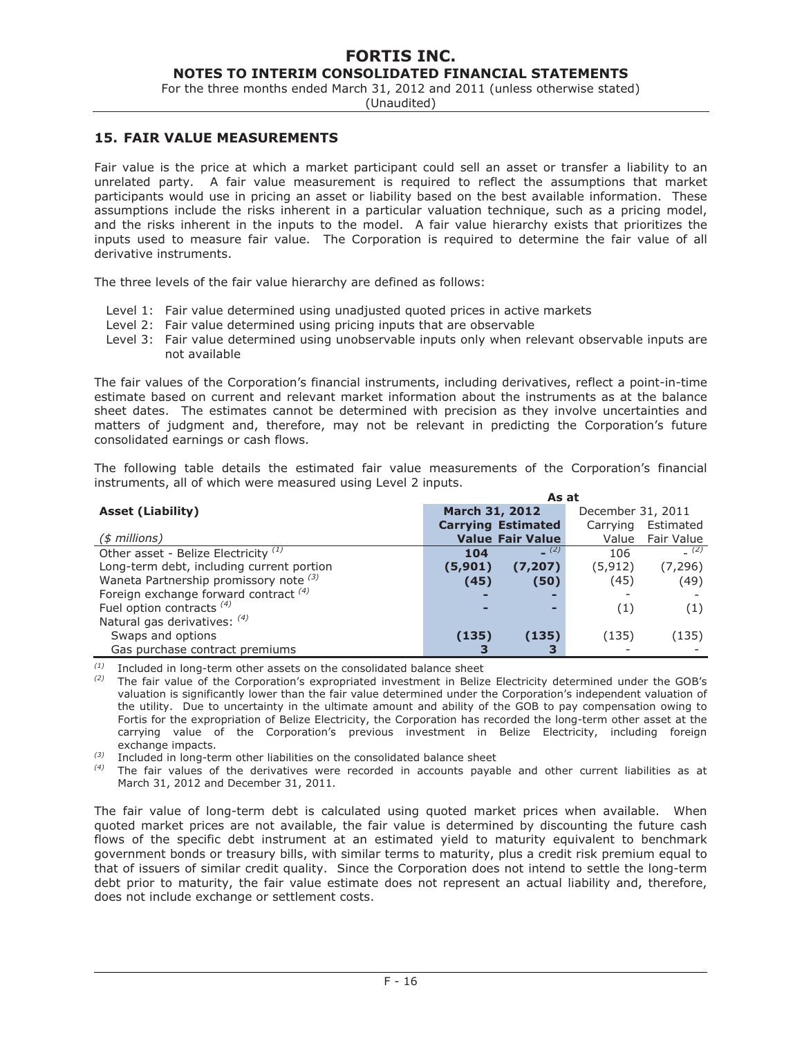## 15. FAIR VALUE MEASUREMENTS

Fair value is the price at which a market participant could sell an asset or transfer a liability to an unrelated party. A fair value measurement is required to reflect the assumptions that market participants would use in pricing an asset or liability based on the best available information. These assumptions include the risks inherent in a particular valuation technique, such as a pricing model, and the risks inherent in the inputs to the model. A fair value hierarchy exists that prioritizes the inputs used to measure fair value. The Corporation is required to determine the fair value of all derivative instruments.

The three levels of the fair value hierarchy are defined as follows:

- Level 1: Fair value determined using unadjusted quoted prices in active markets
- Level 2: Fair value determined using pricing inputs that are observable
- Level 3: Fair value determined using unobservable inputs only when relevant observable inputs are not available

The fair values of the Corporation's financial instruments, including derivatives, reflect a point-in-time estimate based on current and relevant market information about the instruments as at the balance sheet dates. The estimates cannot be determined with precision as they involve uncertainties and matters of judgment and, therefore, may not be relevant in predicting the Corporation's future consolidated earnings or cash flows.

The following table details the estimated fair value measurements of the Corporation's financial instruments, all of which were measured using Level 2 inputs.

| | As at | | | |
|---|---|---|---|---|
| **Asset (Liability)** | **March 31, 2012** | | December 31, 2011 | |
| | **Carrying Value** | **Estimated Fair Value** | Carrying Value | Estimated Fair Value |
| *($ millions)* | | | | |
| Other asset - Belize Electricity [(1)] | **104** | **-** [(2)] | 106 | - [(2)] |
| Long-term debt, including current portion | **(5,901)** | **(7,207)** | (5,912) | (7,296) |
| Waneta Partnership promissory note [(3)] | **(45)** | **(50)** | (45) | (49) |
| Foreign exchange forward contract [(4)] | **-** | **-** | - | - |
| Fuel option contracts [(4)] | **-** | **-** | (1) | (1) |
| Natural gas derivatives: [(4)] | | | | |
| Swaps and options | **(135)** | **(135)** | (135) | (135) |
| Gas purchase contract premiums | **3** | **3** | - | - |

(1) Included in long-term other assets on the consolidated balance sheet

(2) The fair value of the Corporation's expropriated investment in Belize Electricity determined under the GOB's valuation is significantly lower than the fair value determined under the Corporation's independent valuation of the utility. Due to uncertainty in the ultimate amount and ability of the GOB to pay compensation owing to Fortis for the expropriation of Belize Electricity, the Corporation has recorded the long-term other asset at the carrying value of the Corporation's previous investment in Belize Electricity, including foreign exchange impacts.

(3) Included in long-term other liabilities on the consolidated balance sheet

(4) The fair values of the derivatives were recorded in accounts payable and other current liabilities as at March 31, 2012 and December 31, 2011.

The fair value of long-term debt is calculated using quoted market prices when available. When quoted market prices are not available, the fair value is determined by discounting the future cash flows of the specific debt instrument at an estimated yield to maturity equivalent to benchmark government bonds or treasury bills, with similar terms to maturity, plus a credit risk premium equal to that of issuers of similar credit quality. Since the Corporation does not intend to settle the long-term debt prior to maturity, the fair value estimate does not represent an actual liability and, therefore, does not include exchange or settlement costs.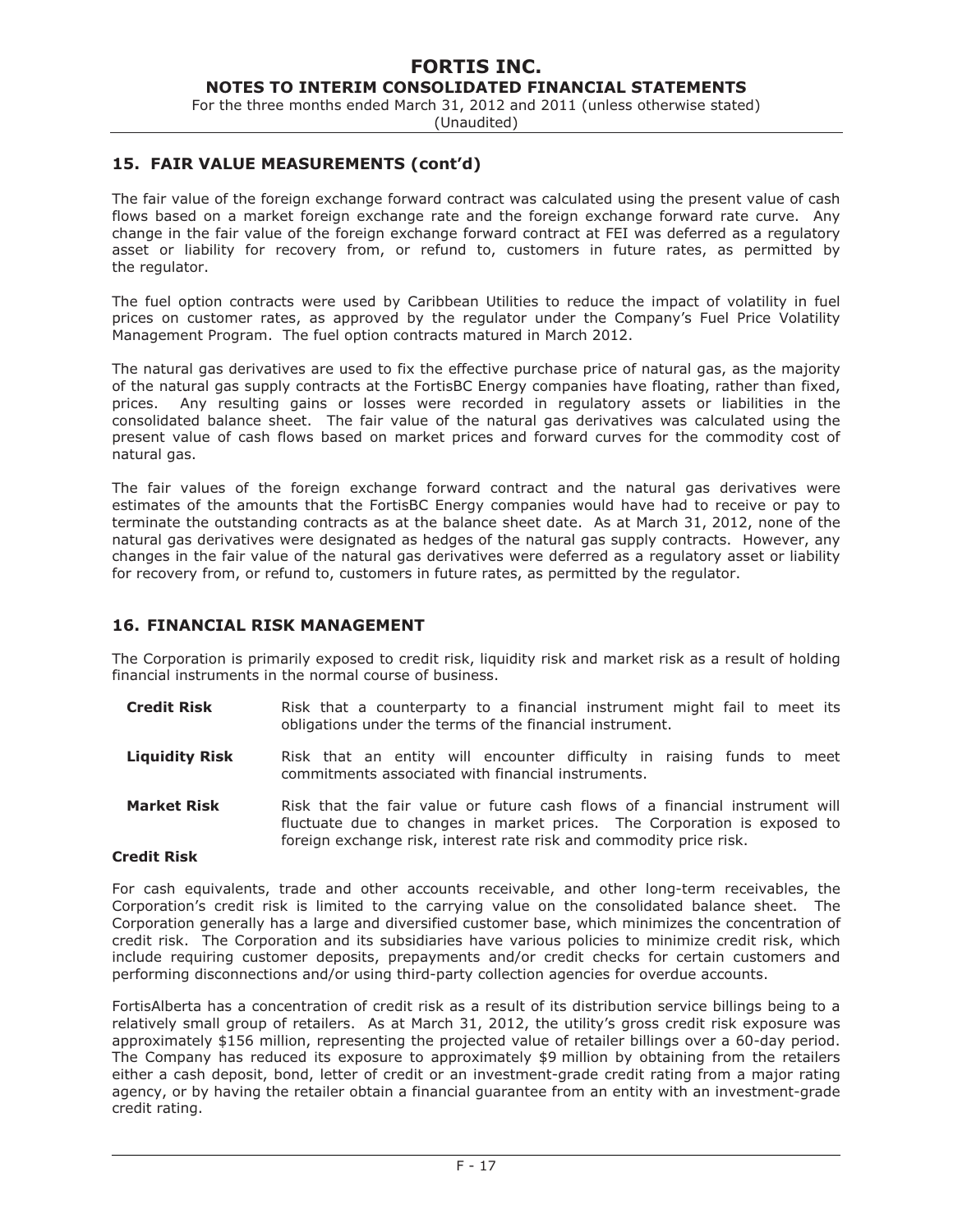## 15. FAIR VALUE MEASUREMENTS (cont'd)

The fair value of the foreign exchange forward contract was calculated using the present value of cash flows based on a market foreign exchange rate and the foreign exchange forward rate curve. Any change in the fair value of the foreign exchange forward contract at FEI was deferred as a regulatory asset or liability for recovery from, or refund to, customers in future rates, as permitted by the regulator.

The fuel option contracts were used by Caribbean Utilities to reduce the impact of volatility in fuel prices on customer rates, as approved by the regulator under the Company's Fuel Price Volatility Management Program. The fuel option contracts matured in March 2012.

The natural gas derivatives are used to fix the effective purchase price of natural gas, as the majority of the natural gas supply contracts at the FortisBC Energy companies have floating, rather than fixed, prices. Any resulting gains or losses were recorded in regulatory assets or liabilities in the consolidated balance sheet. The fair value of the natural gas derivatives was calculated using the present value of cash flows based on market prices and forward curves for the commodity cost of natural gas.

The fair values of the foreign exchange forward contract and the natural gas derivatives were estimates of the amounts that the FortisBC Energy companies would have had to receive or pay to terminate the outstanding contracts as at the balance sheet date. As at March 31, 2012, none of the natural gas derivatives were designated as hedges of the natural gas supply contracts. However, any changes in the fair value of the natural gas derivatives were deferred as a regulatory asset or liability for recovery from, or refund to, customers in future rates, as permitted by the regulator.

## 16. FINANCIAL RISK MANAGEMENT

The Corporation is primarily exposed to credit risk, liquidity risk and market risk as a result of holding financial instruments in the normal course of business.

**Credit Risk** — Risk that a counterparty to a financial instrument might fail to meet its obligations under the terms of the financial instrument.

**Liquidity Risk** — Risk that an entity will encounter difficulty in raising funds to meet commitments associated with financial instruments.

**Market Risk** — Risk that the fair value or future cash flows of a financial instrument will fluctuate due to changes in market prices. The Corporation is exposed to foreign exchange risk, interest rate risk and commodity price risk.

### Credit Risk

For cash equivalents, trade and other accounts receivable, and other long-term receivables, the Corporation's credit risk is limited to the carrying value on the consolidated balance sheet. The Corporation generally has a large and diversified customer base, which minimizes the concentration of credit risk. The Corporation and its subsidiaries have various policies to minimize credit risk, which include requiring customer deposits, prepayments and/or credit checks for certain customers and performing disconnections and/or using third-party collection agencies for overdue accounts.

FortisAlberta has a concentration of credit risk as a result of its distribution service billings being to a relatively small group of retailers. As at March 31, 2012, the utility's gross credit risk exposure was approximately $156 million, representing the projected value of retailer billings over a 60-day period. The Company has reduced its exposure to approximately $9 million by obtaining from the retailers either a cash deposit, bond, letter of credit or an investment-grade credit rating from a major rating agency, or by having the retailer obtain a financial guarantee from an entity with an investment-grade credit rating.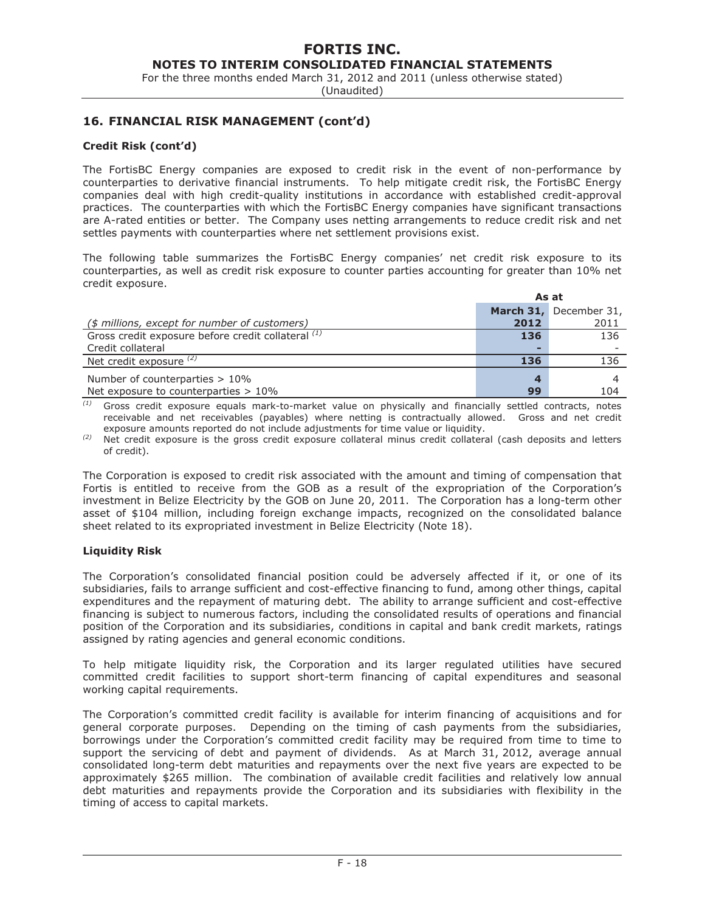## 16. FINANCIAL RISK MANAGEMENT (cont'd)

### Credit Risk (cont'd)

The FortisBC Energy companies are exposed to credit risk in the event of non-performance by counterparties to derivative financial instruments. To help mitigate credit risk, the FortisBC Energy companies deal with high credit-quality institutions in accordance with established credit-approval practices. The counterparties with which the FortisBC Energy companies have significant transactions are A-rated entities or better. The Company uses netting arrangements to reduce credit risk and net settles payments with counterparties where net settlement provisions exist.

The following table summarizes the FortisBC Energy companies' net credit risk exposure to its counterparties, as well as credit risk exposure to counter parties accounting for greater than 10% net credit exposure.

| | As at | |
|---|---|---|
| *($ millions, except for number of customers)* | **March 31, 2012** | December 31, 2011 |
| Gross credit exposure before credit collateral [(1)] | **136** | 136 |
| Credit collateral | **-** | - |
| Net credit exposure [(2)] | **136** | 136 |
| Number of counterparties > 10% | **4** | 4 |
| Net exposure to counterparties > 10% | **99** | 104 |

[(1)] Gross credit exposure equals mark-to-market value on physically and financially settled contracts, notes receivable and net receivables (payables) where netting is contractually allowed. Gross and net credit exposure amounts reported do not include adjustments for time value or liquidity.

[(2)] Net credit exposure is the gross credit exposure collateral minus credit collateral (cash deposits and letters of credit).

The Corporation is exposed to credit risk associated with the amount and timing of compensation that Fortis is entitled to receive from the GOB as a result of the expropriation of the Corporation's investment in Belize Electricity by the GOB on June 20, 2011. The Corporation has a long-term other asset of $104 million, including foreign exchange impacts, recognized on the consolidated balance sheet related to its expropriated investment in Belize Electricity (Note 18).

### Liquidity Risk

The Corporation's consolidated financial position could be adversely affected if it, or one of its subsidiaries, fails to arrange sufficient and cost-effective financing to fund, among other things, capital expenditures and the repayment of maturing debt. The ability to arrange sufficient and cost-effective financing is subject to numerous factors, including the consolidated results of operations and financial position of the Corporation and its subsidiaries, conditions in capital and bank credit markets, ratings assigned by rating agencies and general economic conditions.

To help mitigate liquidity risk, the Corporation and its larger regulated utilities have secured committed credit facilities to support short-term financing of capital expenditures and seasonal working capital requirements.

The Corporation's committed credit facility is available for interim financing of acquisitions and for general corporate purposes. Depending on the timing of cash payments from the subsidiaries, borrowings under the Corporation's committed credit facility may be required from time to time to support the servicing of debt and payment of dividends. As at March 31, 2012, average annual consolidated long-term debt maturities and repayments over the next five years are expected to be approximately $265 million. The combination of available credit facilities and relatively low annual debt maturities and repayments provide the Corporation and its subsidiaries with flexibility in the timing of access to capital markets.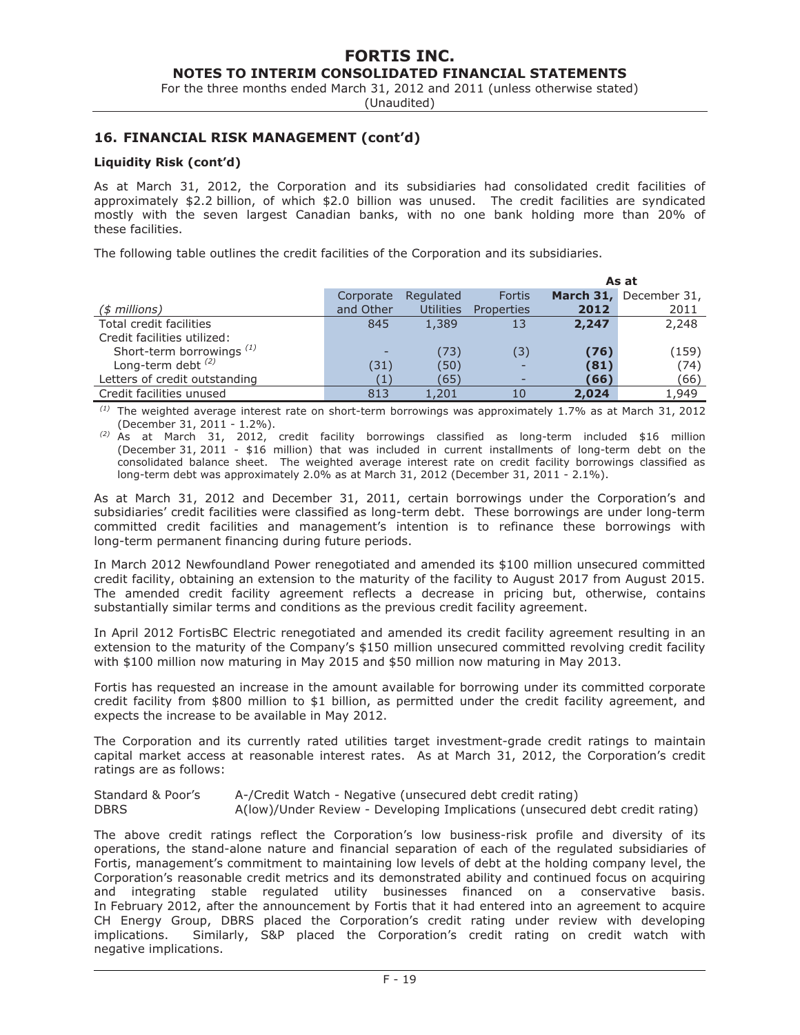## 16. FINANCIAL RISK MANAGEMENT (cont'd)

**Liquidity Risk (cont'd)**

As at March 31, 2012, the Corporation and its subsidiaries had consolidated credit facilities of approximately $2.2 billion, of which $2.0 billion was unused. The credit facilities are syndicated mostly with the seven largest Canadian banks, with no one bank holding more than 20% of these facilities.

The following table outlines the credit facilities of the Corporation and its subsidiaries.

| | | | | As at | |
|---|---|---|---|---|---|
| *($ millions)* | Corporate and Other | Regulated Utilities | Fortis Properties | **March 31, 2012** | December 31, 2011 |
| Total credit facilities | 845 | 1,389 | 13 | **2,247** | 2,248 |
| Credit facilities utilized: | | | | | |
| Short-term borrowings [(1)] | - | (73) | (3) | **(76)** | (159) |
| Long-term debt [(2)] | (31) | (50) | - | **(81)** | (74) |
| Letters of credit outstanding | (1) | (65) | - | **(66)** | (66) |
| Credit facilities unused | 813 | 1,201 | 10 | **2,024** | 1,949 |

[(1)] The weighted average interest rate on short-term borrowings was approximately 1.7% as at March 31, 2012 (December 31, 2011 - 1.2%).

[(2)] As at March 31, 2012, credit facility borrowings classified as long-term included $16 million (December 31, 2011 - $16 million) that was included in current installments of long-term debt on the consolidated balance sheet. The weighted average interest rate on credit facility borrowings classified as long-term debt was approximately 2.0% as at March 31, 2012 (December 31, 2011 - 2.1%).

As at March 31, 2012 and December 31, 2011, certain borrowings under the Corporation's and subsidiaries' credit facilities were classified as long-term debt. These borrowings are under long-term committed credit facilities and management's intention is to refinance these borrowings with long-term permanent financing during future periods.

In March 2012 Newfoundland Power renegotiated and amended its $100 million unsecured committed credit facility, obtaining an extension to the maturity of the facility to August 2017 from August 2015. The amended credit facility agreement reflects a decrease in pricing but, otherwise, contains substantially similar terms and conditions as the previous credit facility agreement.

In April 2012 FortisBC Electric renegotiated and amended its credit facility agreement resulting in an extension to the maturity of the Company's $150 million unsecured committed revolving credit facility with $100 million now maturing in May 2015 and $50 million now maturing in May 2013.

Fortis has requested an increase in the amount available for borrowing under its committed corporate credit facility from $800 million to $1 billion, as permitted under the credit facility agreement, and expects the increase to be available in May 2012.

The Corporation and its currently rated utilities target investment-grade credit ratings to maintain capital market access at reasonable interest rates. As at March 31, 2012, the Corporation's credit ratings are as follows:

| | |
|---|---|
| Standard & Poor's | A-/Credit Watch - Negative (unsecured debt credit rating) |
| DBRS | A(low)/Under Review - Developing Implications (unsecured debt credit rating) |

The above credit ratings reflect the Corporation's low business-risk profile and diversity of its operations, the stand-alone nature and financial separation of each of the regulated subsidiaries of Fortis, management's commitment to maintaining low levels of debt at the holding company level, the Corporation's reasonable stable credit metrics and its demonstrated ability and continued focus on acquiring and integrating stable regulated utility businesses financed on a conservative basis. In February 2012, after the announcement by Fortis that it had entered into an agreement to acquire CH Energy Group, DBRS placed the Corporation's credit rating under review with developing implications. Similarly, S&P placed the Corporation's credit rating on credit watch with negative implications.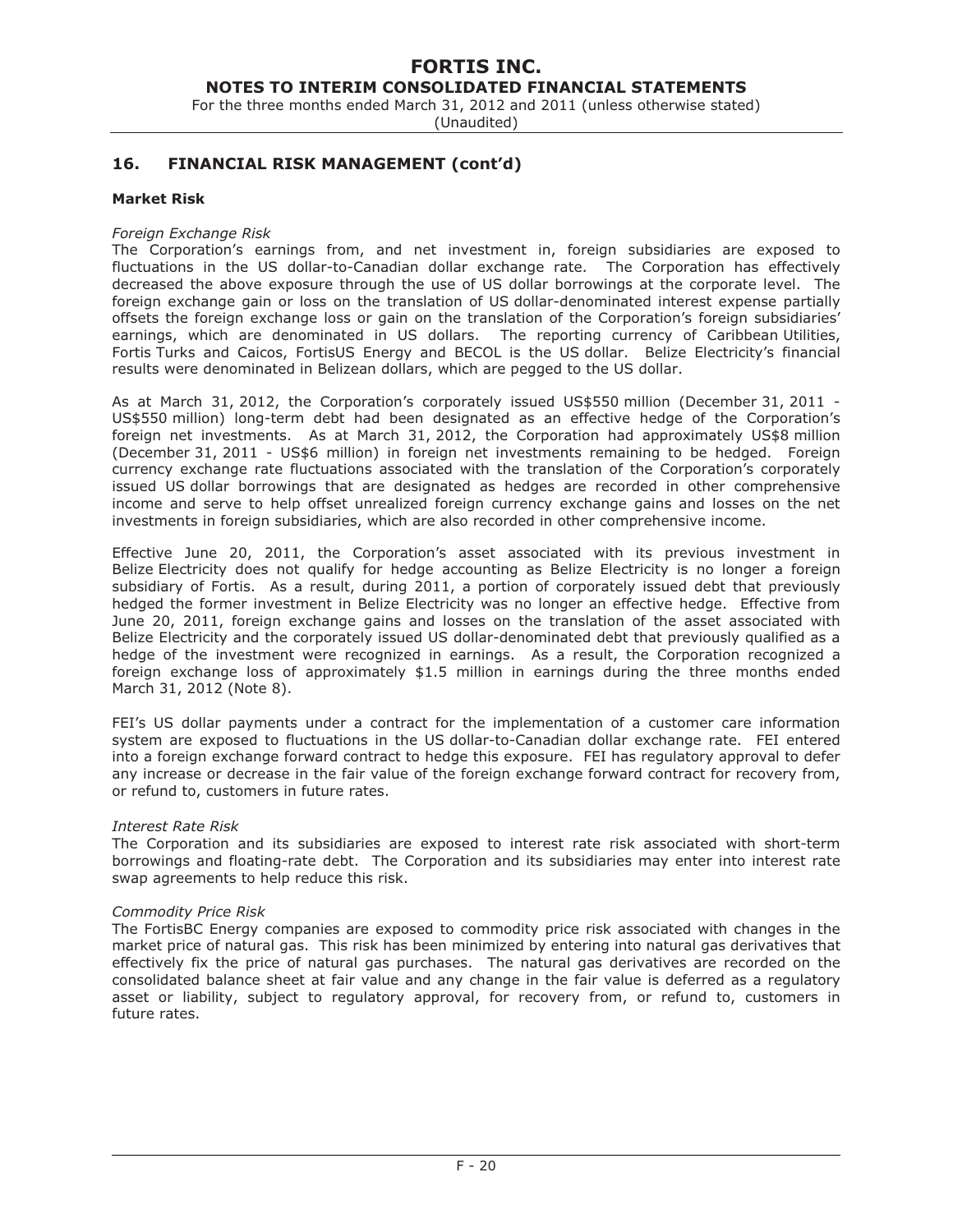## 16. FINANCIAL RISK MANAGEMENT (cont'd)

### Market Risk

*Foreign Exchange Risk*

The Corporation's earnings from, and net investment in, foreign subsidiaries are exposed to fluctuations in the US dollar-to-Canadian dollar exchange rate. The Corporation has effectively decreased the above exposure through the use of US dollar borrowings at the corporate level. The foreign exchange gain or loss on the translation of US dollar-denominated interest expense partially offsets the foreign exchange loss or gain on the translation of the Corporation's foreign subsidiaries' earnings, which are denominated in US dollars. The reporting currency of Caribbean Utilities, Fortis Turks and Caicos, FortisUS Energy and BECOL is the US dollar. Belize Electricity's financial results were denominated in Belizean dollars, which are pegged to the US dollar.

As at March 31, 2012, the Corporation's corporately issued US$550 million (December 31, 2011 - US$550 million) long-term debt had been designated as an effective hedge of the Corporation's foreign net investments. As at March 31, 2012, the Corporation had approximately US$8 million (December 31, 2011 - US$6 million) in foreign net investments remaining to be hedged. Foreign currency exchange rate fluctuations associated with the translation of the Corporation's corporately issued US dollar borrowings that are designated as hedges are recorded in other comprehensive income and serve to help offset unrealized foreign currency exchange gains and losses on the net investments in foreign subsidiaries, which are also recorded in other comprehensive income.

Effective June 20, 2011, the Corporation's asset associated with its previous investment in Belize Electricity does not qualify for hedge accounting as Belize Electricity is no longer a foreign subsidiary of Fortis. As a result, during 2011, a portion of corporately issued debt that previously hedged the former investment in Belize Electricity was no longer an effective hedge. Effective from June 20, 2011, foreign exchange gains and losses on the translation of the asset associated with Belize Electricity and the corporately issued US dollar-denominated debt that previously qualified as a hedge of the investment were recognized in earnings. As a result, the Corporation recognized a foreign exchange loss of approximately $1.5 million in earnings during the three months ended March 31, 2012 (Note 8).

FEI's US dollar payments under a contract for the implementation of a customer care information system are exposed to fluctuations in the US dollar-to-Canadian dollar exchange rate. FEI entered into a foreign exchange forward contract to hedge this exposure. FEI has regulatory approval to defer any increase or decrease in the fair value of the foreign exchange forward contract for recovery from, or refund to, customers in future rates.

*Interest Rate Risk*

The Corporation and its subsidiaries are exposed to interest rate risk associated with short-term borrowings and floating-rate debt. The Corporation and its subsidiaries may enter into interest rate swap agreements to help reduce this risk.

*Commodity Price Risk*

The FortisBC Energy companies are exposed to commodity price risk associated with changes in the market price of natural gas. This risk has been minimized by entering into natural gas derivatives that effectively fix the price of natural gas purchases. The natural gas derivatives are recorded on the consolidated balance sheet at fair value and any change in the fair value is deferred as a regulatory asset or liability, subject to regulatory approval, for recovery from, or refund to, customers in future rates.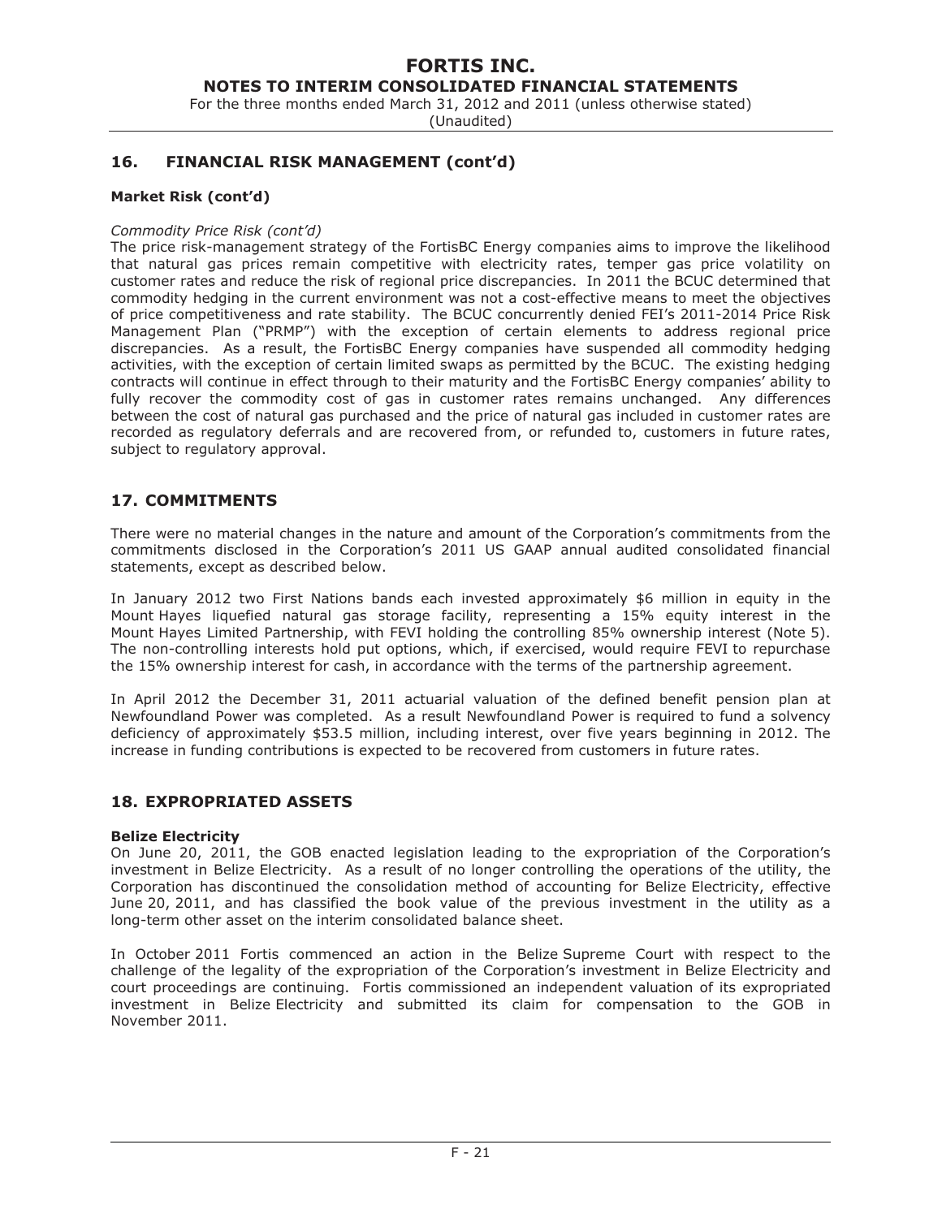## 16. FINANCIAL RISK MANAGEMENT (cont'd)

### Market Risk (cont'd)

*Commodity Price Risk (cont'd)*

The price risk-management strategy of the FortisBC Energy companies aims to improve the likelihood that natural gas prices remain competitive with electricity rates, temper gas price volatility on customer rates and reduce the risk of regional price discrepancies. In 2011 the BCUC determined that commodity hedging in the current environment was not a cost-effective means to meet the objectives of price competitiveness and rate stability. The BCUC concurrently denied FEI's 2011-2014 Price Risk Management Plan ("PRMP") with the exception of certain elements to address regional price discrepancies. As a result, the FortisBC Energy companies have suspended all commodity hedging activities, with the exception of certain limited swaps as permitted by the BCUC. The existing hedging contracts will continue in effect through to their maturity and the FortisBC Energy companies' ability to fully recover the commodity cost of gas in customer rates remains unchanged. Any differences between the cost of natural gas purchased and the price of natural gas included in customer rates are recorded as regulatory deferrals and are recovered from, or refunded to, customers in future rates, subject to regulatory approval.

## 17. COMMITMENTS

There were no material changes in the nature and amount of the Corporation's commitments from the commitments disclosed in the Corporation's 2011 US GAAP annual audited consolidated financial statements, except as described below.

In January 2012 two First Nations bands each invested approximately $6 million in equity in the Mount Hayes liquefied natural gas storage facility, representing a 15% equity interest in the Mount Hayes Limited Partnership, with FEVI holding the controlling 85% ownership interest (Note 5). The non-controlling interests hold put options, which, if exercised, would require FEVI to repurchase the 15% ownership interest for cash, in accordance with the terms of the partnership agreement.

In April 2012 the December 31, 2011 actuarial valuation of the defined benefit pension plan at Newfoundland Power was completed. As a result Newfoundland Power is required to fund a solvency deficiency of approximately $53.5 million, including interest, over five years beginning in 2012. The increase in funding contributions is expected to be recovered from customers in future rates.

## 18. EXPROPRIATED ASSETS

### Belize Electricity

On June 20, 2011, the GOB enacted legislation leading to the expropriation of the Corporation's investment in Belize Electricity. As a result of no longer controlling the operations of the utility, the Corporation has discontinued the consolidation method of accounting for Belize Electricity, effective June 20, 2011, and has classified the book value of the previous investment in the utility as a long-term other asset on the interim consolidated balance sheet.

In October 2011 Fortis commenced an action in the Belize Supreme Court with respect to the challenge of the legality of the expropriation of the Corporation's investment in Belize Electricity and court proceedings are continuing. Fortis commissioned an independent valuation of its expropriated investment in Belize Electricity and submitted its claim for compensation to the GOB in November 2011.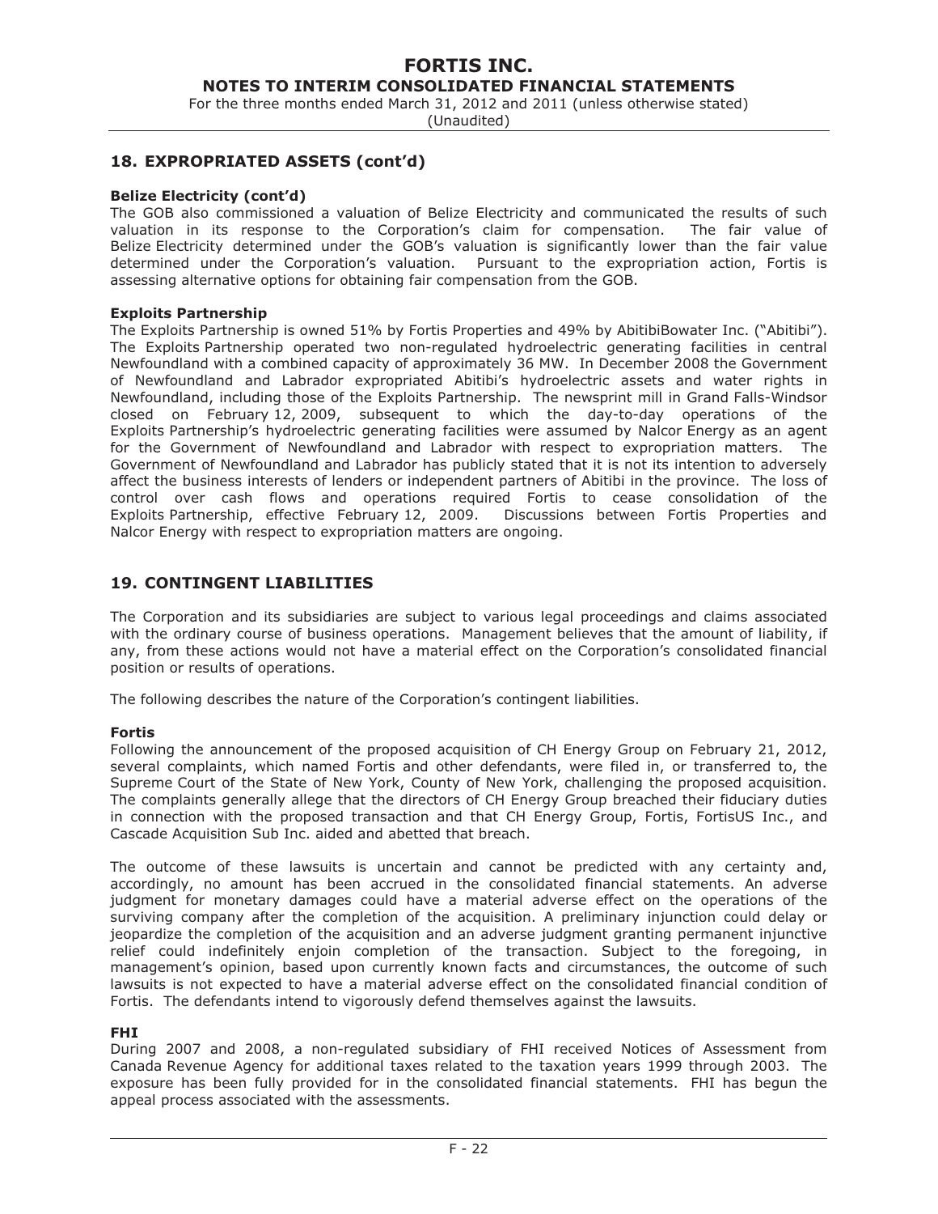## 18. EXPROPRIATED ASSETS (cont'd)

**Belize Electricity (cont'd)**

The GOB also commissioned a valuation of Belize Electricity and communicated the results of such valuation in its response to the Corporation's claim for compensation. The fair value of Belize Electricity determined under the GOB's valuation is significantly lower than the fair value determined under the Corporation's valuation. Pursuant to the expropriation action, Fortis is assessing alternative options for obtaining fair compensation from the GOB.

**Exploits Partnership**

The Exploits Partnership is owned 51% by Fortis Properties and 49% by AbitibiBowater Inc. ("Abitibi"). The Exploits Partnership operated two non-regulated hydroelectric generating facilities in central Newfoundland with a combined capacity of approximately 36 MW. In December 2008 the Government of Newfoundland and Labrador expropriated Abitibi's hydroelectric assets and water rights in Newfoundland, including those of the Exploits Partnership. The newsprint mill in Grand Falls-Windsor closed on February 12, 2009, subsequent to which the day-to-day operations of the Exploits Partnership's hydroelectric generating facilities were assumed by Nalcor Energy as an agent for the Government of Newfoundland and Labrador with respect to expropriation matters. The Government of Newfoundland and Labrador has publicly stated that it is not its intention to adversely affect the business interests of lenders or independent partners of Abitibi in the province. The loss of control over cash flows and operations required Fortis to cease consolidation of the Exploits Partnership, effective February 12, 2009. Discussions between Fortis Properties and Nalcor Energy with respect to expropriation matters are ongoing.

## 19. CONTINGENT LIABILITIES

The Corporation and its subsidiaries are subject to various legal proceedings and claims associated with the ordinary course of business operations. Management believes that the amount of liability, if any, from these actions would not have a material effect on the Corporation's consolidated financial position or results of operations.

The following describes the nature of the Corporation's contingent liabilities.

**Fortis**

Following the announcement of the proposed acquisition of CH Energy Group on February 21, 2012, several complaints, which named Fortis and other defendants, were filed in, or transferred to, the Supreme Court of the State of New York, County of New York, challenging the proposed acquisition. The complaints generally allege that the directors of CH Energy Group breached their fiduciary duties in connection with the proposed transaction and that CH Energy Group, Fortis, FortisUS Inc., and Cascade Acquisition Sub Inc. aided and abetted that breach.

The outcome of these lawsuits is uncertain and cannot be predicted with any certainty and, accordingly, no amount has been accrued in the consolidated financial statements. An adverse judgment for monetary damages could have a material adverse effect on the operations of the surviving company after the completion of the acquisition. A preliminary injunction could delay or jeopardize the completion of the acquisition and an adverse judgment granting permanent injunctive relief could indefinitely enjoin completion of the transaction. Subject to the foregoing, in management's opinion, based upon currently known facts and circumstances, the outcome of such lawsuits is not expected to have a material adverse effect on the consolidated financial condition of Fortis. The defendants intend to vigorously defend themselves against the lawsuits.

**FHI**

During 2007 and 2008, a non-regulated subsidiary of FHI received Notices of Assessment from Canada Revenue Agency for additional taxes related to the taxation years 1999 through 2003. The exposure has been fully provided for in the consolidated financial statements. FHI has begun the appeal process associated with the assessments.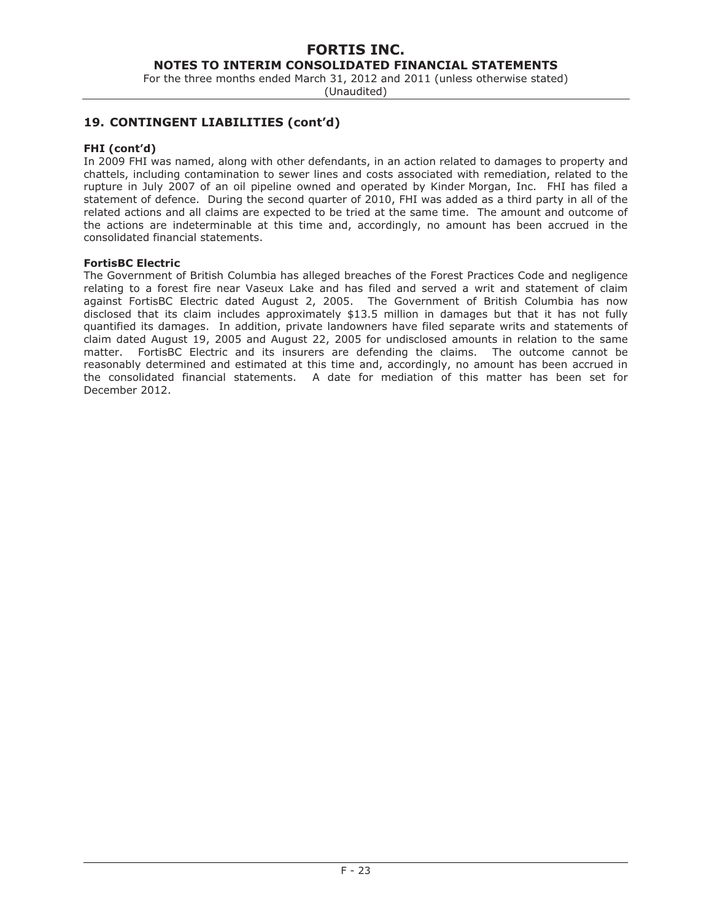## 19. CONTINGENT LIABILITIES (cont'd)

**FHI (cont'd)**

In 2009 FHI was named, along with other defendants, in an action related to damages to property and chattels, including contamination to sewer lines and costs associated with remediation, related to the rupture in July 2007 of an oil pipeline owned and operated by Kinder Morgan, Inc. FHI has filed a statement of defence. During the second quarter of 2010, FHI was added as a third party in all of the related actions and all claims are expected to be tried at the same time. The amount and outcome of the actions are indeterminable at this time and, accordingly, no amount has been accrued in the consolidated financial statements.

**FortisBC Electric**

The Government of British Columbia has alleged breaches of the Forest Practices Code and negligence relating to a forest fire near Vaseux Lake and has filed and served a writ and statement of claim against FortisBC Electric dated August 2, 2005. The Government of British Columbia has now disclosed that its claim includes approximately $13.5 million in damages but that it has not fully quantified its damages. In addition, private landowners have filed separate writs and statements of claim dated August 19, 2005 and August 22, 2005 for undisclosed amounts in relation to the same matter. FortisBC Electric and its insurers are defending the claims. The outcome cannot be reasonably determined and estimated at this time and, accordingly, no amount has been accrued in the consolidated financial statements. A date for mediation of this matter has been set for December 2012.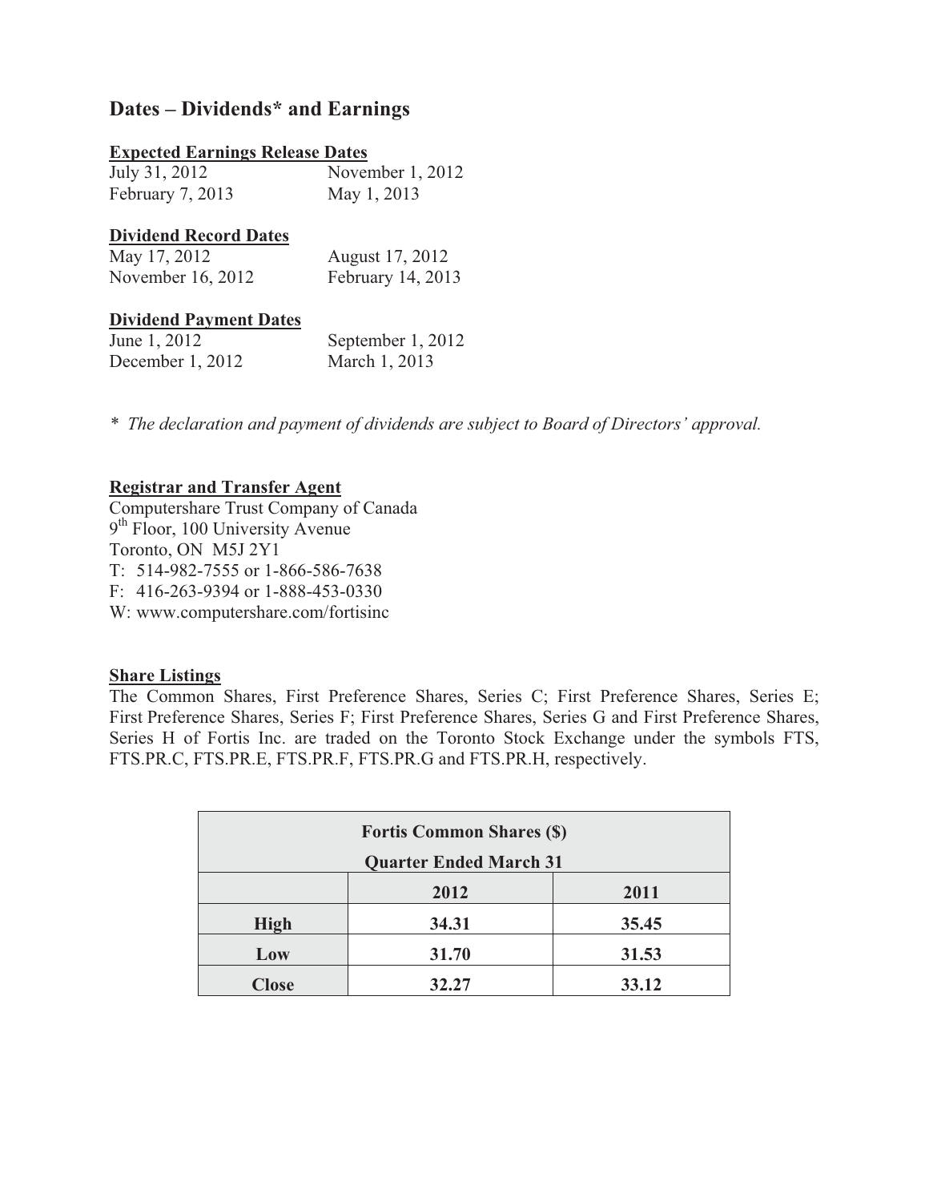## Dates – Dividends* and Earnings

**Expected Earnings Release Dates**

July 31, 2012
November 1, 2012
February 7, 2013
May 1, 2013

**Dividend Record Dates**

May 17, 2012
August 17, 2012
November 16, 2012
February 14, 2013

**Dividend Payment Dates**

June 1, 2012
September 1, 2012
December 1, 2012
March 1, 2013

*\* The declaration and payment of dividends are subject to Board of Directors' approval.*

**Registrar and Transfer Agent**

Computershare Trust Company of Canada
9th Floor, 100 University Avenue
Toronto, ON M5J 2Y1
T: 514-982-7555 or 1-866-586-7638
F: 416-263-9394 or 1-888-453-0330
W: www.computershare.com/fortisinc

**Share Listings**

The Common Shares, First Preference Shares, Series C; First Preference Shares, Series E; First Preference Shares, Series F; First Preference Shares, Series G and First Preference Shares, Series H of Fortis Inc. are traded on the Toronto Stock Exchange under the symbols FTS, FTS.PR.C, FTS.PR.E, FTS.PR.F, FTS.PR.G and FTS.PR.H, respectively.

| Fortis Common Shares ($) Quarter Ended March 31 | | |
|---|---|---|
| | **2012** | **2011** |
| **High** | **34.31** | **35.45** |
| **Low** | **31.70** | **31.53** |
| **Close** | **32.27** | **33.12** |